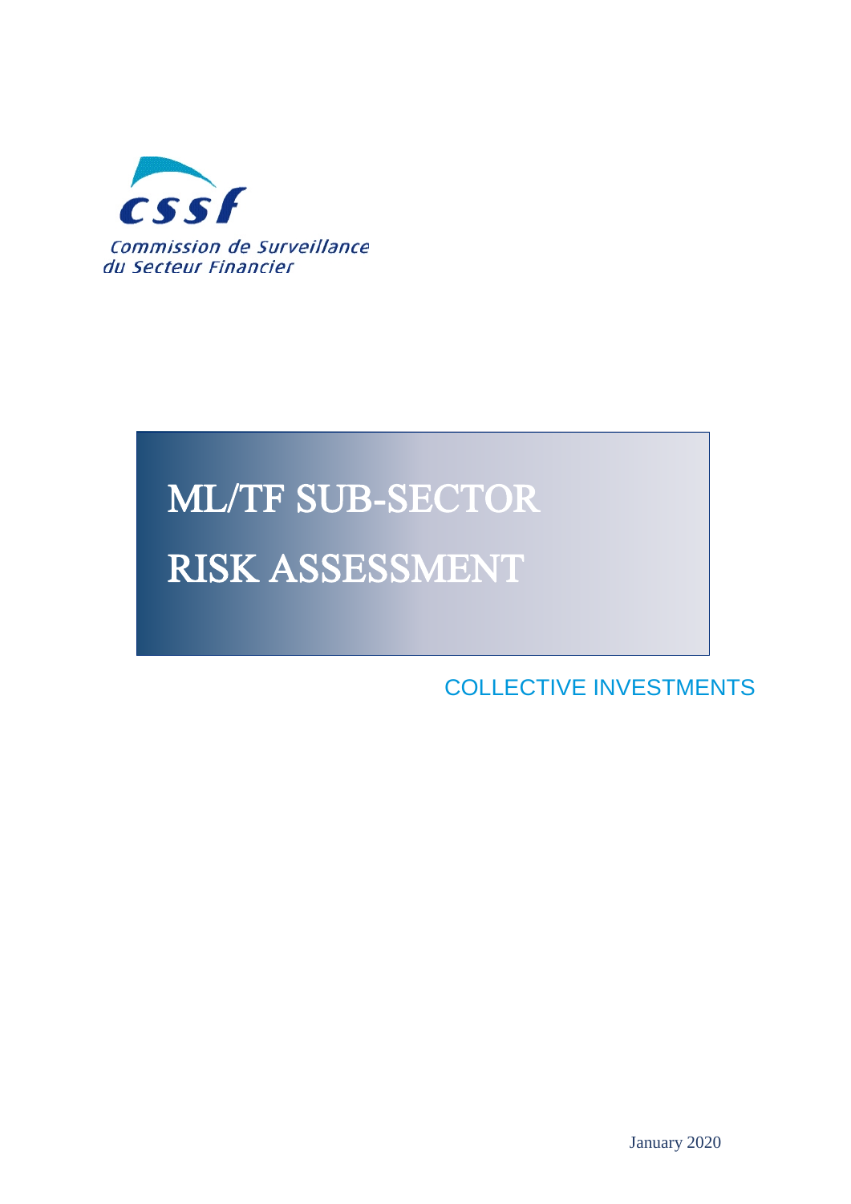cssf

Commission de Surveillance du Secteur Financier

# ML/TF SUB-SECTOR RISK ASSESSMENT

COLLECTIVE INVESTMENTS

January 2020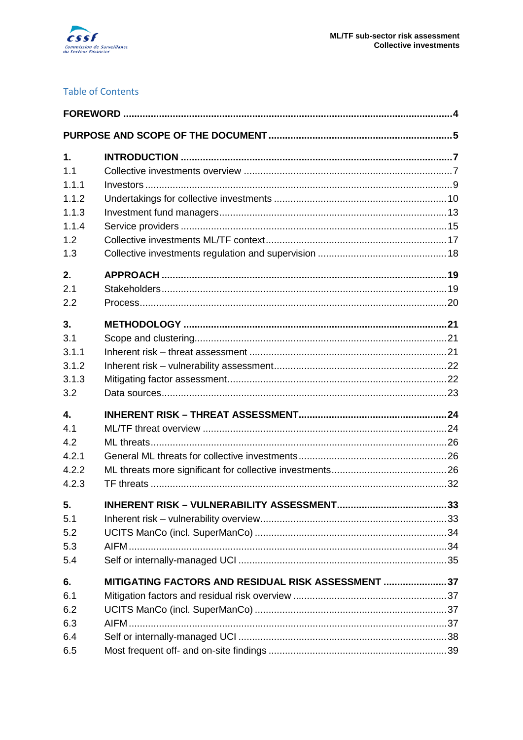# Table of Contents

**FOREWORD** .......... **4**

**PURPOSE AND SCOPE OF THE DOCUMENT** .......... **5**

**1. INTRODUCTION** .......... **7**
- 1.1 Collective investments overview .......... 7
- 1.1.1 Investors .......... 9
- 1.1.2 Undertakings for collective investments .......... 10
- 1.1.3 Investment fund managers .......... 13
- 1.1.4 Service providers .......... 15
- 1.2 Collective investments ML/TF context .......... 17
- 1.3 Collective investments regulation and supervision .......... 18

**2. APPROACH** .......... **19**
- 2.1 Stakeholders .......... 19
- 2.2 Process .......... 20

**3. METHODOLOGY** .......... **21**
- 3.1 Scope and clustering .......... 21
- 3.1.1 Inherent risk – threat assessment .......... 21
- 3.1.2 Inherent risk – vulnerability assessment .......... 22
- 3.1.3 Mitigating factor assessment .......... 22
- 3.2 Data sources .......... 23

**4. INHERENT RISK – THREAT ASSESSMENT** .......... **24**
- 4.1 ML/TF threat overview .......... 24
- 4.2 ML threats .......... 26
- 4.2.1 General ML threats for collective investments .......... 26
- 4.2.2 ML threats more significant for collective investments .......... 26
- 4.2.3 TF threats .......... 32

**5. INHERENT RISK – VULNERABILITY ASSESSMENT** .......... **33**
- 5.1 Inherent risk – vulnerability overview .......... 33
- 5.2 UCITS ManCo (incl. SuperManCo) .......... 34
- 5.3 AIFM .......... 34
- 5.4 Self or internally-managed UCI .......... 35

**6. MITIGATING FACTORS AND RESIDUAL RISK ASSESSMENT** .......... **37**
- 6.1 Mitigation factors and residual risk overview .......... 37
- 6.2 UCITS ManCo (incl. SuperManCo) .......... 37
- 6.3 AIFM .......... 37
- 6.4 Self or internally-managed UCI .......... 38
- 6.5 Most frequent off- and on-site findings .......... 39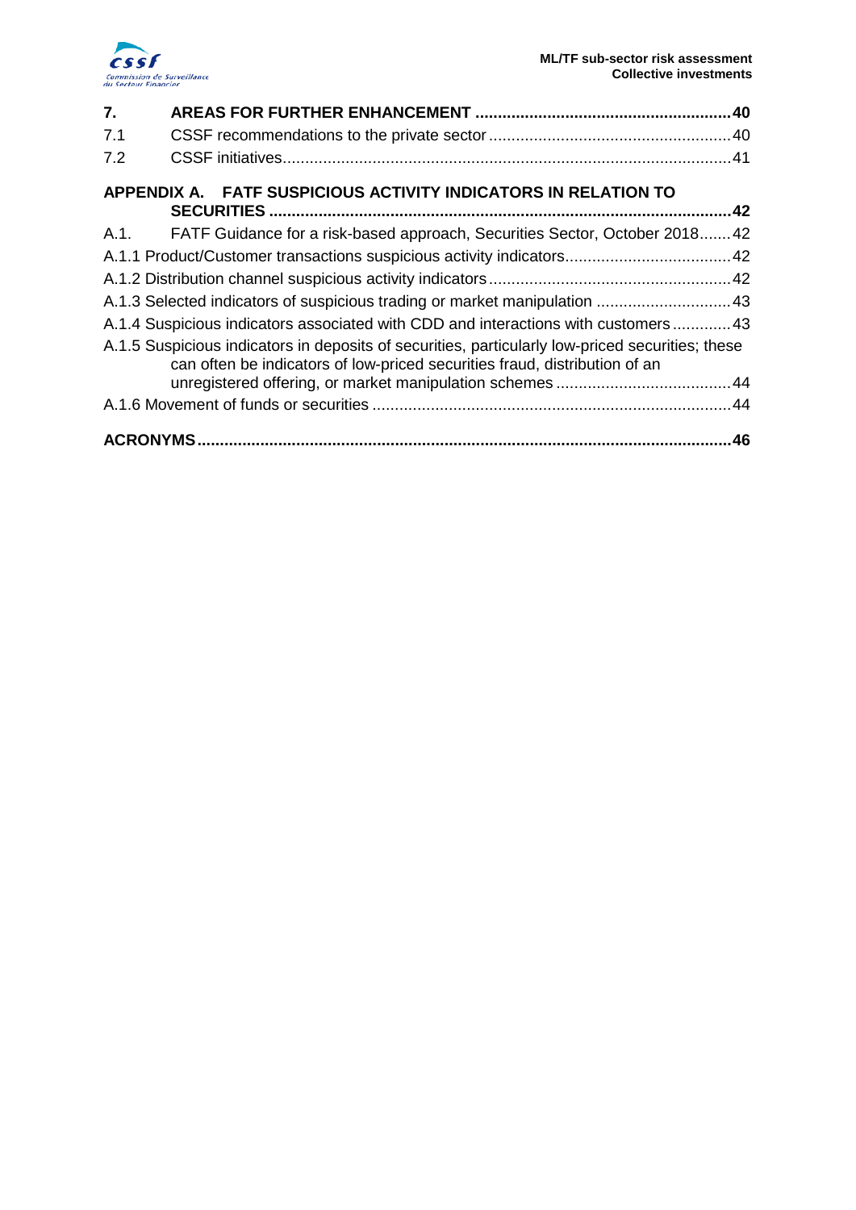| | | |
|---|---|---|
| **7.** | **AREAS FOR FURTHER ENHANCEMENT** | **40** |
| 7.1 | CSSF recommendations to the private sector | 40 |
| 7.2 | CSSF initiatives | 41 |
| **APPENDIX A.** | **FATF SUSPICIOUS ACTIVITY INDICATORS IN RELATION TO SECURITIES** | **42** |
| A.1. | FATF Guidance for a risk-based approach, Securities Sector, October 2018 | 42 |
| A.1.1 | Product/Customer transactions suspicious activity indicators | 42 |
| A.1.2 | Distribution channel suspicious activity indicators | 42 |
| A.1.3 | Selected indicators of suspicious trading or market manipulation | 43 |
| A.1.4 | Suspicious indicators associated with CDD and interactions with customers | 43 |
| A.1.5 | Suspicious indicators in deposits of securities, particularly low-priced securities; these can often be indicators of low-priced securities fraud, distribution of an unregistered offering, or market manipulation schemes | 44 |
| A.1.6 | Movement of funds or securities | 44 |
| **ACRONYMS** | | **46** |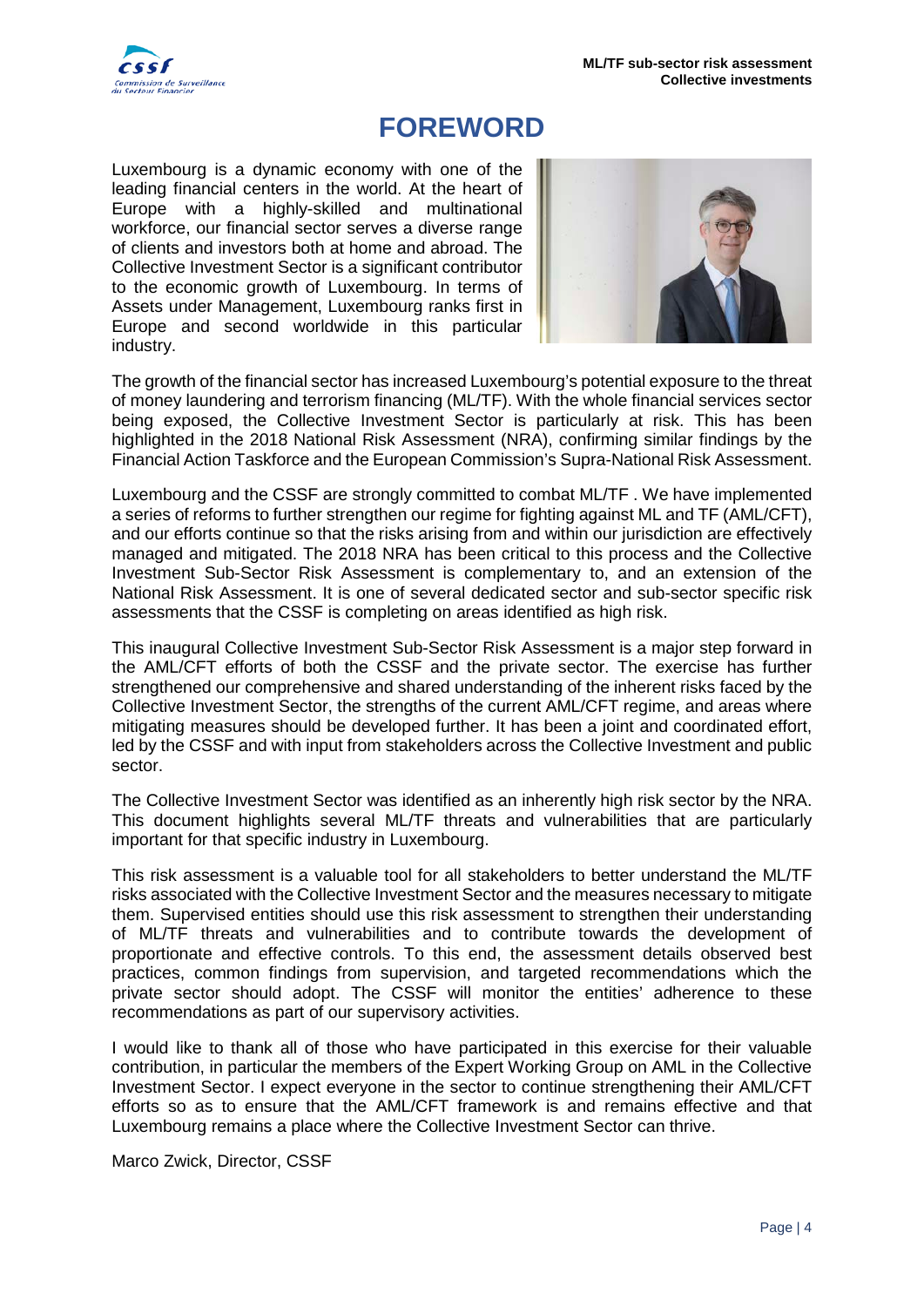# FOREWORD

Luxembourg is a dynamic economy with one of the leading financial centers in the world. At the heart of Europe with a highly-skilled and multinational workforce, our financial sector serves a diverse range of clients and investors both at home and abroad. The Collective Investment Sector is a significant contributor to the economic growth of Luxembourg. In terms of Assets under Management, Luxembourg ranks first in Europe and second worldwide in this particular industry.

The growth of the financial sector has increased Luxembourg's potential exposure to the threat of money laundering and terrorism financing (ML/TF). With the whole financial services sector being exposed, the Collective Investment Sector is particularly at risk. This has been highlighted in the 2018 National Risk Assessment (NRA), confirming similar findings by the Financial Action Taskforce and the European Commission's Supra-National Risk Assessment.

Luxembourg and the CSSF are strongly committed to combat ML/TF . We have implemented a series of reforms to further strengthen our regime for fighting against ML and TF (AML/CFT), and our efforts continue so that the risks arising from and within our jurisdiction are effectively managed and mitigated. The 2018 NRA has been critical to this process and the Collective Investment Sub-Sector Risk Assessment is complementary to, and an extension of the National Risk Assessment. It is one of several dedicated sector and sub-sector specific risk assessments that the CSSF is completing on areas identified as high risk.

This inaugural Collective Investment Sub-Sector Risk Assessment is a major step forward in the AML/CFT efforts of both the CSSF and the private sector. The exercise has further strengthened our comprehensive and shared understanding of the inherent risks faced by the Collective Investment Sector, the strengths of the current AML/CFT regime, and areas where mitigating measures should be developed further. It has been a joint and coordinated effort, led by the CSSF and with input from stakeholders across the Collective Investment and public sector.

The Collective Investment Sector was identified as an inherently high risk sector by the NRA. This document highlights several ML/TF threats and vulnerabilities that are particularly important for that specific industry in Luxembourg.

This risk assessment is a valuable tool for all stakeholders to better understand the ML/TF risks associated with the Collective Investment Sector and the measures necessary to mitigate them. Supervised entities should use this risk assessment to strengthen their understanding of ML/TF threats and vulnerabilities and to contribute towards the development of proportionate and effective controls. To this end, the assessment details observed best practices, common findings from supervision, and targeted recommendations which the private sector should adopt. The CSSF will monitor the entities' adherence to these recommendations as part of our supervisory activities.

I would like to thank all of those who have participated in this exercise for their valuable contribution, in particular the members of the Expert Working Group on AML in the Collective Investment Sector. I expect everyone in the sector to continue strengthening their AML/CFT efforts so as to ensure that the AML/CFT framework is and remains effective and that Luxembourg remains a place where the Collective Investment Sector can thrive.

Marco Zwick, Director, CSSF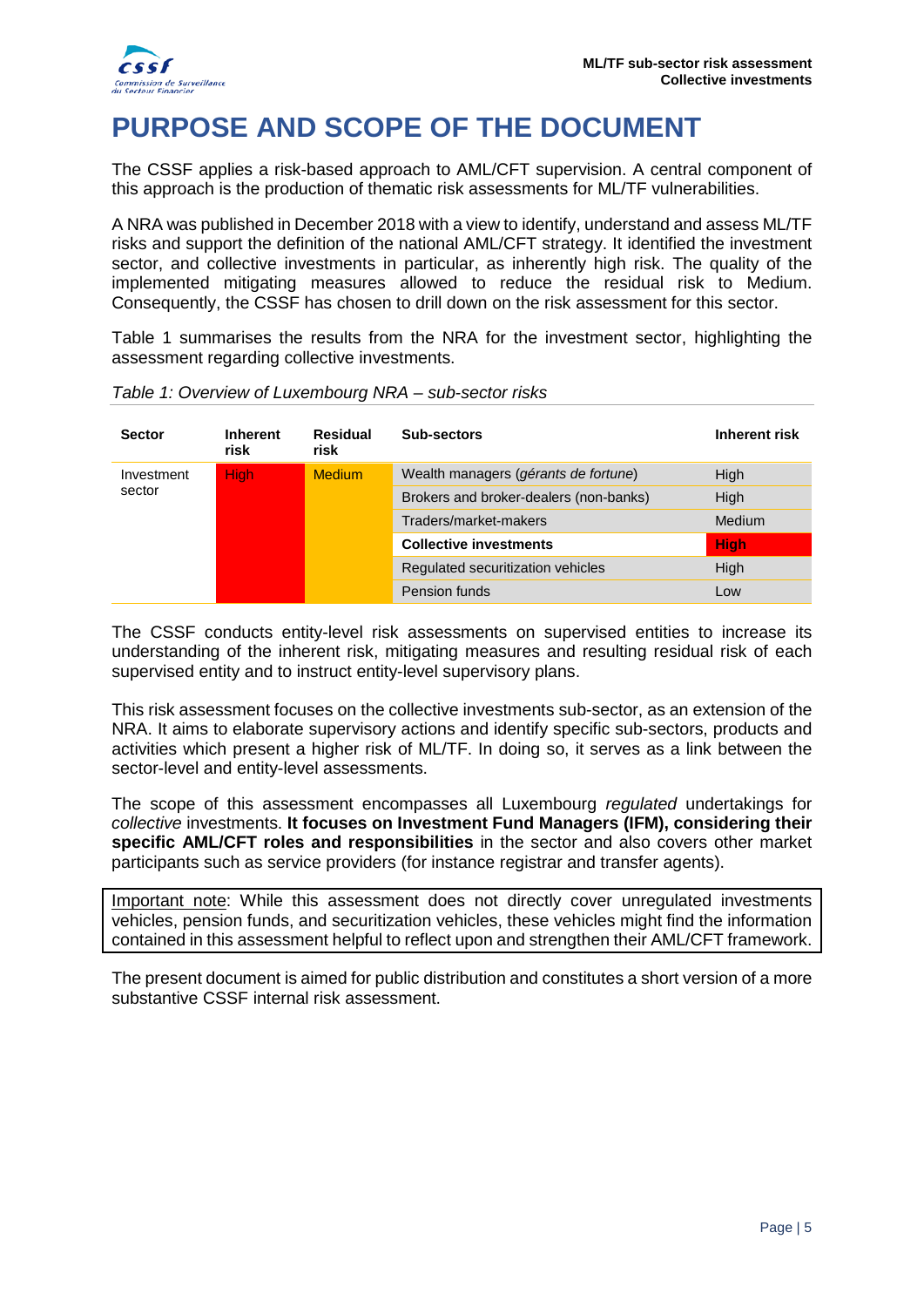# PURPOSE AND SCOPE OF THE DOCUMENT

The CSSF applies a risk-based approach to AML/CFT supervision. A central component of this approach is the production of thematic risk assessments for ML/TF vulnerabilities.

A NRA was published in December 2018 with a view to identify, understand and assess ML/TF risks and support the definition of the national AML/CFT strategy. It identified the investment sector, and collective investments in particular, as inherently high risk. The quality of the implemented mitigating measures allowed to reduce the residual risk to Medium. Consequently, the CSSF has chosen to drill down on the risk assessment for this sector.

Table 1 summarises the results from the NRA for the investment sector, highlighting the assessment regarding collective investments.

*Table 1: Overview of Luxembourg NRA – sub-sector risks*

| Sector | Inherent risk | Residual risk | Sub-sectors | Inherent risk |
|---|---|---|---|---|
| Investment sector | High | Medium | Wealth managers (*gérants de fortune*) | High |
| | | | Brokers and broker-dealers (non-banks) | High |
| | | | Traders/market-makers | Medium |
| | | | **Collective investments** | **High** |
| | | | Regulated securitization vehicles | High |
| | | | Pension funds | Low |

The CSSF conducts entity-level risk assessments on supervised entities to increase its understanding of the inherent risk, mitigating measures and resulting residual risk of each supervised entity and to instruct entity-level supervisory plans.

This risk assessment focuses on the collective investments sub-sector, as an extension of the NRA. It aims to elaborate supervisory actions and identify specific sub-sectors, products and activities which present a higher risk of ML/TF. In doing so, it serves as a link between the sector-level and entity-level assessments.

The scope of this assessment encompasses all Luxembourg *regulated* undertakings for *collective* investments. **It focuses on Investment Fund Managers (IFM), considering their specific AML/CFT roles and responsibilities** in the sector and also covers other market participants such as service providers (for instance registrar and transfer agents).

Important note: While this assessment does not directly cover unregulated investments vehicles, pension funds, and securitization vehicles, these vehicles might find the information contained in this assessment helpful to reflect upon and strengthen their AML/CFT framework.

The present document is aimed for public distribution and constitutes a short version of a more substantive CSSF internal risk assessment.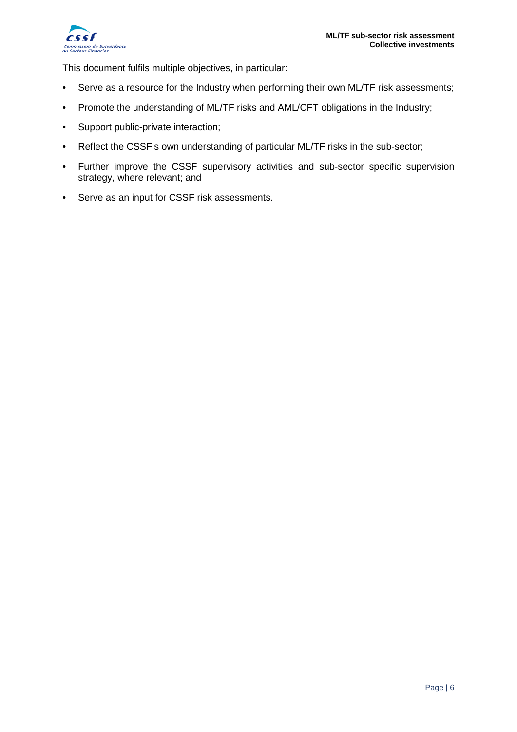This document fulfils multiple objectives, in particular:

- Serve as a resource for the Industry when performing their own ML/TF risk assessments;
- Promote the understanding of ML/TF risks and AML/CFT obligations in the Industry;
- Support public-private interaction;
- Reflect the CSSF's own understanding of particular ML/TF risks in the sub-sector;
- Further improve the CSSF supervisory activities and sub-sector specific supervision strategy, where relevant; and
- Serve as an input for CSSF risk assessments.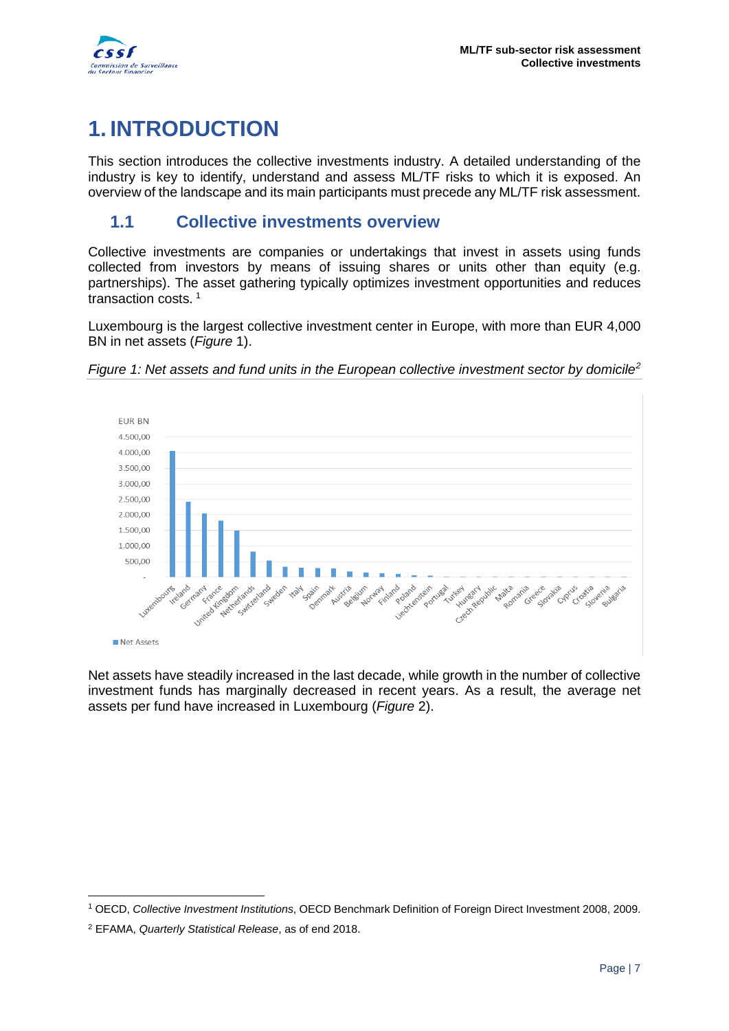# 1. INTRODUCTION

This section introduces the collective investments industry. A detailed understanding of the industry is key to identify, understand and assess ML/TF risks to which it is exposed. An overview of the landscape and its main participants must precede any ML/TF risk assessment.

## 1.1 Collective investments overview

Collective investments are companies or undertakings that invest in assets using funds collected from investors by means of issuing shares or units other than equity (e.g. partnerships). The asset gathering typically optimizes investment opportunities and reduces transaction costs. [1]

Luxembourg is the largest collective investment center in Europe, with more than EUR 4,000 BN in net assets (*Figure* 1).

*Figure 1: Net assets and fund units in the European collective investment sector by domicile*[2]

Net assets have steadily increased in the last decade, while growth in the number of collective investment funds has marginally decreased in recent years. As a result, the average net assets per fund have increased in Luxembourg (*Figure* 2).

---

[1] OECD, *Collective Investment Institutions*, OECD Benchmark Definition of Foreign Direct Investment 2008, 2009.

[2] EFAMA, *Quarterly Statistical Release*, as of end 2018.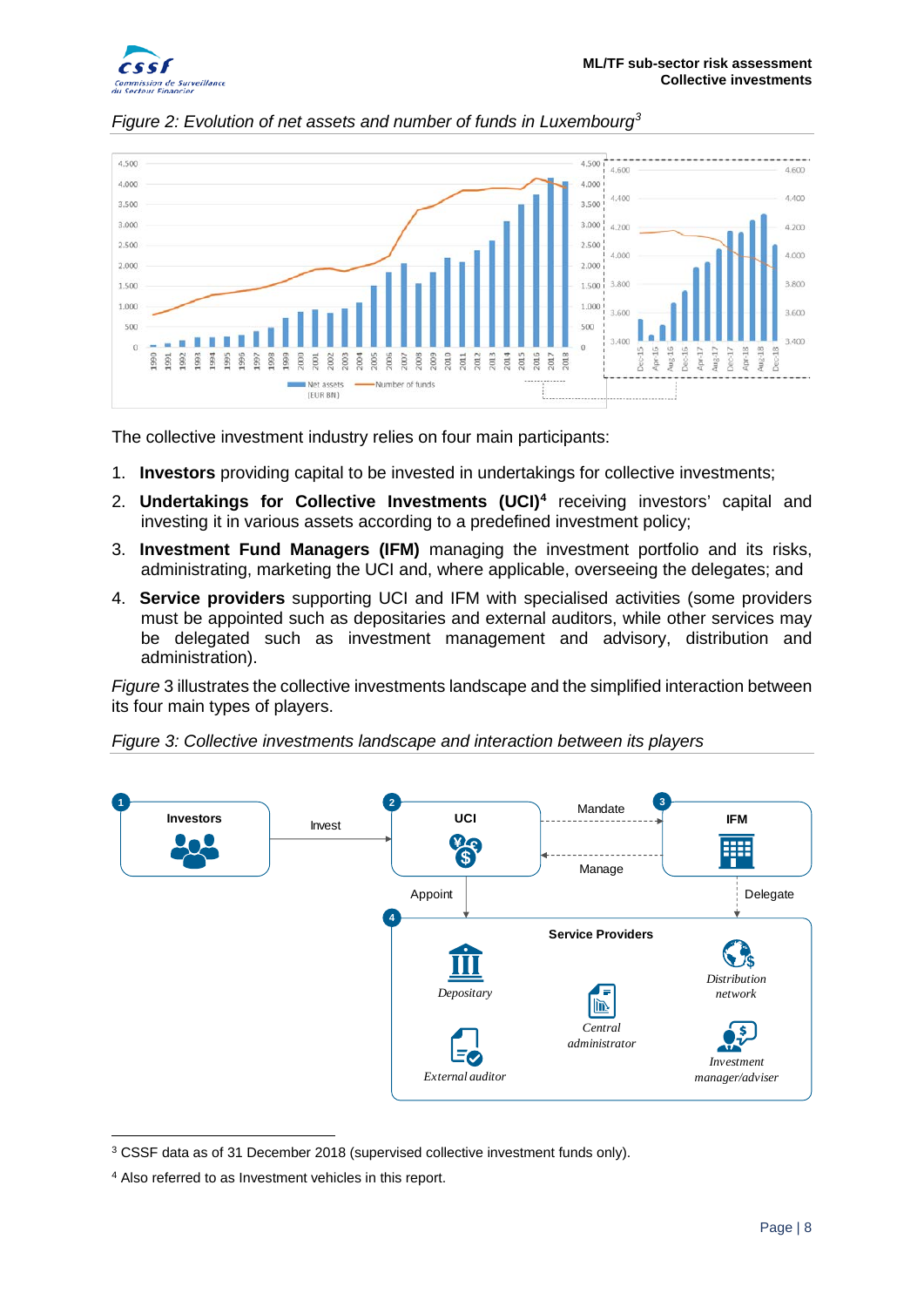*Figure 2: Evolution of net assets and number of funds in Luxembourg*[3]

The collective investment industry relies on four main participants:

1. **Investors** providing capital to be invested in undertakings for collective investments;
2. **Undertakings for Collective Investments (UCI)**[4] receiving investors' capital and investing it in various assets according to a predefined investment policy;
3. **Investment Fund Managers (IFM)** managing the investment portfolio and its risks, administrating, marketing the UCI and, where applicable, overseeing the delegates; and
4. **Service providers** supporting UCI and IFM with specialised activities (some providers must be appointed such as depositaries and external auditors, while other services may be delegated such as investment management and advisory, distribution and administration).

*Figure* 3 illustrates the collective investments landscape and the simplified interaction between its four main types of players.

*Figure 3: Collective investments landscape and interaction between its players*

---

[3] CSSF data as of 31 December 2018 (supervised collective investment funds only).

[4] Also referred to as Investment vehicles in this report.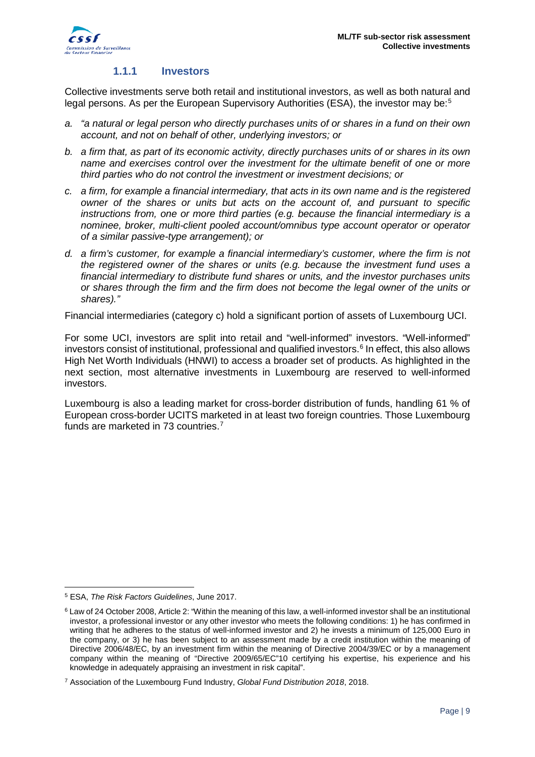### 1.1.1 Investors

Collective investments serve both retail and institutional investors, as well as both natural and legal persons. As per the European Supervisory Authorities (ESA), the investor may be:[5]

a. *"a natural or legal person who directly purchases units of or shares in a fund on their own account, and not on behalf of other, underlying investors; or*

b. *a firm that, as part of its economic activity, directly purchases units of or shares in its own name and exercises control over the investment for the ultimate benefit of one or more third parties who do not control the investment or investment decisions; or*

c. *a firm, for example a financial intermediary, that acts in its own name and is the registered owner of the shares or units but acts on the account of, and pursuant to specific instructions from, one or more third parties (e.g. because the financial intermediary is a nominee, broker, multi-client pooled account/omnibus type account operator or operator of a similar passive-type arrangement); or*

d. *a firm's customer, for example a financial intermediary's customer, where the firm is not the registered owner of the shares or units (e.g. because the investment fund uses a financial intermediary to distribute fund shares or units, and the investor purchases units or shares through the firm and the firm does not become the legal owner of the units or shares)."*

Financial intermediaries (category c) hold a significant portion of assets of Luxembourg UCI.

For some UCI, investors are split into retail and "well-informed" investors. "Well-informed" investors consist of institutional, professional and qualified investors.[6] In effect, this also allows High Net Worth Individuals (HNWI) to access a broader set of products. As highlighted in the next section, most alternative investments in Luxembourg are reserved to well-informed investors.

Luxembourg is also a leading market for cross-border distribution of funds, handling 61 % of European cross-border UCITS marketed in at least two foreign countries. Those Luxembourg funds are marketed in 73 countries.[7]

---

[5] ESA, *The Risk Factors Guidelines*, June 2017.

[6] Law of 24 October 2008, Article 2: "Within the meaning of this law, a well-informed investor shall be an institutional investor, a professional investor or any other investor who meets the following conditions: 1) he has confirmed in writing that he adheres to the status of well-informed investor and 2) he invests a minimum of 125,000 Euro in the company, or 3) he has been subject to an assessment made by a credit institution within the meaning of Directive 2006/48/EC, by an investment firm within the meaning of Directive 2004/39/EC or by a management company within the meaning of "Directive 2009/65/EC"10 certifying his expertise, his experience and his knowledge in adequately appraising an investment in risk capital".

[7] Association of the Luxembourg Fund Industry, *Global Fund Distribution 2018*, 2018.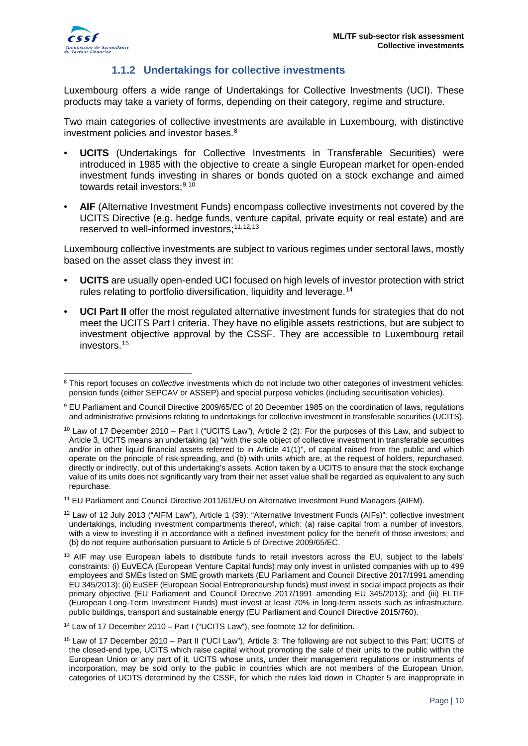### 1.1.2 Undertakings for collective investments

Luxembourg offers a wide range of Undertakings for Collective Investments (UCI). These products may take a variety of forms, depending on their category, regime and structure.

Two main categories of collective investments are available in Luxembourg, with distinctive investment policies and investor bases.[8]

- **UCITS** (Undertakings for Collective Investments in Transferable Securities) were introduced in 1985 with the objective to create a single European market for open-ended investment funds investing in shares or bonds quoted on a stock exchange and aimed towards retail investors;[9,10]
- **AIF** (Alternative Investment Funds) encompass collective investments not covered by the UCITS Directive (e.g. hedge funds, venture capital, private equity or real estate) and are reserved to well-informed investors;[11,12,13]

Luxembourg collective investments are subject to various regimes under sectoral laws, mostly based on the asset class they invest in:

- **UCITS** are usually open-ended UCI focused on high levels of investor protection with strict rules relating to portfolio diversification, liquidity and leverage.[14]
- **UCI Part II** offer the most regulated alternative investment funds for strategies that do not meet the UCITS Part I criteria. They have no eligible assets restrictions, but are subject to investment objective approval by the CSSF. They are accessible to Luxembourg retail investors.[15]

---

[8] This report focuses on *collective* investments which do not include two other categories of investment vehicles: pension funds (either SEPCAV or ASSEP) and special purpose vehicles (including securitisation vehicles).

[9] EU Parliament and Council Directive 2009/65/EC of 20 December 1985 on the coordination of laws, regulations and administrative provisions relating to undertakings for collective investment in transferable securities (UCITS).

[10] Law of 17 December 2010 – Part I ("UCITS Law"), Article 2 (2): For the purposes of this Law, and subject to Article 3, UCITS means an undertaking (a) "with the sole object of collective investment in transferable securities and/or in other liquid financial assets referred to in Article 41(1)", of capital raised from the public and which operate on the principle of risk-spreading, and (b) with units which are, at the request of holders, repurchased, directly or indirectly, out of this undertaking's assets. Action taken by a UCITS to ensure that the stock exchange value of its units does not significantly vary from their net asset value shall be regarded as equivalent to any such repurchase.

[11] EU Parliament and Council Directive 2011/61/EU on Alternative Investment Fund Managers (AIFM).

[12] Law of 12 July 2013 ("AIFM Law"), Article 1 (39): "Alternative Investment Funds (AIFs)": collective investment undertakings, including investment compartments thereof, which: (a) raise capital from a number of investors, with a view to investing it in accordance with a defined investment policy for the benefit of those investors; and (b) do not require authorisation pursuant to Article 5 of Directive 2009/65/EC.

[13] AIF may use European labels to distribute funds to retail investors across the EU, subject to the labels' constraints: (i) EuVECA (European Venture Capital funds) may only invest in unlisted companies with up to 499 employees and SMEs listed on SME growth markets (EU Parliament and Council Directive 2017/1991 amending EU 345/2013); (ii) EuSEF (European Social Entrepreneurship funds) must invest in social impact projects as their primary objective (EU Parliament and Council Directive 2017/1991 amending EU 345/2013); and (iii) ELTIF (European Long-Term Investment Funds) must invest at least 70% in long-term assets such as infrastructure, public buildings, transport and sustainable energy (EU Parliament and Council Directive 2015/760).

[14] Law of 17 December 2010 – Part I ("UCITS Law"), see footnote 12 for definition.

[15] Law of 17 December 2010 – Part II ("UCI Law"), Article 3: The following are not subject to this Part: UCITS of the closed-end type, UCITS which raise capital without promoting the sale of their units to the public within the European Union or any part of it, UCITS whose units, under their management regulations or instruments of incorporation, may be sold only to the public in countries which are not members of the European Union, categories of UCITS determined by the CSSF, for which the rules laid down in Chapter 5 are inappropriate in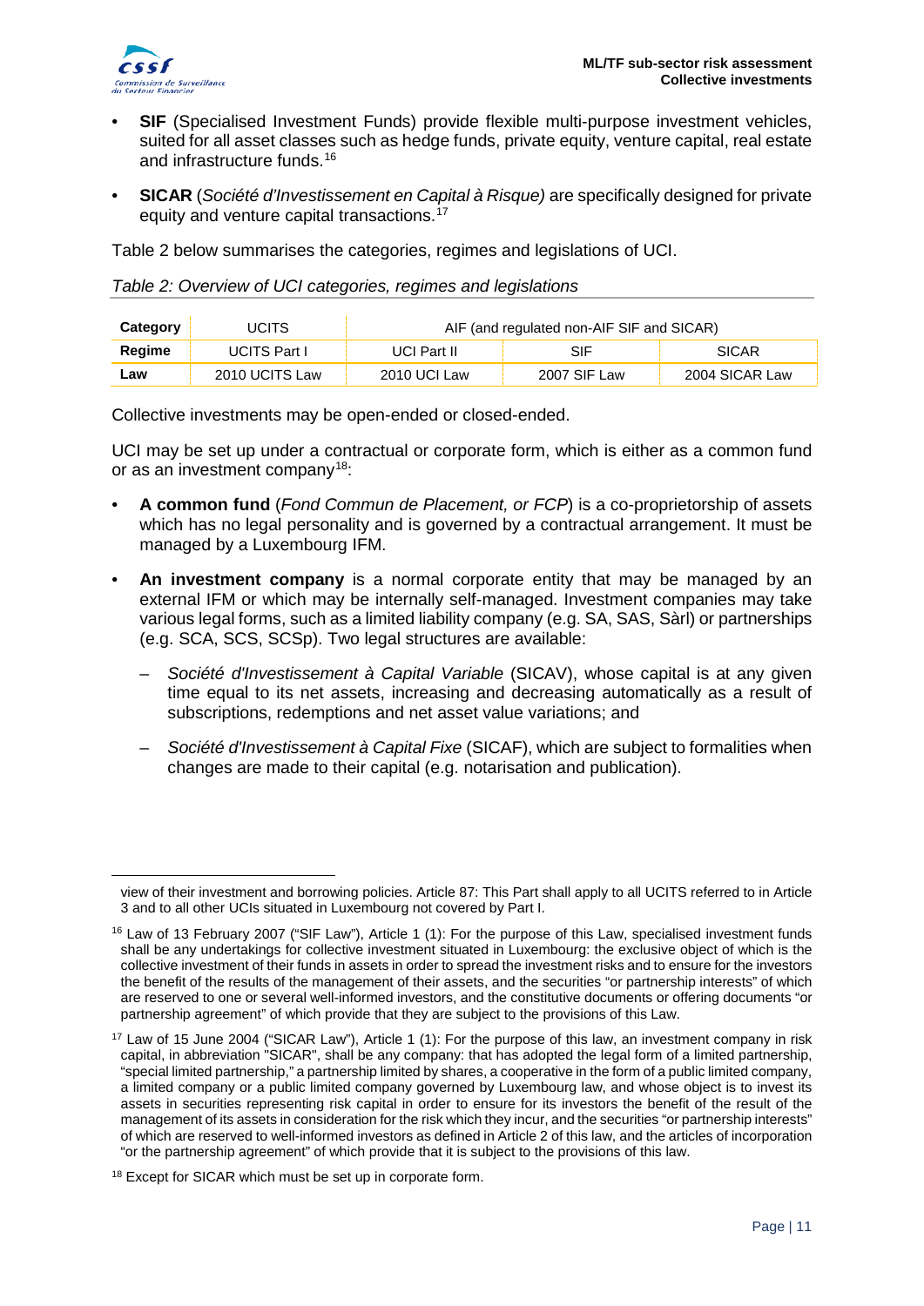- **SIF** (Specialised Investment Funds) provide flexible multi-purpose investment vehicles, suited for all asset classes such as hedge funds, private equity, venture capital, real estate and infrastructure funds.[16]

- **SICAR** (*Société d'Investissement en Capital à Risque)* are specifically designed for private equity and venture capital transactions.[17]

Table 2 below summarises the categories, regimes and legislations of UCI.

*Table 2: Overview of UCI categories, regimes and legislations*

| **Category** | UCITS | AIF (and regulated non-AIF SIF and SICAR) | | |
|---|---|---|---|---|
| **Regime** | UCITS Part I | UCI Part II | SIF | SICAR |
| **Law** | 2010 UCITS Law | 2010 UCI Law | 2007 SIF Law | 2004 SICAR Law |

Collective investments may be open-ended or closed-ended.

UCI may be set up under a contractual or corporate form, which is either as a common fund or as an investment company[18]:

- **A common fund** (*Fond Commun de Placement, or FCP*) is a co-proprietorship of assets which has no legal personality and is governed by a contractual arrangement. It must be managed by a Luxembourg IFM.

- **An investment company** is a normal corporate entity that may be managed by an external IFM or which may be internally self-managed. Investment companies may take various legal forms, such as a limited liability company (e.g. SA, SAS, Sàrl) or partnerships (e.g. SCA, SCS, SCSp). Two legal structures are available:
  - *Société d'Investissement à Capital Variable* (SICAV), whose capital is at any given time equal to its net assets, increasing and decreasing automatically as a result of subscriptions, redemptions and net asset value variations; and
  - *Société d'Investissement à Capital Fixe* (SICAF), which are subject to formalities when changes are made to their capital (e.g. notarisation and publication).

---

view of their investment and borrowing policies. Article 87: This Part shall apply to all UCITS referred to in Article 3 and to all other UCIs situated in Luxembourg not covered by Part I.

[16] Law of 13 February 2007 ("SIF Law"), Article 1 (1): For the purpose of this Law, specialised investment funds shall be any undertakings for collective investment situated in Luxembourg: the exclusive object of which is the collective investment of their funds in assets in order to spread the investment risks and to ensure for the investors the benefit of the results of the management of their assets, and the securities "or partnership interests" of which are reserved to one or several well-informed investors, and the constitutive documents or offering documents "or partnership agreement" of which provide that they are subject to the provisions of this Law.

[17] Law of 15 June 2004 ("SICAR Law"), Article 1 (1): For the purpose of this law, an investment company in risk capital, in abbreviation "SICAR", shall be any company: that has adopted the legal form of a limited partnership, "special limited partnership," a partnership limited by shares, a cooperative in the form of a public limited company, a limited company or a public limited company governed by Luxembourg law, and whose object is to invest its assets in securities representing risk capital in order to ensure for its investors the benefit of the result of the management of its assets in consideration for the risk which they incur, and the securities "or partnership interests" of which are reserved to well-informed investors as defined in Article 2 of this law, and the articles of incorporation "or the partnership agreement" of which provide that it is subject to the provisions of this law.

[18] Except for SICAR which must be set up in corporate form.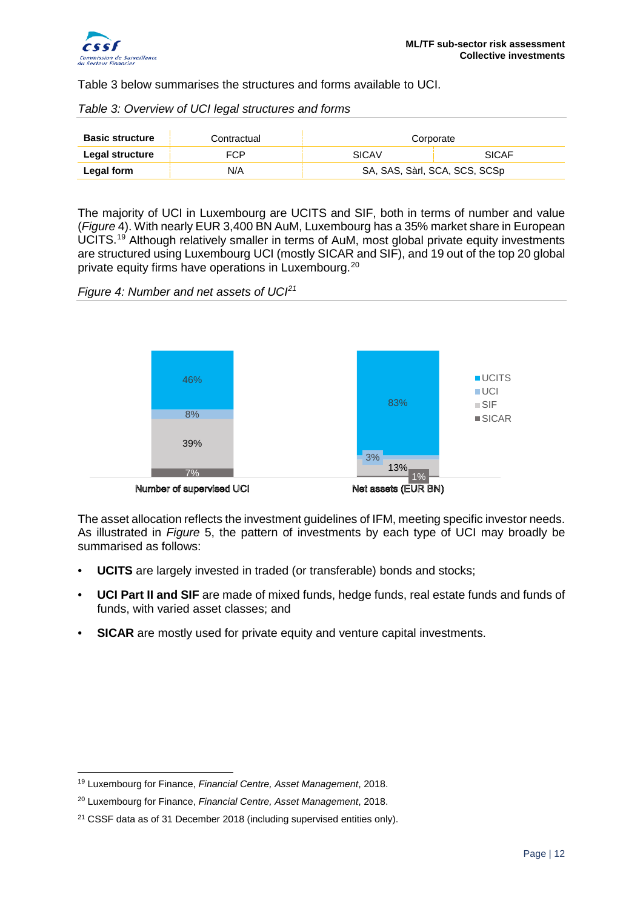Table 3 below summarises the structures and forms available to UCI.

*Table 3: Overview of UCI legal structures and forms*

| **Basic structure** | Contractual | Corporate | |
|---|---|---|---|
| **Legal structure** | FCP | SICAV | SICAF |
| **Legal form** | N/A | SA, SAS, Sàrl, SCA, SCS, SCSp | |

The majority of UCI in Luxembourg are UCITS and SIF, both in terms of number and value (*Figure* 4). With nearly EUR 3,400 BN AuM, Luxembourg has a 35% market share in European UCITS.[19] Although relatively smaller in terms of AuM, most global private equity investments are structured using Luxembourg UCI (mostly SICAR and SIF), and 19 out of the top 20 global private equity firms have operations in Luxembourg.[20]

*Figure 4: Number and net assets of UCI*[21]

| | Number of supervised UCI | Net assets (EUR BN) |
|---|---|---|
| UCITS | 46% | 83% |
| UCI | 8% | 3% |
| SIF | 39% | 13% |
| SICAR | 7% | 1% |

The asset allocation reflects the investment guidelines of IFM, meeting specific investor needs. As illustrated in *Figure* 5, the pattern of investments by each type of UCI may broadly be summarised as follows:

- **UCITS** are largely invested in traded (or transferable) bonds and stocks;
- **UCI Part II and SIF** are made of mixed funds, hedge funds, real estate funds and funds of funds, with varied asset classes; and
- **SICAR** are mostly used for private equity and venture capital investments.

[19] Luxembourg for Finance, *Financial Centre, Asset Management*, 2018.

[20] Luxembourg for Finance, *Financial Centre, Asset Management*, 2018.

[21] CSSF data as of 31 December 2018 (including supervised entities only).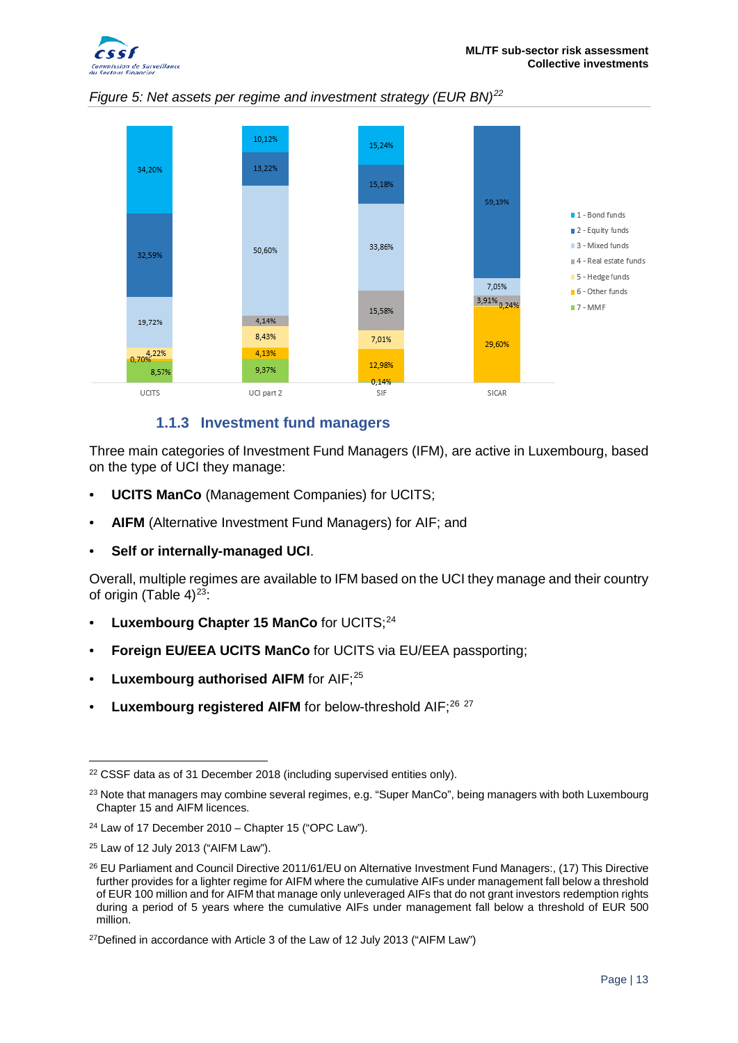*Figure 5: Net assets per regime and investment strategy (EUR BN)[22]*

| | UCITS | UCI part 2 | SIF | SICAR |
|---|---|---|---|---|
| 1 - Bond funds | 34,20% | 10,12% | 15,24% | |
| 2 - Equity funds | 32,59% | 13,22% | 15,18% | 59,19% |
| 3 - Mixed funds | 19,72% | 50,60% | 33,86% | 7,05% |
| 4 - Real estate funds | | 4,14% | 15,58% | 3,91% |
| 5 - Hedge funds | 4,22% | 8,43% | 7,01% | 0,24% |
| 6 - Other funds | 0,70% | 4,13% | 12,98% | 29,60% |
| 7 - MMF | 8,57% | 9,37% | 0,14% | |

### 1.1.3 Investment fund managers

Three main categories of Investment Fund Managers (IFM), are active in Luxembourg, based on the type of UCI they manage:

- **UCITS ManCo** (Management Companies) for UCITS;
- **AIFM** (Alternative Investment Fund Managers) for AIF; and
- **Self or internally-managed UCI**.

Overall, multiple regimes are available to IFM based on the UCI they manage and their country of origin (Table 4)[23]:

- **Luxembourg Chapter 15 ManCo** for UCITS;[24]
- **Foreign EU/EEA UCITS ManCo** for UCITS via EU/EEA passporting;
- **Luxembourg authorised AIFM** for AIF;[25]
- **Luxembourg registered AIFM** for below-threshold AIF;[26] [27]

---

[22] CSSF data as of 31 December 2018 (including supervised entities only).

[23] Note that managers may combine several regimes, e.g. "Super ManCo", being managers with both Luxembourg Chapter 15 and AIFM licences.

[24] Law of 17 December 2010 – Chapter 15 ("OPC Law").

[25] Law of 12 July 2013 ("AIFM Law").

[26] EU Parliament and Council Directive 2011/61/EU on Alternative Investment Fund Managers:, (17) This Directive further provides for a lighter regime for AIFM where the cumulative AIFs under management fall below a threshold of EUR 100 million and for AIFM that manage only unleveraged AIFs that do not grant investors redemption rights during a period of 5 years where the cumulative AIFs under management fall below a threshold of EUR 500 million.

[27] Defined in accordance with Article 3 of the Law of 12 July 2013 ("AIFM Law")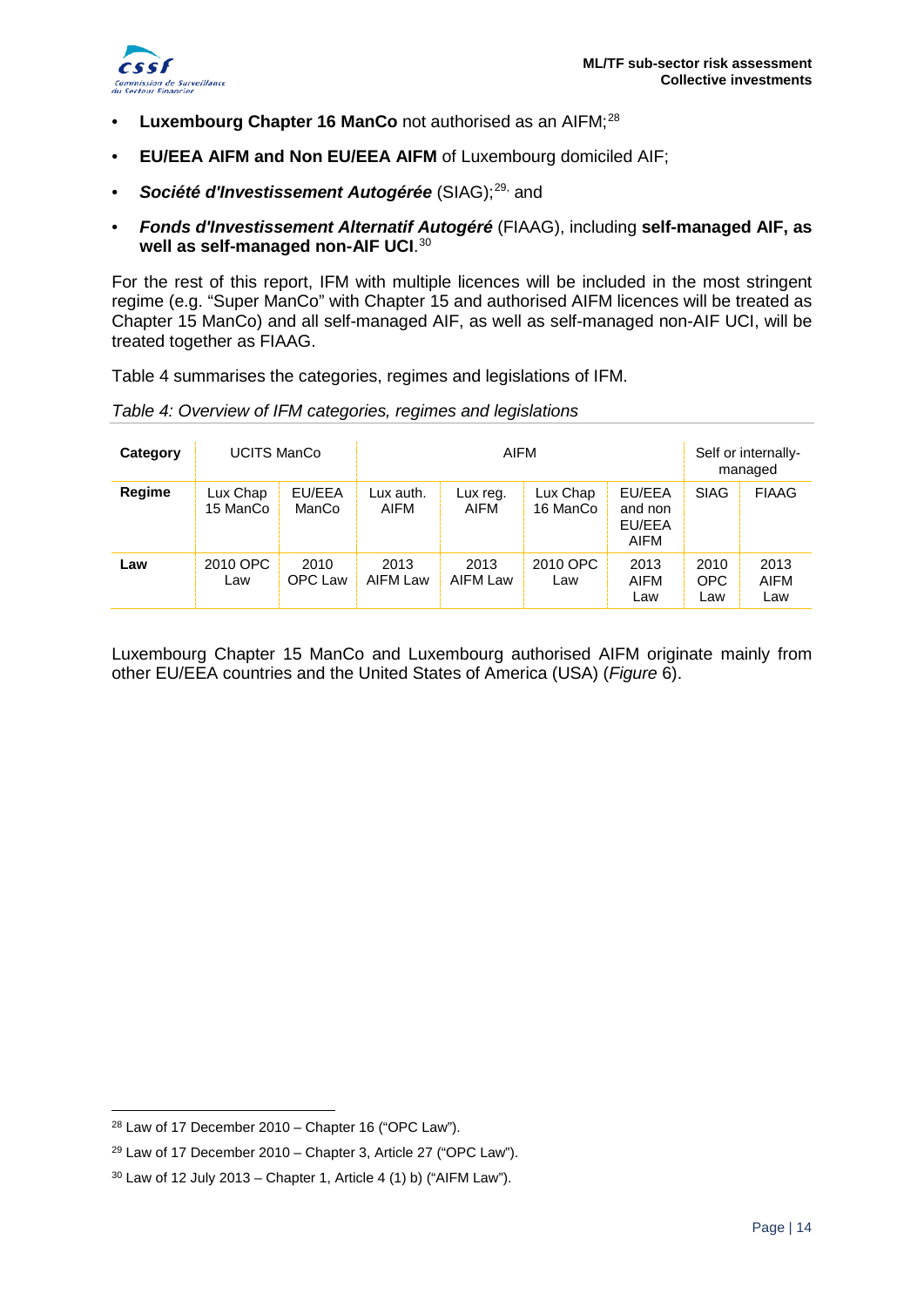- **Luxembourg Chapter 16 ManCo** not authorised as an AIFM;[28]
- **EU/EEA AIFM and Non EU/EEA AIFM** of Luxembourg domiciled AIF;
- ***Société d'Investissement Autogérée*** (SIAG);[29,] and
- ***Fonds d'Investissement Alternatif Autogéré*** (FIAAG), including **self-managed AIF, as well as self-managed non-AIF UCI**.[30]

For the rest of this report, IFM with multiple licences will be included in the most stringent regime (e.g. "Super ManCo" with Chapter 15 and authorised AIFM licences will be treated as Chapter 15 ManCo) and all self-managed AIF, as well as self-managed non-AIF UCI, will be treated together as FIAAG.

Table 4 summarises the categories, regimes and legislations of IFM.

*Table 4: Overview of IFM categories, regimes and legislations*

| **Category** | UCITS ManCo | | AIFM | | | | Self or internally-managed | |
|---|---|---|---|---|---|---|---|---|
| **Regime** | Lux Chap 15 ManCo | EU/EEA ManCo | Lux auth. AIFM | Lux reg. AIFM | Lux Chap 16 ManCo | EU/EEA and non EU/EEA AIFM | SIAG | FIAAG |
| **Law** | 2010 OPC Law | 2010 OPC Law | 2013 AIFM Law | 2013 AIFM Law | 2010 OPC Law | 2013 AIFM Law | 2010 OPC Law | 2013 AIFM Law |

Luxembourg Chapter 15 ManCo and Luxembourg authorised AIFM originate mainly from other EU/EEA countries and the United States of America (USA) (*Figure* 6).

[28] Law of 17 December 2010 – Chapter 16 ("OPC Law").

[29] Law of 17 December 2010 – Chapter 3, Article 27 ("OPC Law").

[30] Law of 12 July 2013 – Chapter 1, Article 4 (1) b) ("AIFM Law").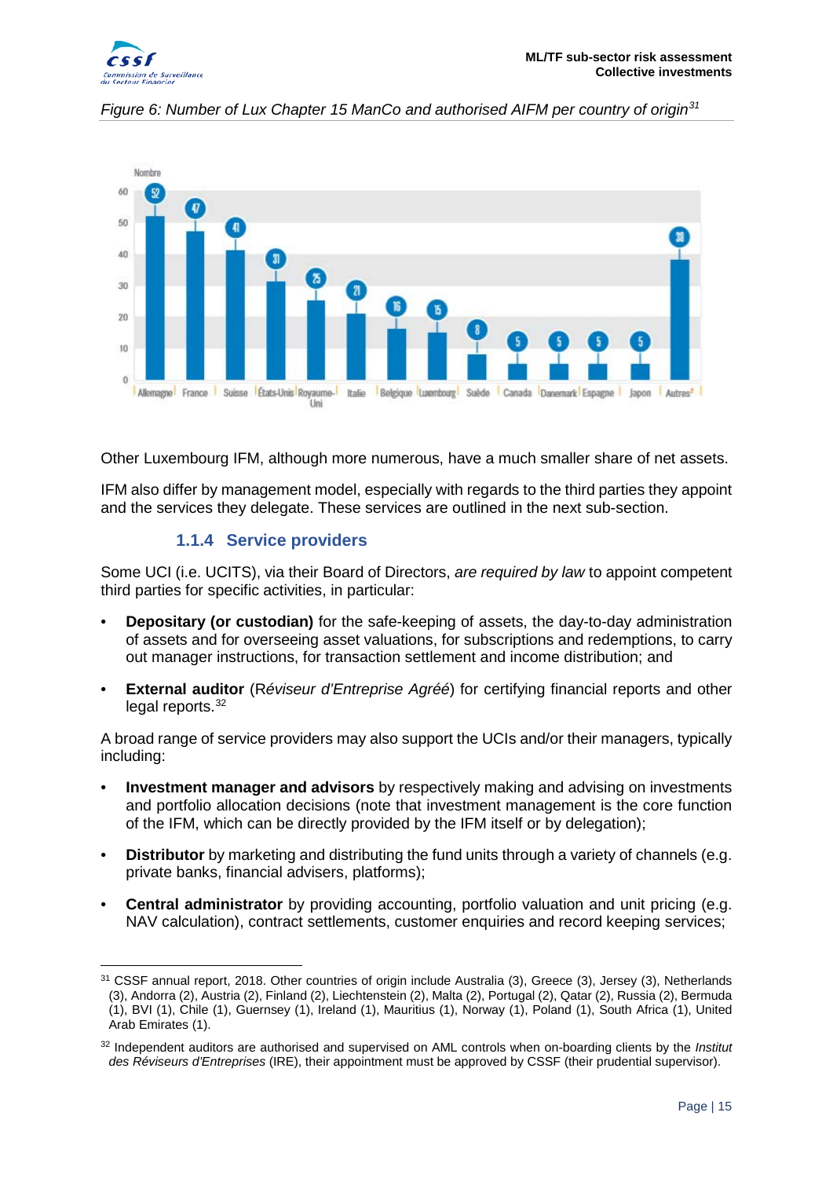*Figure 6: Number of Lux Chapter 15 ManCo and authorised AIFM per country of origin*[31]

| Pays | Nombre |
|---|---|
| Allemagne | 52 |
| France | 47 |
| Suisse | 41 |
| États-Unis | 31 |
| Royaume-Uni | 25 |
| Italie | 21 |
| Belgique | 16 |
| Luxembourg | 15 |
| Suède | 8 |
| Canada | 5 |
| Danemark | 5 |
| Espagne | 5 |
| Japon | 5 |
| Autres[2] | 38 |

Other Luxembourg IFM, although more numerous, have a much smaller share of net assets.

IFM also differ by management model, especially with regards to the third parties they appoint and the services they delegate. These services are outlined in the next sub-section.

### 1.1.4 Service providers

Some UCI (i.e. UCITS), via their Board of Directors, *are required by law* to appoint competent third parties for specific activities, in particular:

- **Depositary (or custodian)** for the safe-keeping of assets, the day-to-day administration of assets and for overseeing asset valuations, for subscriptions and redemptions, to carry out manager instructions, for transaction settlement and income distribution; and
- **External auditor** (R*éviseur d'Entreprise Agréé*) for certifying financial reports and other legal reports.[32]

A broad range of service providers may also support the UCIs and/or their managers, typically including:

- **Investment manager and advisors** by respectively making and advising on investments and portfolio allocation decisions (note that investment management is the core function of the IFM, which can be directly provided by the IFM itself or by delegation);
- **Distributor** by marketing and distributing the fund units through a variety of channels (e.g. private banks, financial advisers, platforms);
- **Central administrator** by providing accounting, portfolio valuation and unit pricing (e.g. NAV calculation), contract settlements, customer enquiries and record keeping services;

---

[31] CSSF annual report, 2018. Other countries of origin include Australia (3), Greece (3), Jersey (3), Netherlands (3), Andorra (2), Austria (2), Finland (2), Liechtenstein (2), Malta (2), Portugal (2), Qatar (2), Russia (2), Bermuda (1), BVI (1), Chile (1), Guernsey (1), Ireland (1), Mauritius (1), Norway (1), Poland (1), South Africa (1), United Arab Emirates (1).

[32] Independent auditors are authorised and supervised on AML controls when on-boarding clients by the *Institut des Réviseurs d'Entreprises* (IRE), their appointment must be approved by CSSF (their prudential supervisor).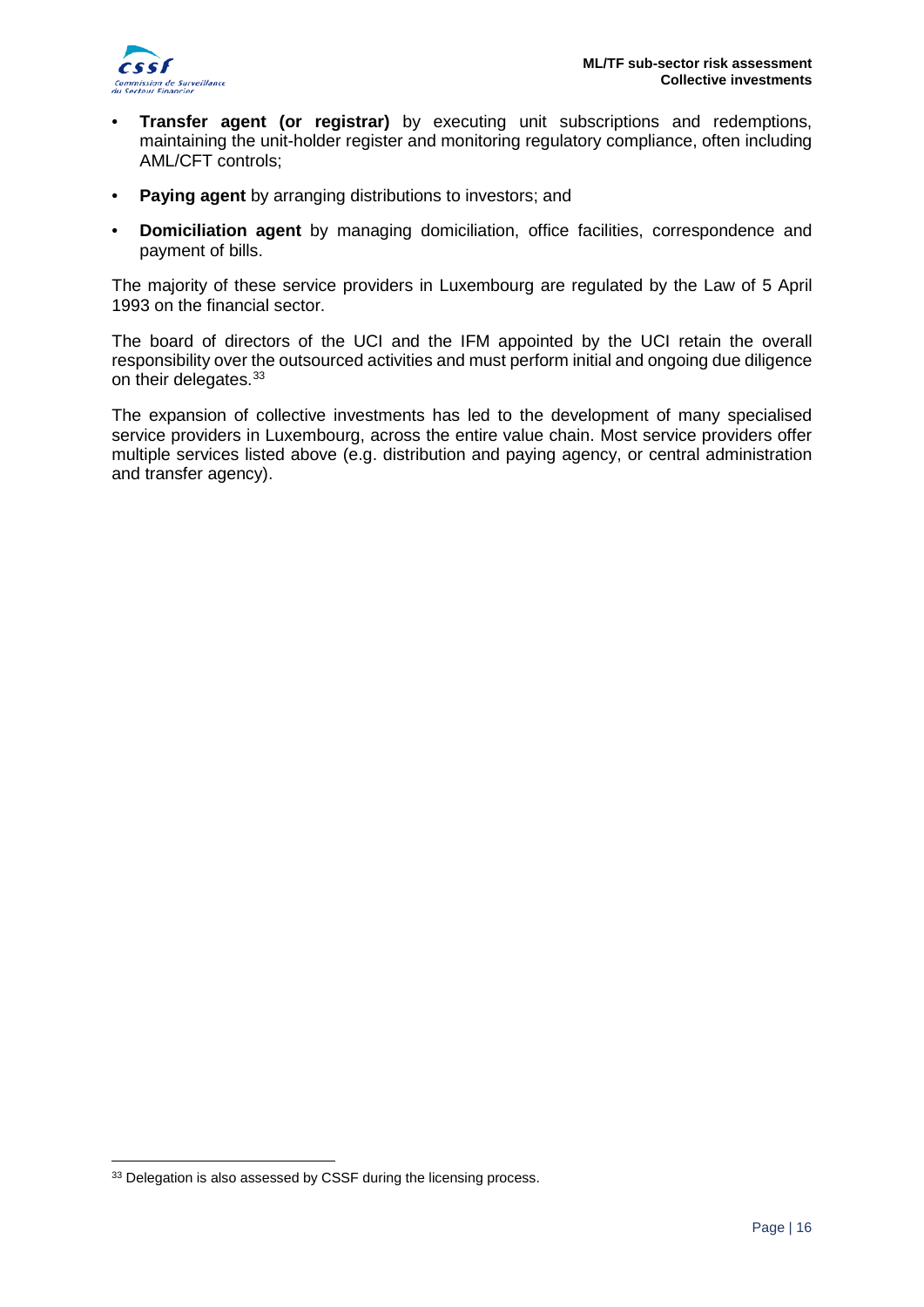- **Transfer agent (or registrar)** by executing unit subscriptions and redemptions, maintaining the unit-holder register and monitoring regulatory compliance, often including AML/CFT controls;
- **Paying agent** by arranging distributions to investors; and
- **Domiciliation agent** by managing domiciliation, office facilities, correspondence and payment of bills.

The majority of these service providers in Luxembourg are regulated by the Law of 5 April 1993 on the financial sector.

The board of directors of the UCI and the IFM appointed by the UCI retain the overall responsibility over the outsourced activities and must perform initial and ongoing due diligence on their delegates.[33]

The expansion of collective investments has led to the development of many specialised service providers in Luxembourg, across the entire value chain. Most service providers offer multiple services listed above (e.g. distribution and paying agency, or central administration and transfer agency).

[33] Delegation is also assessed by CSSF during the licensing process.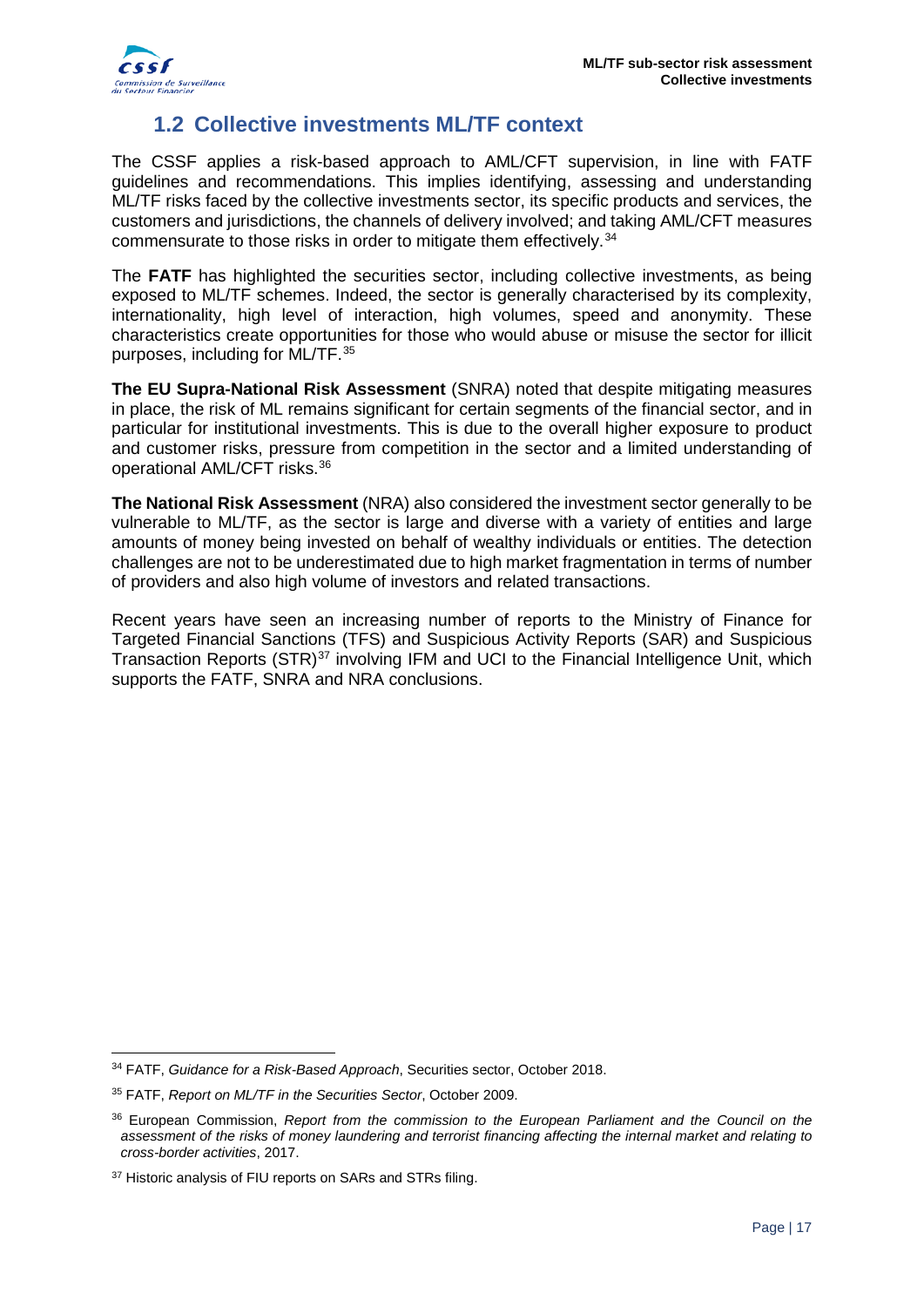## 1.2 Collective investments ML/TF context

The CSSF applies a risk-based approach to AML/CFT supervision, in line with FATF guidelines and recommendations. This implies identifying, assessing and understanding ML/TF risks faced by the collective investments sector, its specific products and services, the customers and jurisdictions, the channels of delivery involved; and taking AML/CFT measures commensurate to those risks in order to mitigate them effectively.[34]

The **FATF** has highlighted the securities sector, including collective investments, as being exposed to ML/TF schemes. Indeed, the sector is generally characterised by its complexity, internationality, high level of interaction, high volumes, speed and anonymity. These characteristics create opportunities for those who would abuse or misuse the sector for illicit purposes, including for ML/TF.[35]

**The EU Supra-National Risk Assessment** (SNRA) noted that despite mitigating measures in place, the risk of ML remains significant for certain segments of the financial sector, and in particular for institutional investments. This is due to the overall higher exposure to product and customer risks, pressure from competition in the sector and a limited understanding of operational AML/CFT risks.[36]

**The National Risk Assessment** (NRA) also considered the investment sector generally to be vulnerable to ML/TF, as the sector is large and diverse with a variety of entities and large amounts of money being invested on behalf of wealthy individuals or entities. The detection challenges are not to be underestimated due to high market fragmentation in terms of number of providers and also high volume of investors and related transactions.

Recent years have seen an increasing number of reports to the Ministry of Finance for Targeted Financial Sanctions (TFS) and Suspicious Activity Reports (SAR) and Suspicious Transaction Reports (STR)[37] involving IFM and UCI to the Financial Intelligence Unit, which supports the FATF, SNRA and NRA conclusions.

---

[34] FATF, *Guidance for a Risk-Based Approach*, Securities sector, October 2018.

[35] FATF, *Report on ML/TF in the Securities Sector*, October 2009.

[36] European Commission, *Report from the commission to the European Parliament and the Council on the assessment of the risks of money laundering and terrorist financing affecting the internal market and relating to cross-border activities*, 2017.

[37] Historic analysis of FIU reports on SARs and STRs filing.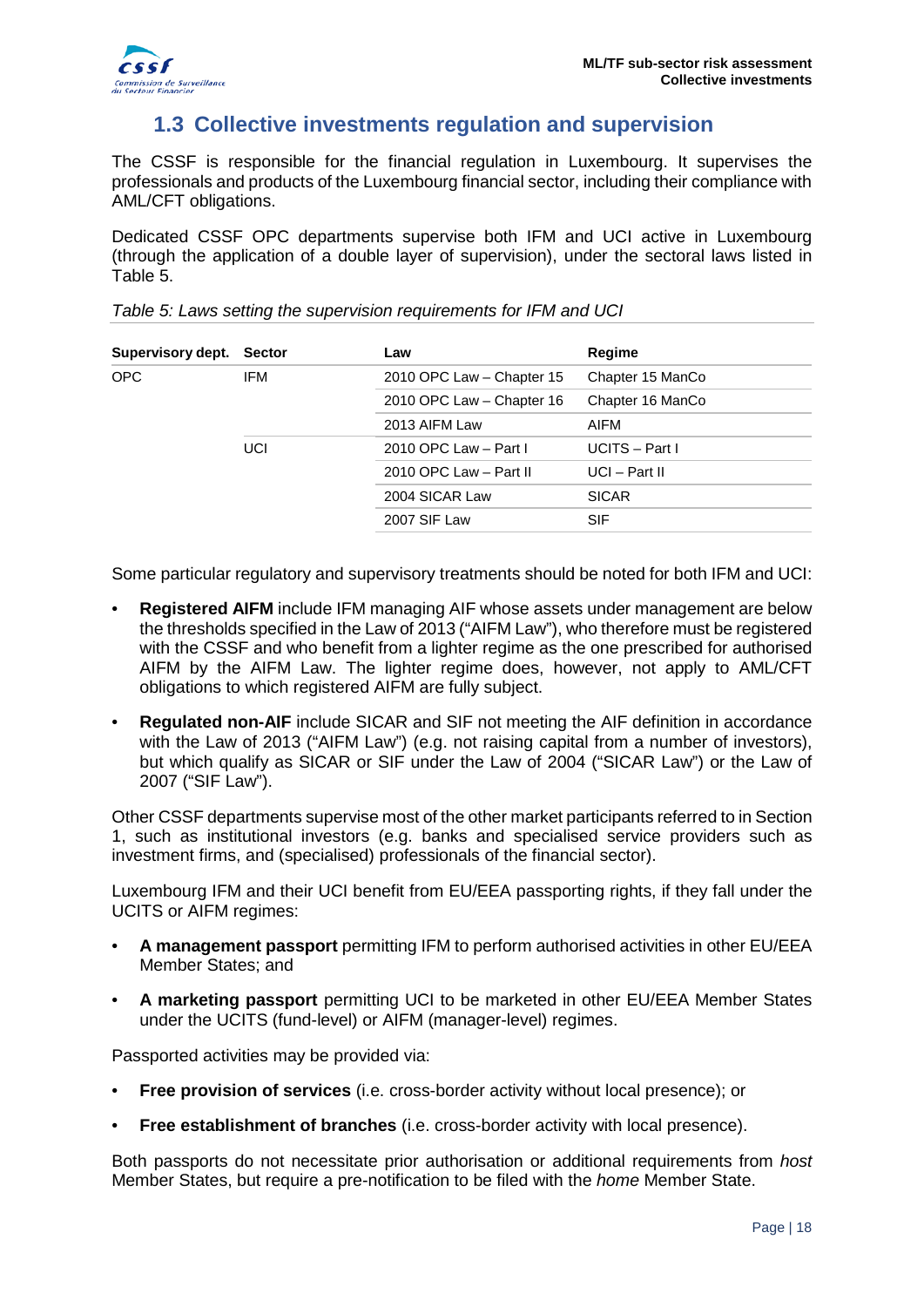## 1.3 Collective investments regulation and supervision

The CSSF is responsible for the financial regulation in Luxembourg. It supervises the professionals and products of the Luxembourg financial sector, including their compliance with AML/CFT obligations.

Dedicated CSSF OPC departments supervise both IFM and UCI active in Luxembourg (through the application of a double layer of supervision), under the sectoral laws listed in Table 5.

*Table 5: Laws setting the supervision requirements for IFM and UCI*

| Supervisory dept. | Sector | Law | Regime |
|---|---|---|---|
| OPC | IFM | 2010 OPC Law – Chapter 15 | Chapter 15 ManCo |
| | | 2010 OPC Law – Chapter 16 | Chapter 16 ManCo |
| | | 2013 AIFM Law | AIFM |
| | UCI | 2010 OPC Law – Part I | UCITS – Part I |
| | | 2010 OPC Law – Part II | UCI – Part II |
| | | 2004 SICAR Law | SICAR |
| | | 2007 SIF Law | SIF |

Some particular regulatory and supervisory treatments should be noted for both IFM and UCI:

- **Registered AIFM** include IFM managing AIF whose assets under management are below the thresholds specified in the Law of 2013 ("AIFM Law"), who therefore must be registered with the CSSF and who benefit from a lighter regime as the one prescribed for authorised AIFM by the AIFM Law. The lighter regime does, however, not apply to AML/CFT obligations to which registered AIFM are fully subject.
- **Regulated non-AIF** include SICAR and SIF not meeting the AIF definition in accordance with the Law of 2013 ("AIFM Law") (e.g. not raising capital from a number of investors), but which qualify as SICAR or SIF under the Law of 2004 ("SICAR Law") or the Law of 2007 ("SIF Law").

Other CSSF departments supervise most of the other market participants referred to in Section 1, such as institutional investors (e.g. banks and specialised service providers such as investment firms, and (specialised) professionals of the financial sector).

Luxembourg IFM and their UCI benefit from EU/EEA passporting rights, if they fall under the UCITS or AIFM regimes:

- **A management passport** permitting IFM to perform authorised activities in other EU/EEA Member States; and
- **A marketing passport** permitting UCI to be marketed in other EU/EEA Member States under the UCITS (fund-level) or AIFM (manager-level) regimes.

Passported activities may be provided via:

- **Free provision of services** (i.e. cross-border activity without local presence); or
- **Free establishment of branches** (i.e. cross-border activity with local presence).

Both passports do not necessitate prior authorisation or additional requirements from *host* Member States, but require a pre-notification to be filed with the *home* Member State.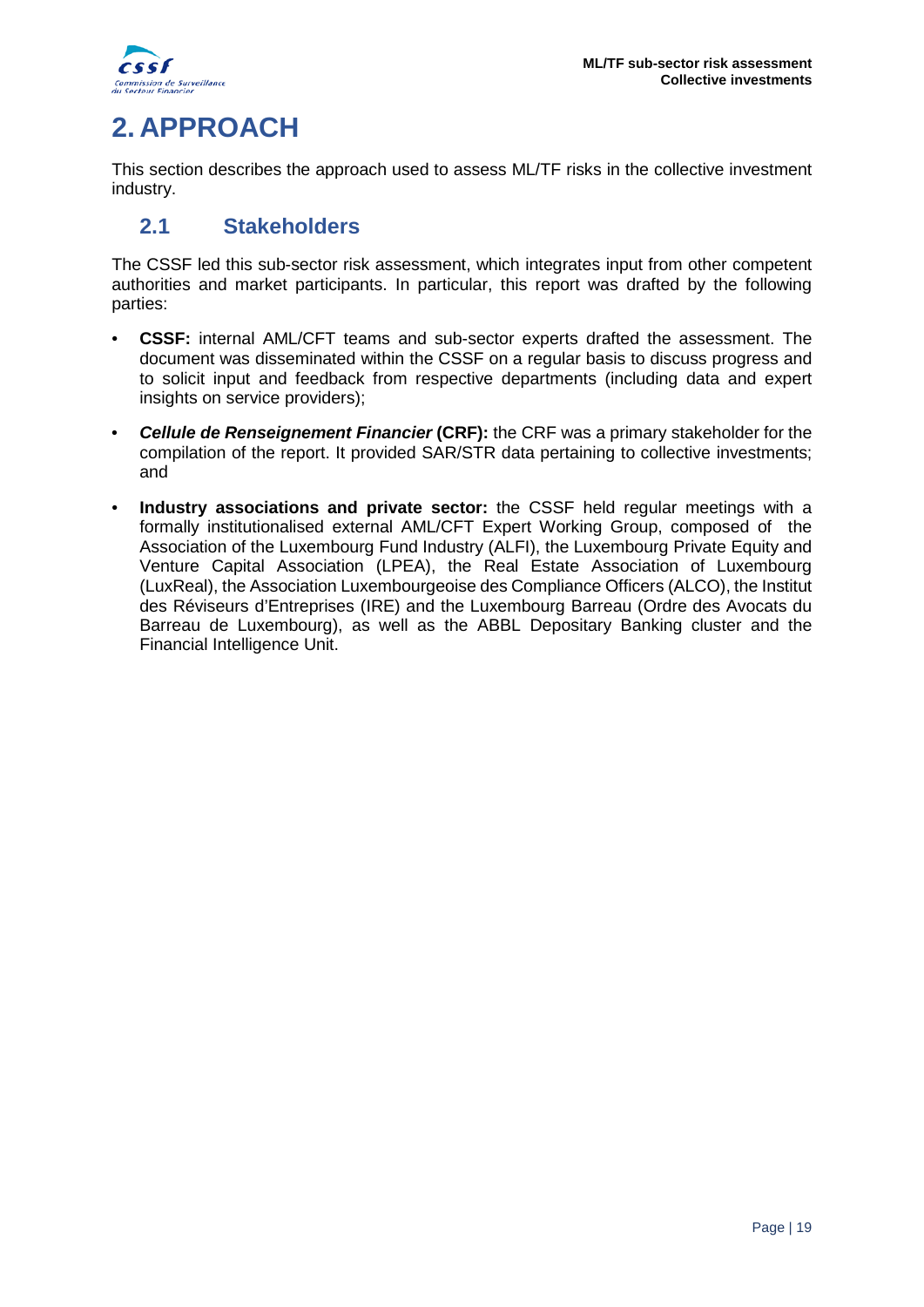# 2. APPROACH

This section describes the approach used to assess ML/TF risks in the collective investment industry.

## 2.1 Stakeholders

The CSSF led this sub-sector risk assessment, which integrates input from other competent authorities and market participants. In particular, this report was drafted by the following parties:

- **CSSF:** internal AML/CFT teams and sub-sector experts drafted the assessment. The document was disseminated within the CSSF on a regular basis to discuss progress and to solicit input and feedback from respective departments (including data and expert insights on service providers);
- ***Cellule de Renseignement Financier*** **(CRF):** the CRF was a primary stakeholder for the compilation of the report. It provided SAR/STR data pertaining to collective investments; and
- **Industry associations and private sector:** the CSSF held regular meetings with a formally institutionalised external AML/CFT Expert Working Group, composed of the Association of the Luxembourg Fund Industry (ALFI), the Luxembourg Private Equity and Venture Capital Association (LPEA), the Real Estate Association of Luxembourg (LuxReal), the Association Luxembourgeoise des Compliance Officers (ALCO), the Institut des Réviseurs d'Entreprises (IRE) and the Luxembourg Barreau (Ordre des Avocats du Barreau de Luxembourg), as well as the ABBL Depositary Banking cluster and the Financial Intelligence Unit.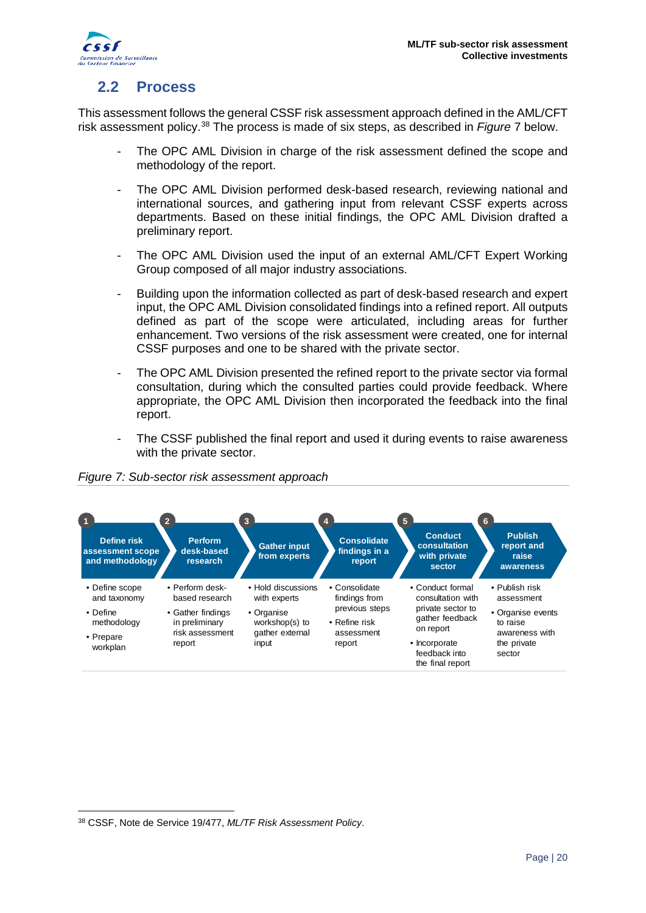## 2.2 Process

This assessment follows the general CSSF risk assessment approach defined in the AML/CFT risk assessment policy.[38] The process is made of six steps, as described in *Figure* 7 below.

- The OPC AML Division in charge of the risk assessment defined the scope and methodology of the report.
- The OPC AML Division performed desk-based research, reviewing national and international sources, and gathering input from relevant CSSF experts across departments. Based on these initial findings, the OPC AML Division drafted a preliminary report.
- The OPC AML Division used the input of an external AML/CFT Expert Working Group composed of all major industry associations.
- Building upon the information collected as part of desk-based research and expert input, the OPC AML Division consolidated findings into a refined report. All outputs defined as part of the scope were articulated, including areas for further enhancement. Two versions of the risk assessment were created, one for internal CSSF purposes and one to be shared with the private sector.
- The OPC AML Division presented the refined report to the private sector via formal consultation, during which the consulted parties could provide feedback. Where appropriate, the OPC AML Division then incorporated the feedback into the final report.
- The CSSF published the final report and used it during events to raise awareness with the private sector.

*Figure 7: Sub-sector risk assessment approach*

| 1 Define risk assessment scope and methodology | 2 Perform desk-based research | 3 Gather input from experts | 4 Consolidate findings in a report | 5 Conduct consultation with private sector | 6 Publish report and raise awareness |
|---|---|---|---|---|---|
| • Define scope and taxonomy<br>• Define methodology<br>• Prepare workplan | • Perform desk-based research<br>• Gather findings in preliminary risk assessment report | • Hold discussions with experts<br>• Organise workshop(s) to gather external input | • Consolidate findings from previous steps<br>• Refine risk assessment report | • Conduct formal consultation with private sector to gather feedback on report<br>• Incorporate feedback into the final report | • Publish risk assessment<br>• Organise events to raise awareness with the private sector |

[38] CSSF, Note de Service 19/477, *ML/TF Risk Assessment Policy*.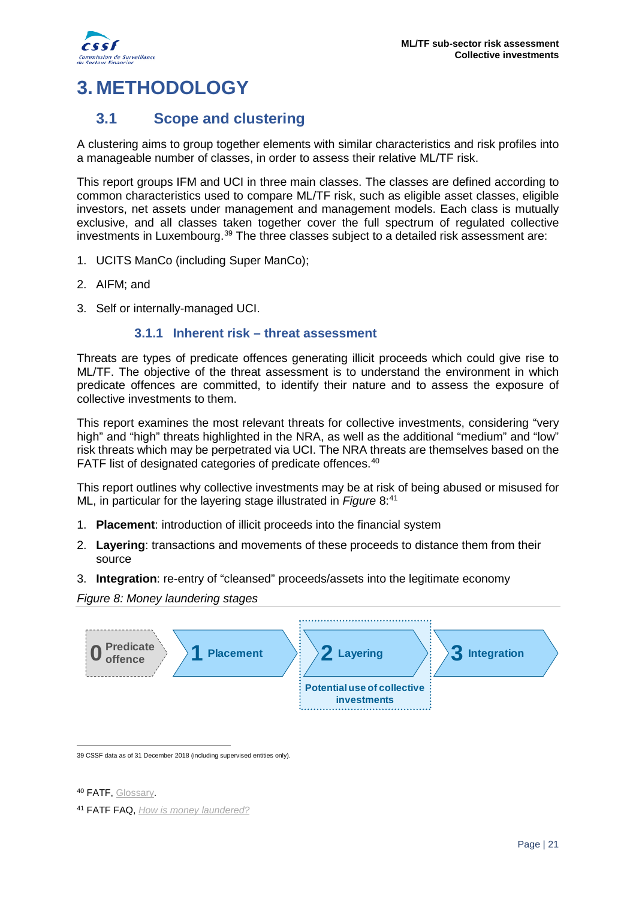# 3. METHODOLOGY

## 3.1 Scope and clustering

A clustering aims to group together elements with similar characteristics and risk profiles into a manageable number of classes, in order to assess their relative ML/TF risk.

This report groups IFM and UCI in three main classes. The classes are defined according to common characteristics used to compare ML/TF risk, such as eligible asset classes, eligible investors, net assets under management and management models. Each class is mutually exclusive, and all classes taken together cover the full spectrum of regulated collective investments in Luxembourg.[39] The three classes subject to a detailed risk assessment are:

1. UCITS ManCo (including Super ManCo);
2. AIFM; and
3. Self or internally-managed UCI.

### 3.1.1 Inherent risk – threat assessment

Threats are types of predicate offences generating illicit proceeds which could give rise to ML/TF. The objective of the threat assessment is to understand the environment in which predicate offences are committed, to identify their nature and to assess the exposure of collective investments to them.

This report examines the most relevant threats for collective investments, considering "very high" and "high" threats highlighted in the NRA, as well as the additional "medium" and "low" risk threats which may be perpetrated via UCI. The NRA threats are themselves based on the FATF list of designated categories of predicate offences.[40]

This report outlines why collective investments may be at risk of being abused or misused for ML, in particular for the layering stage illustrated in *Figure* 8:[41]

1. **Placement**: introduction of illicit proceeds into the financial system
2. **Layering**: transactions and movements of these proceeds to distance them from their source
3. **Integration**: re-entry of "cleansed" proceeds/assets into the legitimate economy

*Figure 8: Money laundering stages*

0 Predicate offence → 1 Placement → 2 Layering → 3 Integration

Potential use of collective investments

---

39 CSSF data as of 31 December 2018 (including supervised entities only).

40 FATF, Glossary.

41 FATF FAQ, *How is money laundered?*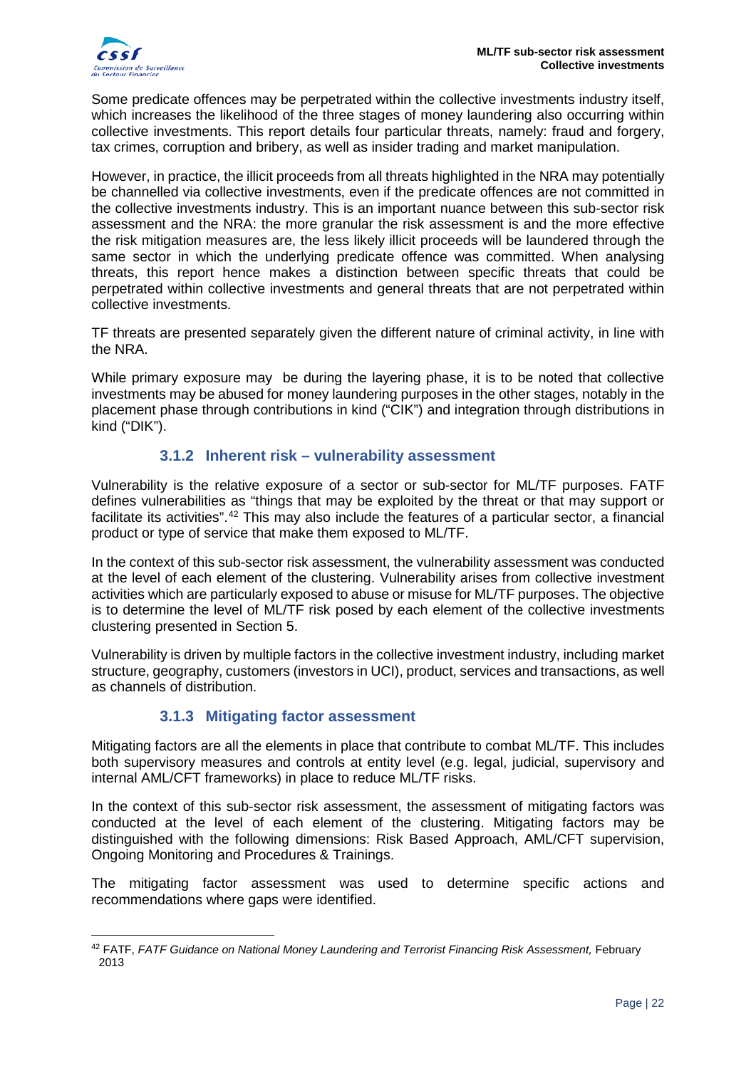Some predicate offences may be perpetrated within the collective investments industry itself, which increases the likelihood of the three stages of money laundering also occurring within collective investments. This report details four particular threats, namely: fraud and forgery, tax crimes, corruption and bribery, as well as insider trading and market manipulation.

However, in practice, the illicit proceeds from all threats highlighted in the NRA may potentially be channelled via collective investments, even if the predicate offences are not committed in the collective investments industry. This is an important nuance between this sub-sector risk assessment and the NRA: the more granular the risk assessment is and the more effective the risk mitigation measures are, the less likely illicit proceeds will be laundered through the same sector in which the underlying predicate offence was committed. When analysing threats, this report hence makes a distinction between specific threats that could be perpetrated within collective investments and general threats that are not perpetrated within collective investments.

TF threats are presented separately given the different nature of criminal activity, in line with the NRA.

While primary exposure may be during the layering phase, it is to be noted that collective investments may be abused for money laundering purposes in the other stages, notably in the placement phase through contributions in kind ("CIK") and integration through distributions in kind ("DIK").

### 3.1.2 Inherent risk – vulnerability assessment

Vulnerability is the relative exposure of a sector or sub-sector for ML/TF purposes. FATF defines vulnerabilities as "things that may be exploited by the threat or that may support or facilitate its activities".[42] This may also include the features of a particular sector, a financial product or type of service that make them exposed to ML/TF.

In the context of this sub-sector risk assessment, the vulnerability assessment was conducted at the level of each element of the clustering. Vulnerability arises from collective investment activities which are particularly exposed to abuse or misuse for ML/TF purposes. The objective is to determine the level of ML/TF risk posed by each element of the collective investments clustering presented in Section 5.

Vulnerability is driven by multiple factors in the collective investment industry, including market structure, geography, customers (investors in UCI), product, services and transactions, as well as channels of distribution.

### 3.1.3 Mitigating factor assessment

Mitigating factors are all the elements in place that contribute to combat ML/TF. This includes both supervisory measures and controls at entity level (e.g. legal, judicial, supervisory and internal AML/CFT frameworks) in place to reduce ML/TF risks.

In the context of this sub-sector risk assessment, the assessment of mitigating factors was conducted at the level of each element of the clustering. Mitigating factors may be distinguished with the following dimensions: Risk Based Approach, AML/CFT supervision, Ongoing Monitoring and Procedures & Trainings.

The mitigating factor assessment was used to determine specific actions and recommendations where gaps were identified.

---

[42] FATF, *FATF Guidance on National Money Laundering and Terrorist Financing Risk Assessment,* February 2013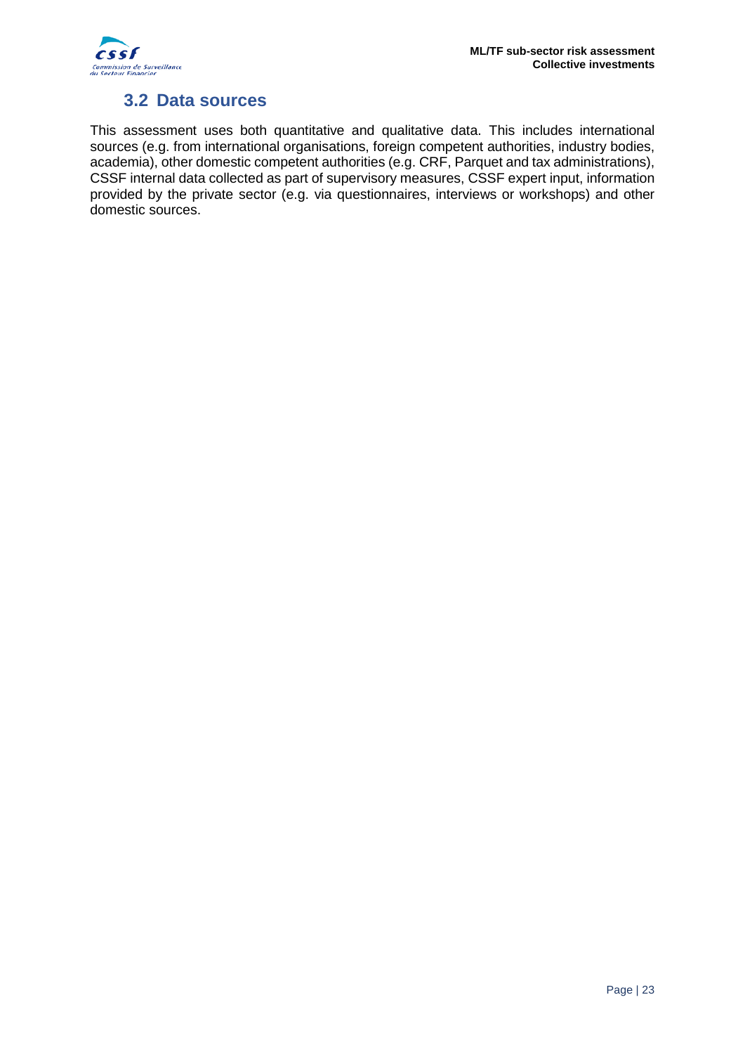## 3.2 Data sources

This assessment uses both quantitative and qualitative data. This includes international sources (e.g. from international organisations, foreign competent authorities, industry bodies, academia), other domestic competent authorities (e.g. CRF, Parquet and tax administrations), CSSF internal data collected as part of supervisory measures, CSSF expert input, information provided by the private sector (e.g. via questionnaires, interviews or workshops) and other domestic sources.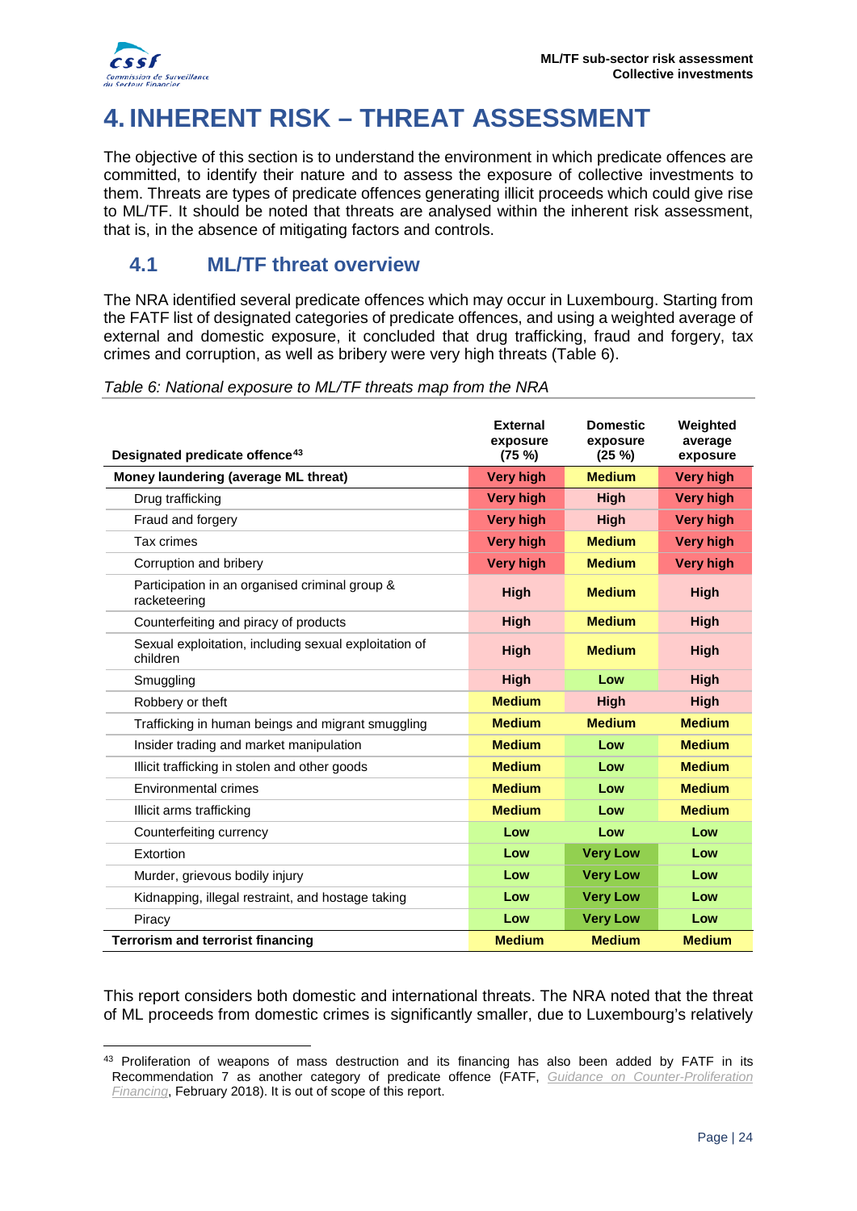# 4. INHERENT RISK – THREAT ASSESSMENT

The objective of this section is to understand the environment in which predicate offences are committed, to identify their nature and to assess the exposure of collective investments to them. Threats are types of predicate offences generating illicit proceeds which could give rise to ML/TF. It should be noted that threats are analysed within the inherent risk assessment, that is, in the absence of mitigating factors and controls.

## 4.1 ML/TF threat overview

The NRA identified several predicate offences which may occur in Luxembourg. Starting from the FATF list of designated categories of predicate offences, and using a weighted average of external and domestic exposure, it concluded that drug trafficking, fraud and forgery, tax crimes and corruption, as well as bribery were very high threats (Table 6).

*Table 6: National exposure to ML/TF threats map from the NRA*

| Designated predicate offence[43] | External exposure (75 %) | Domestic exposure (25 %) | Weighted average exposure |
|---|---|---|---|
| **Money laundering (average ML threat)** | **Very high** | **Medium** | **Very high** |
| Drug trafficking | **Very high** | **High** | **Very high** |
| Fraud and forgery | **Very high** | **High** | **Very high** |
| Tax crimes | **Very high** | **Medium** | **Very high** |
| Corruption and bribery | **Very high** | **Medium** | **Very high** |
| Participation in an organised criminal group & racketeering | **High** | **Medium** | **High** |
| Counterfeiting and piracy of products | **High** | **Medium** | **High** |
| Sexual exploitation, including sexual exploitation of children | **High** | **Medium** | **High** |
| Smuggling | **High** | **Low** | **High** |
| Robbery or theft | **Medium** | **High** | **High** |
| Trafficking in human beings and migrant smuggling | **Medium** | **Medium** | **Medium** |
| Insider trading and market manipulation | **Medium** | **Low** | **Medium** |
| Illicit trafficking in stolen and other goods | **Medium** | **Low** | **Medium** |
| Environmental crimes | **Medium** | **Low** | **Medium** |
| Illicit arms trafficking | **Medium** | **Low** | **Medium** |
| Counterfeiting currency | **Low** | **Low** | **Low** |
| Extortion | **Low** | **Very Low** | **Low** |
| Murder, grievous bodily injury | **Low** | **Very Low** | **Low** |
| Kidnapping, illegal restraint, and hostage taking | **Low** | **Very Low** | **Low** |
| Piracy | **Low** | **Very Low** | **Low** |
| **Terrorism and terrorist financing** | **Medium** | **Medium** | **Medium** |

This report considers both domestic and international threats. The NRA noted that the threat of ML proceeds from domestic crimes is significantly smaller, due to Luxembourg's relatively

[43] Proliferation of weapons of mass destruction and its financing has also been added by FATF in its Recommendation 7 as another category of predicate offence (FATF, *Guidance on Counter-Proliferation Financing*, February 2018). It is out of scope of this report.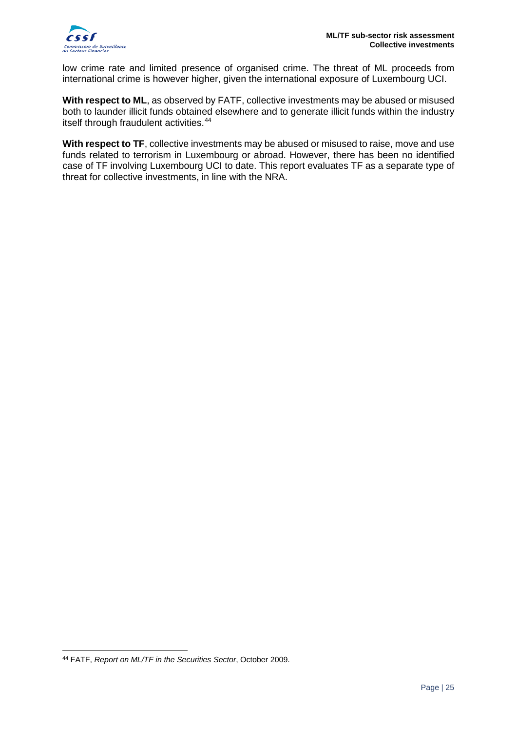low crime rate and limited presence of organised crime. The threat of ML proceeds from international crime is however higher, given the international exposure of Luxembourg UCI.

**With respect to ML**, as observed by FATF, collective investments may be abused or misused both to launder illicit funds obtained elsewhere and to generate illicit funds within the industry itself through fraudulent activities.[44]

**With respect to TF**, collective investments may be abused or misused to raise, move and use funds related to terrorism in Luxembourg or abroad. However, there has been no identified case of TF involving Luxembourg UCI to date. This report evaluates TF as a separate type of threat for collective investments, in line with the NRA.

---

[44] FATF, *Report on ML/TF in the Securities Sector*, October 2009.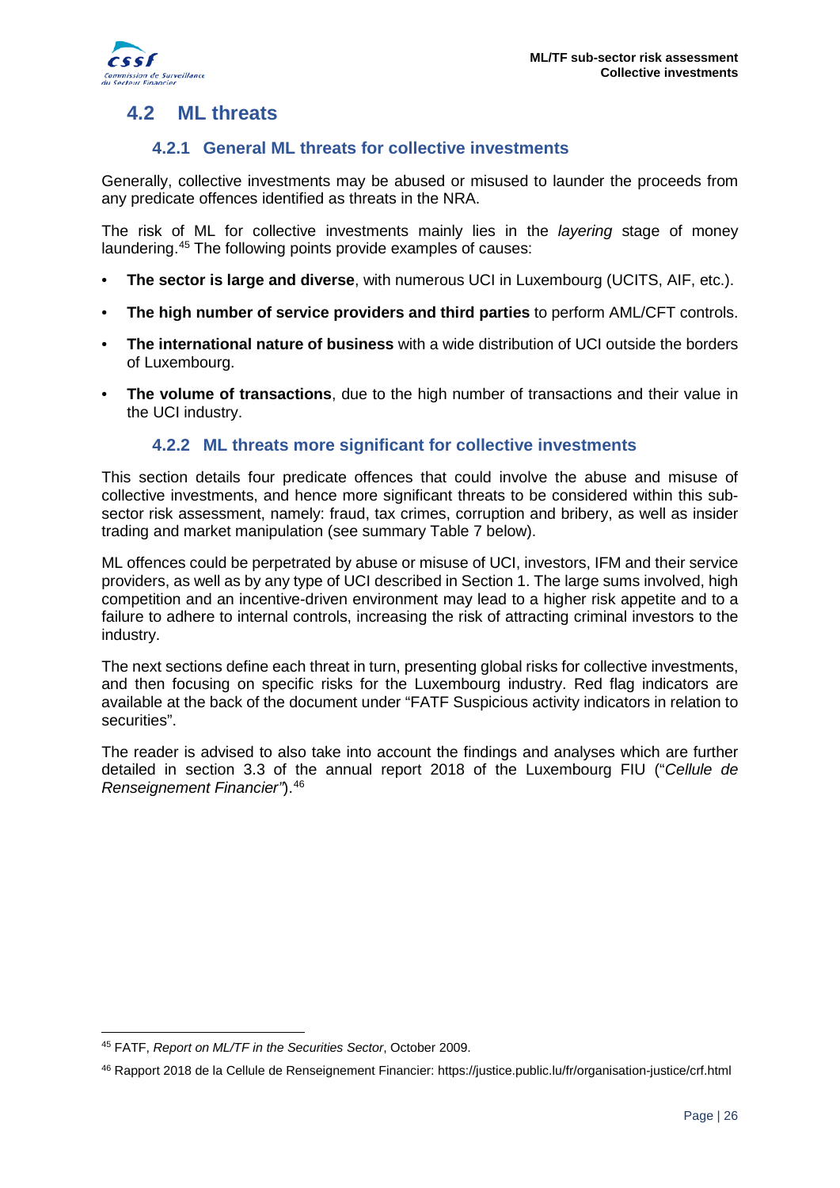## 4.2 ML threats

### 4.2.1 General ML threats for collective investments

Generally, collective investments may be abused or misused to launder the proceeds from any predicate offences identified as threats in the NRA.

The risk of ML for collective investments mainly lies in the *layering* stage of money laundering.[45] The following points provide examples of causes:

- **The sector is large and diverse**, with numerous UCI in Luxembourg (UCITS, AIF, etc.).
- **The high number of service providers and third parties** to perform AML/CFT controls.
- **The international nature of business** with a wide distribution of UCI outside the borders of Luxembourg.
- **The volume of transactions**, due to the high number of transactions and their value in the UCI industry.

### 4.2.2 ML threats more significant for collective investments

This section details four predicate offences that could involve the abuse and misuse of collective investments, and hence more significant threats to be considered within this sub-sector risk assessment, namely: fraud, tax crimes, corruption and bribery, as well as insider trading and market manipulation (see summary Table 7 below).

ML offences could be perpetrated by abuse or misuse of UCI, investors, IFM and their service providers, as well as by any type of UCI described in Section 1. The large sums involved, high competition and an incentive-driven environment may lead to a higher risk appetite and to a failure to adhere to internal controls, increasing the risk of attracting criminal investors to the industry.

The next sections define each threat in turn, presenting global risks for collective investments, and then focusing on specific risks for the Luxembourg industry. Red flag indicators are available at the back of the document under "FATF Suspicious activity indicators in relation to securities".

The reader is advised to also take into account the findings and analyses which are further detailed in section 3.3 of the annual report 2018 of the Luxembourg FIU ("*Cellule de Renseignement Financier"*).[46]

---

[45] FATF, *Report on ML/TF in the Securities Sector*, October 2009.

[46] Rapport 2018 de la Cellule de Renseignement Financier: https://justice.public.lu/fr/organisation-justice/crf.html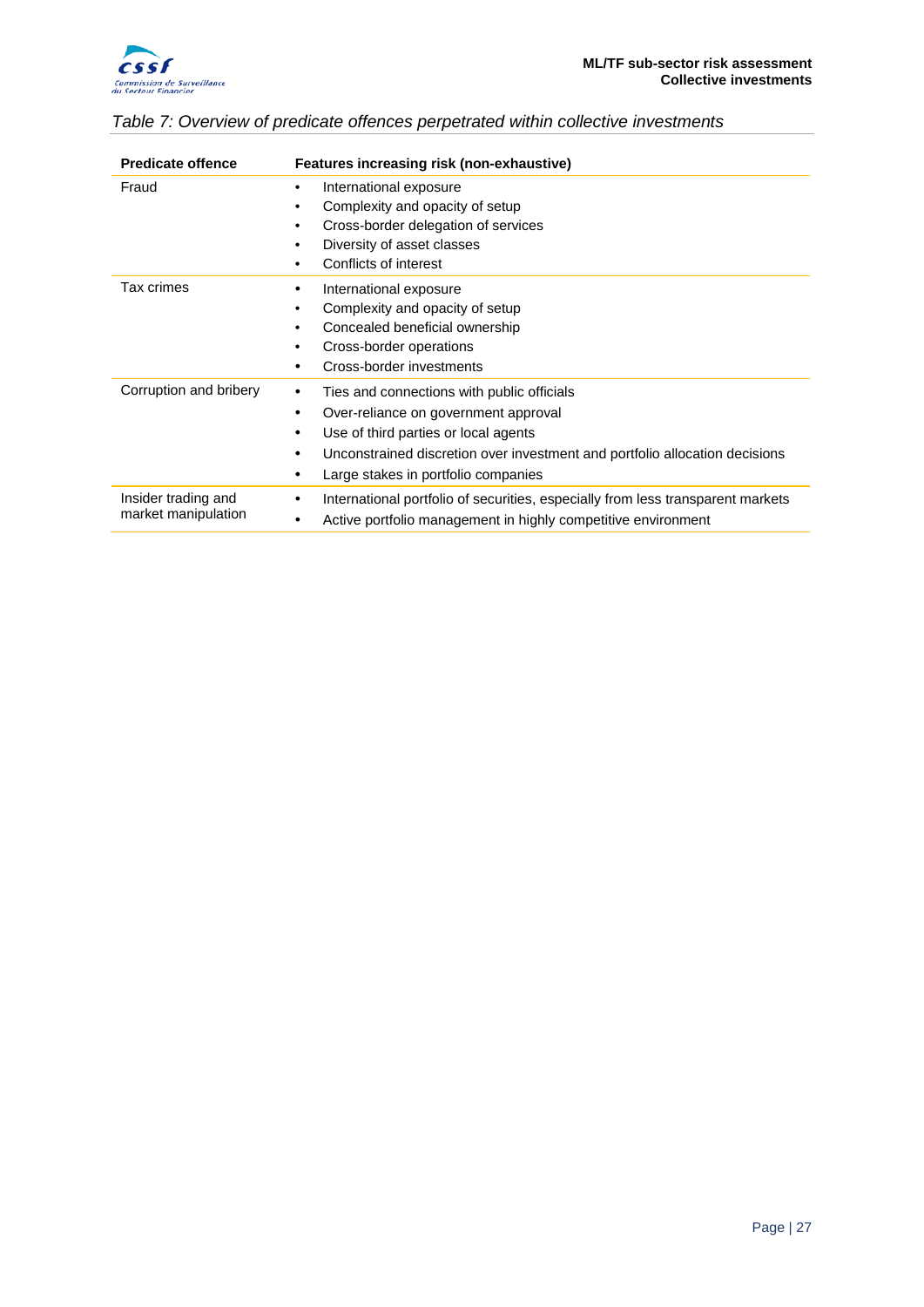*Table 7: Overview of predicate offences perpetrated within collective investments*

| Predicate offence | Features increasing risk (non-exhaustive) |
| --- | --- |
| Fraud | • International exposure<br>• Complexity and opacity of setup<br>• Cross-border delegation of services<br>• Diversity of asset classes<br>• Conflicts of interest |
| Tax crimes | • International exposure<br>• Complexity and opacity of setup<br>• Concealed beneficial ownership<br>• Cross-border operations<br>• Cross-border investments |
| Corruption and bribery | • Ties and connections with public officials<br>• Over-reliance on government approval<br>• Use of third parties or local agents<br>• Unconstrained discretion over investment and portfolio allocation decisions<br>• Large stakes in portfolio companies |
| Insider trading and market manipulation | • International portfolio of securities, especially from less transparent markets<br>• Active portfolio management in highly competitive environment |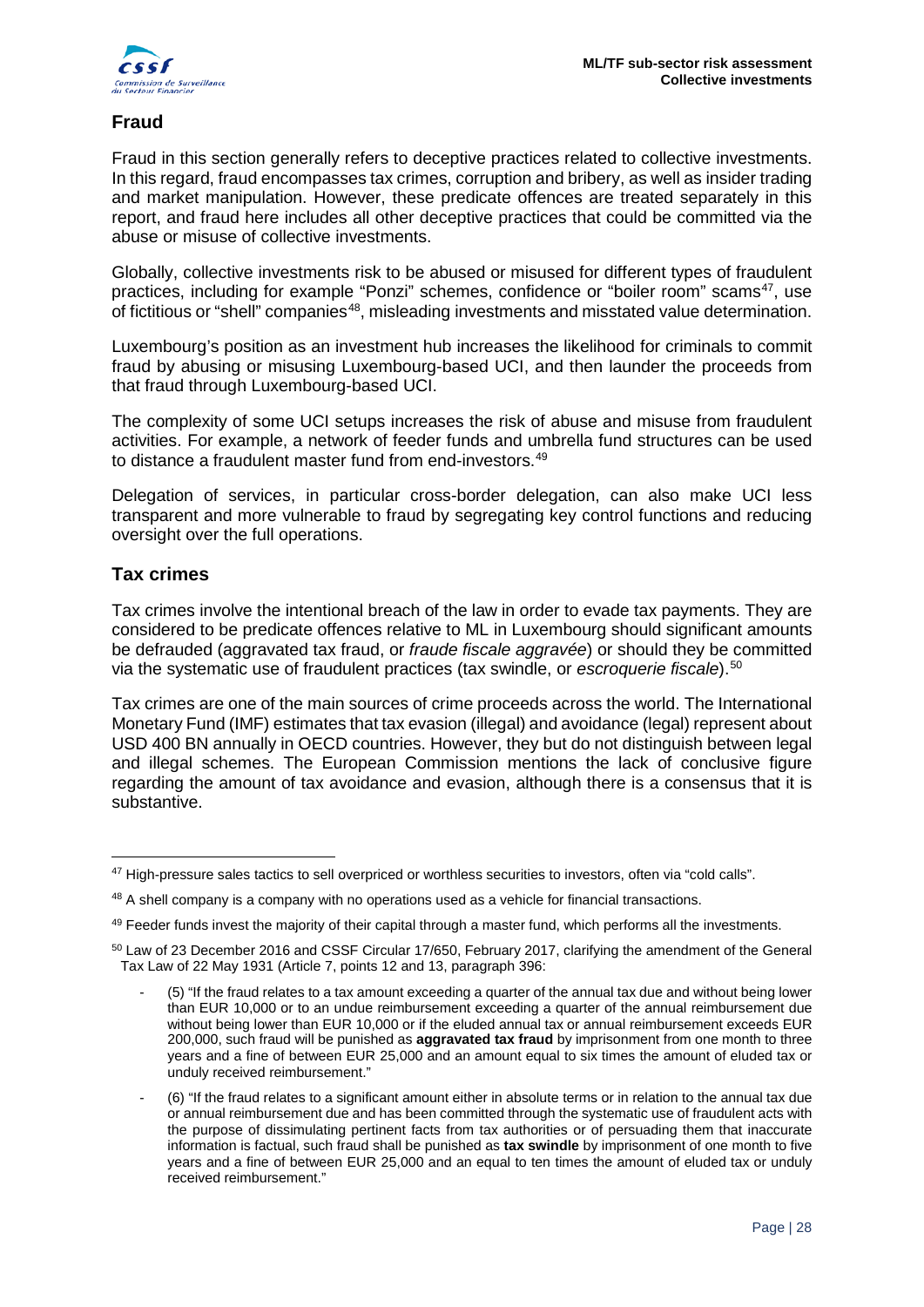## Fraud

Fraud in this section generally refers to deceptive practices related to collective investments. In this regard, fraud encompasses tax crimes, corruption and bribery, as well as insider trading and market manipulation. However, these predicate offences are treated separately in this report, and fraud here includes all other deceptive practices that could be committed via the abuse or misuse of collective investments.

Globally, collective investments risk to be abused or misused for different types of fraudulent practices, including for example "Ponzi" schemes, confidence or "boiler room" scams[47], use of fictitious or "shell" companies[48], misleading investments and misstated value determination.

Luxembourg's position as an investment hub increases the likelihood for criminals to commit fraud by abusing or misusing Luxembourg-based UCI, and then launder the proceeds from that fraud through Luxembourg-based UCI.

The complexity of some UCI setups increases the risk of abuse and misuse from fraudulent activities. For example, a network of feeder funds and umbrella fund structures can be used to distance a fraudulent master fund from end-investors.[49]

Delegation of services, in particular cross-border delegation, can also make UCI less transparent and more vulnerable to fraud by segregating key control functions and reducing oversight over the full operations.

## Tax crimes

Tax crimes involve the intentional breach of the law in order to evade tax payments. They are considered to be predicate offences relative to ML in Luxembourg should significant amounts be defrauded (aggravated tax fraud, or *fraude fiscale aggravée*) or should they be committed via the systematic use of fraudulent practices (tax swindle, or *escroquerie fiscale*).[50]

Tax crimes are one of the main sources of crime proceeds across the world. The International Monetary Fund (IMF) estimates that tax evasion (illegal) and avoidance (legal) represent about USD 400 BN annually in OECD countries. However, they but do not distinguish between legal and illegal schemes. The European Commission mentions the lack of conclusive figure regarding the amount of tax avoidance and evasion, although there is a consensus that it is substantive.

---

[47] High-pressure sales tactics to sell overpriced or worthless securities to investors, often via "cold calls".

[48] A shell company is a company with no operations used as a vehicle for financial transactions.

[49] Feeder funds invest the majority of their capital through a master fund, which performs all the investments.

[50] Law of 23 December 2016 and CSSF Circular 17/650, February 2017, clarifying the amendment of the General Tax Law of 22 May 1931 (Article 7, points 12 and 13, paragraph 396:

- (5) "If the fraud relates to a tax amount exceeding a quarter of the annual tax due and without being lower than EUR 10,000 or to an undue reimbursement exceeding a quarter of the annual reimbursement due without being lower than EUR 10,000 or if the eluded annual tax or annual reimbursement exceeds EUR 200,000, such fraud will be punished as **aggravated tax fraud** by imprisonment from one month to three years and a fine of between EUR 25,000 and an amount equal to six times the amount of eluded tax or unduly received reimbursement."
- (6) "If the fraud relates to a significant amount either in absolute terms or in relation to the annual tax due or annual reimbursement due and has been committed through the systematic use of fraudulent acts with the purpose of dissimulating pertinent facts from tax authorities or of persuading them that inaccurate information is factual, such fraud shall be punished as **tax swindle** by imprisonment of one month to five years and a fine of between EUR 25,000 and an equal to ten times the amount of eluded tax or unduly received reimbursement."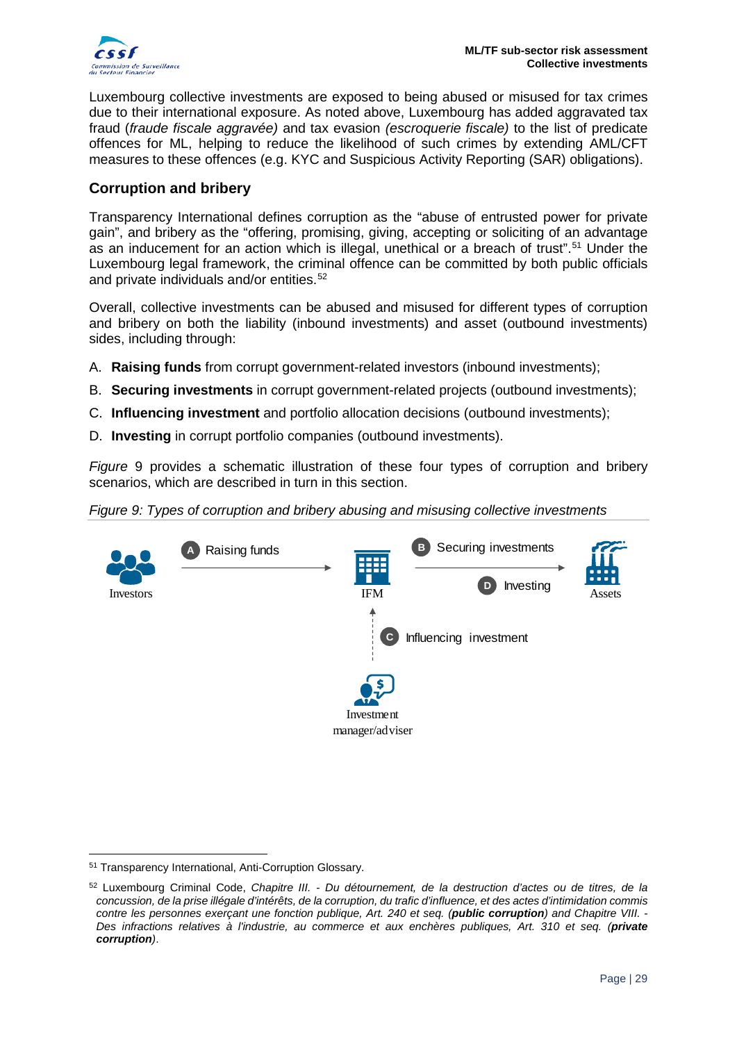Luxembourg collective investments are exposed to being abused or misused for tax crimes due to their international exposure. As noted above, Luxembourg has added aggravated tax fraud (*fraude fiscale aggravée)* and tax evasion *(escroquerie fiscale)* to the list of predicate offences for ML, helping to reduce the likelihood of such crimes by extending AML/CFT measures to these offences (e.g. KYC and Suspicious Activity Reporting (SAR) obligations).

## Corruption and bribery

Transparency International defines corruption as the "abuse of entrusted power for private gain", and bribery as the "offering, promising, giving, accepting or soliciting of an advantage as an inducement for an action which is illegal, unethical or a breach of trust".[51] Under the Luxembourg legal framework, the criminal offence can be committed by both public officials and private individuals and/or entities.[52]

Overall, collective investments can be abused and misused for different types of corruption and bribery on both the liability (inbound investments) and asset (outbound investments) sides, including through:

A. **Raising funds** from corrupt government-related investors (inbound investments);

B. **Securing investments** in corrupt government-related projects (outbound investments);

C. **Influencing investment** and portfolio allocation decisions (outbound investments);

D. **Investing** in corrupt portfolio companies (outbound investments).

*Figure* 9 provides a schematic illustration of these four types of corruption and bribery scenarios, which are described in turn in this section.

*Figure 9: Types of corruption and bribery abusing and misusing collective investments*

Investors → (A) Raising funds → IFM → (B) Securing investments / (D) Investing → Assets

Investment manager/adviser → (C) Influencing investment → IFM

---

[51] Transparency International, Anti-Corruption Glossary.

[52] Luxembourg Criminal Code, *Chapitre III. - Du détournement, de la destruction d'actes ou de titres, de la concussion, de la prise illégale d'intérêts, de la corruption, du trafic d'influence, et des actes d'intimidation commis contre les personnes exerçant une fonction publique, Art. 240 et seq.* (***public corruption***) and *Chapitre VIII. - Des infractions relatives à l'industrie, au commerce et aux enchères publiques, Art. 310 et seq.* (***private corruption***).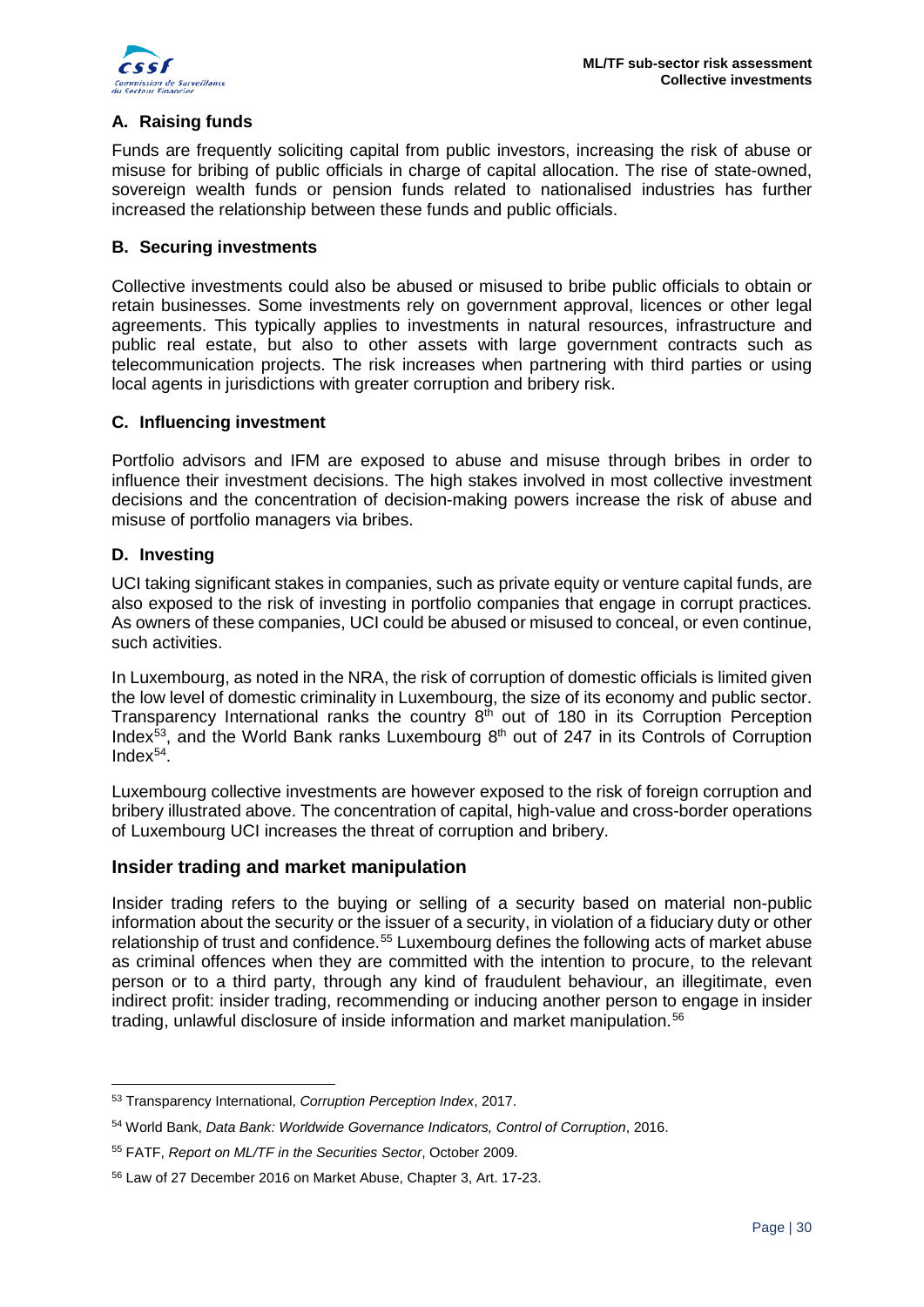### A. Raising funds

Funds are frequently soliciting capital from public investors, increasing the risk of abuse or misuse for bribing of public officials in charge of capital allocation. The rise of state-owned, sovereign wealth funds or pension funds related to nationalised industries has further increased the relationship between these funds and public officials.

### B. Securing investments

Collective investments could also be abused or misused to bribe public officials to obtain or retain businesses. Some investments rely on government approval, licences or other legal agreements. This typically applies to investments in natural resources, infrastructure and public real estate, but also to other assets with large government contracts such as telecommunication projects. The risk increases when partnering with third parties or using local agents in jurisdictions with greater corruption and bribery risk.

### C. Influencing investment

Portfolio advisors and IFM are exposed to abuse and misuse through bribes in order to influence their investment decisions. The high stakes involved in most collective investment decisions and the concentration of decision-making powers increase the risk of abuse and misuse of portfolio managers via bribes.

### D. Investing

UCI taking significant stakes in companies, such as private equity or venture capital funds, are also exposed to the risk of investing in portfolio companies that engage in corrupt practices. As owners of these companies, UCI could be abused or misused to conceal, or even continue, such activities.

In Luxembourg, as noted in the NRA, the risk of corruption of domestic officials is limited given the low level of domestic criminality in Luxembourg, the size of its economy and public sector. Transparency International ranks the country 8th out of 180 in its Corruption Perception Index[53], and the World Bank ranks Luxembourg 8th out of 247 in its Controls of Corruption Index[54].

Luxembourg collective investments are however exposed to the risk of foreign corruption and bribery illustrated above. The concentration of capital, high-value and cross-border operations of Luxembourg UCI increases the threat of corruption and bribery.

## Insider trading and market manipulation

Insider trading refers to the buying or selling of a security based on material non-public information about the security or the issuer of a security, in violation of a fiduciary duty or other relationship of trust and confidence.[55] Luxembourg defines the following acts of market abuse as criminal offences when they are committed with the intention to procure, to the relevant person or to a third party, through any kind of fraudulent behaviour, an illegitimate, even indirect profit: insider trading, recommending or inducing another person to engage in insider trading, unlawful disclosure of inside information and market manipulation.[56]

---

[53] Transparency International, *Corruption Perception Index*, 2017.

[54] World Bank, *Data Bank: Worldwide Governance Indicators, Control of Corruption*, 2016.

[55] FATF, *Report on ML/TF in the Securities Sector*, October 2009.

[56] Law of 27 December 2016 on Market Abuse, Chapter 3, Art. 17-23.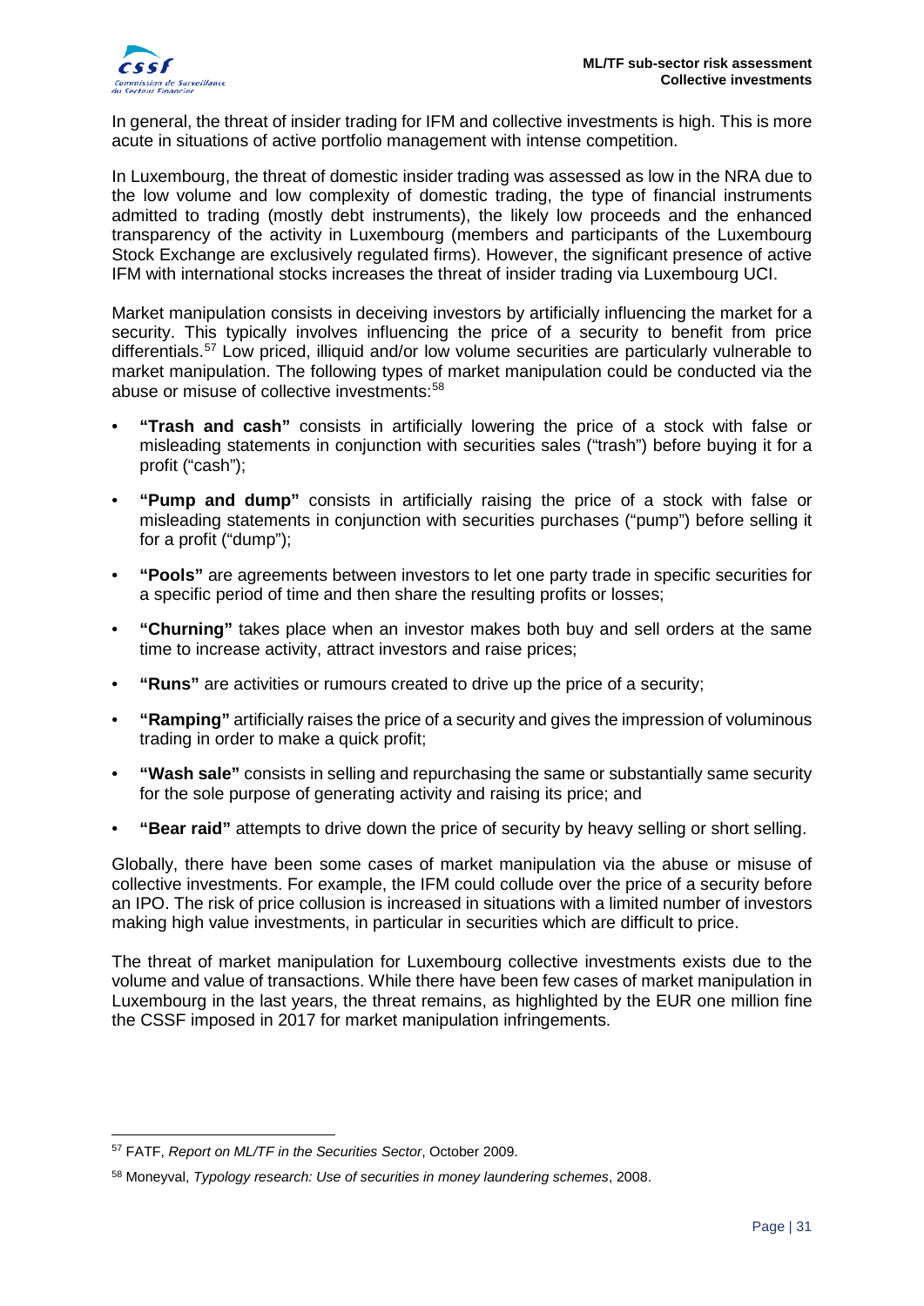In general, the threat of insider trading for IFM and collective investments is high. This is more acute in situations of active portfolio management with intense competition.

In Luxembourg, the threat of domestic insider trading was assessed as low in the NRA due to the low volume and low complexity of domestic trading, the type of financial instruments admitted to trading (mostly debt instruments), the likely low proceeds and the enhanced transparency of the activity in Luxembourg (members and participants of the Luxembourg Stock Exchange are exclusively regulated firms). However, the significant presence of active IFM with international stocks increases the threat of insider trading via Luxembourg UCI.

Market manipulation consists in deceiving investors by artificially influencing the market for a security. This typically involves influencing the price of a security to benefit from price differentials.[57] Low priced, illiquid and/or low volume securities are particularly vulnerable to market manipulation. The following types of market manipulation could be conducted via the abuse or misuse of collective investments:[58]

- **"Trash and cash"** consists in artificially lowering the price of a stock with false or misleading statements in conjunction with securities sales ("trash") before buying it for a profit ("cash");
- **"Pump and dump"** consists in artificially raising the price of a stock with false or misleading statements in conjunction with securities purchases ("pump") before selling it for a profit ("dump");
- **"Pools"** are agreements between investors to let one party trade in specific securities for a specific period of time and then share the resulting profits or losses;
- **"Churning"** takes place when an investor makes both buy and sell orders at the same time to increase activity, attract investors and raise prices;
- **"Runs"** are activities or rumours created to drive up the price of a security;
- **"Ramping"** artificially raises the price of a security and gives the impression of voluminous trading in order to make a quick profit;
- **"Wash sale"** consists in selling and repurchasing the same or substantially same security for the sole purpose of generating activity and raising its price; and
- **"Bear raid"** attempts to drive down the price of security by heavy selling or short selling.

Globally, there have been some cases of market manipulation via the abuse or misuse of collective investments. For example, the IFM could collude over the price of a security before an IPO. The risk of price collusion is increased in situations with a limited number of investors making high value investments, in particular in securities which are difficult to price.

The threat of market manipulation for Luxembourg collective investments exists due to the volume and value of transactions. While there have been few cases of market manipulation in Luxembourg in the last years, the threat remains, as highlighted by the EUR one million fine the CSSF imposed in 2017 for market manipulation infringements.

---

[57] FATF, *Report on ML/TF in the Securities Sector*, October 2009.

[58] Moneyval, *Typology research: Use of securities in money laundering schemes*, 2008.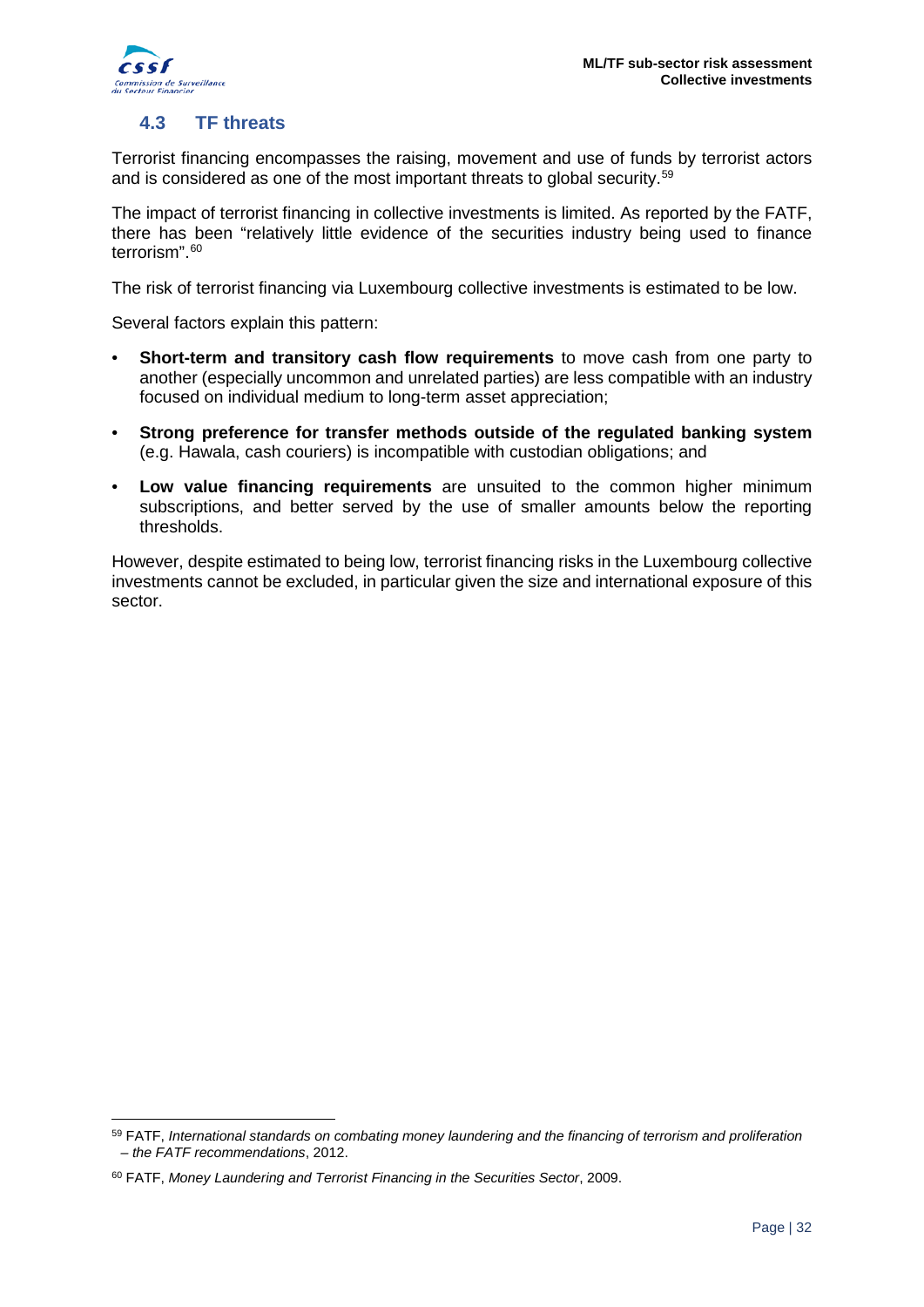## 4.3 TF threats

Terrorist financing encompasses the raising, movement and use of funds by terrorist actors and is considered as one of the most important threats to global security.[59]

The impact of terrorist financing in collective investments is limited. As reported by the FATF, there has been "relatively little evidence of the securities industry being used to finance terrorism".[60]

The risk of terrorist financing via Luxembourg collective investments is estimated to be low.

Several factors explain this pattern:

- **Short-term and transitory cash flow requirements** to move cash from one party to another (especially uncommon and unrelated parties) are less compatible with an industry focused on individual medium to long-term asset appreciation;
- **Strong preference for transfer methods outside of the regulated banking system** (e.g. Hawala, cash couriers) is incompatible with custodian obligations; and
- **Low value financing requirements** are unsuited to the common higher minimum subscriptions, and better served by the use of smaller amounts below the reporting thresholds.

However, despite estimated to being low, terrorist financing risks in the Luxembourg collective investments cannot be excluded, in particular given the size and international exposure of this sector.

---

[59] FATF, *International standards on combating money laundering and the financing of terrorism and proliferation – the FATF recommendations*, 2012.

[60] FATF, *Money Laundering and Terrorist Financing in the Securities Sector*, 2009.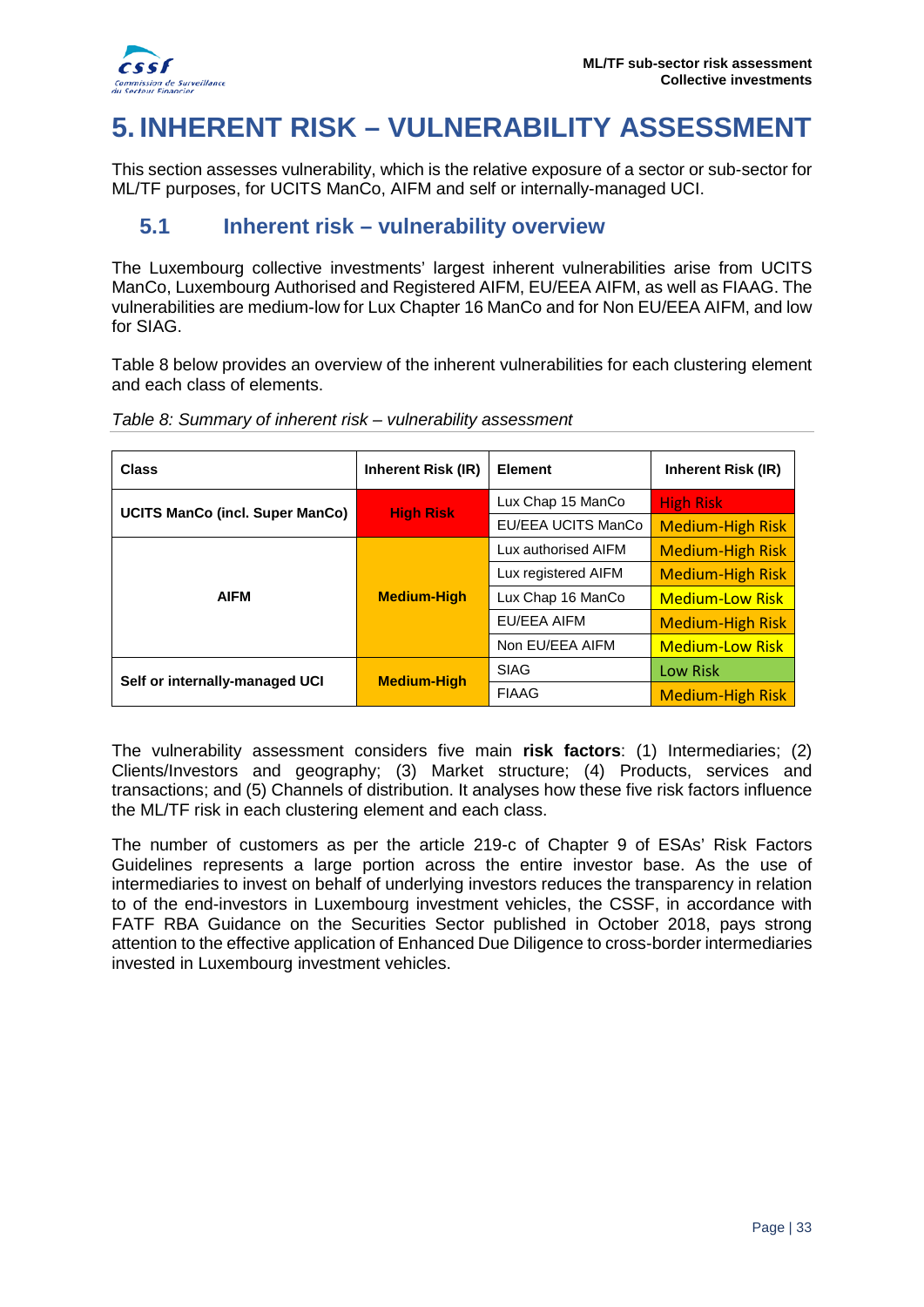# 5. INHERENT RISK – VULNERABILITY ASSESSMENT

This section assesses vulnerability, which is the relative exposure of a sector or sub-sector for ML/TF purposes, for UCITS ManCo, AIFM and self or internally-managed UCI.

## 5.1 Inherent risk – vulnerability overview

The Luxembourg collective investments' largest inherent vulnerabilities arise from UCITS ManCo, Luxembourg Authorised and Registered AIFM, EU/EEA AIFM, as well as FIAAG. The vulnerabilities are medium-low for Lux Chapter 16 ManCo and for Non EU/EEA AIFM, and low for SIAG.

Table 8 below provides an overview of the inherent vulnerabilities for each clustering element and each class of elements.

*Table 8: Summary of inherent risk – vulnerability assessment*

| Class | Inherent Risk (IR) | Element | Inherent Risk (IR) |
|---|---|---|---|
| UCITS ManCo (incl. Super ManCo) | High Risk | Lux Chap 15 ManCo | High Risk |
| | | EU/EEA UCITS ManCo | Medium-High Risk |
| AIFM | Medium-High | Lux authorised AIFM | Medium-High Risk |
| | | Lux registered AIFM | Medium-High Risk |
| | | Lux Chap 16 ManCo | Medium-Low Risk |
| | | EU/EEA AIFM | Medium-High Risk |
| | | Non EU/EEA AIFM | Medium-Low Risk |
| Self or internally-managed UCI | Medium-High | SIAG | Low Risk |
| | | FIAAG | Medium-High Risk |

The vulnerability assessment considers five main **risk factors**: (1) Intermediaries; (2) Clients/Investors and geography; (3) Market structure; (4) Products, services and transactions; and (5) Channels of distribution. It analyses how these five risk factors influence the ML/TF risk in each clustering element and each class.

The number of customers as per the article 219-c of Chapter 9 of ESAs' Risk Factors Guidelines represents a large portion across the entire investor base. As the use of intermediaries to invest on behalf of underlying investors reduces the transparency in relation to of the end-investors in Luxembourg investment vehicles, the CSSF, in accordance with FATF RBA Guidance on the Securities Sector published in October 2018, pays strong attention to the effective application of Enhanced Due Diligence to cross-border intermediaries invested in Luxembourg investment vehicles.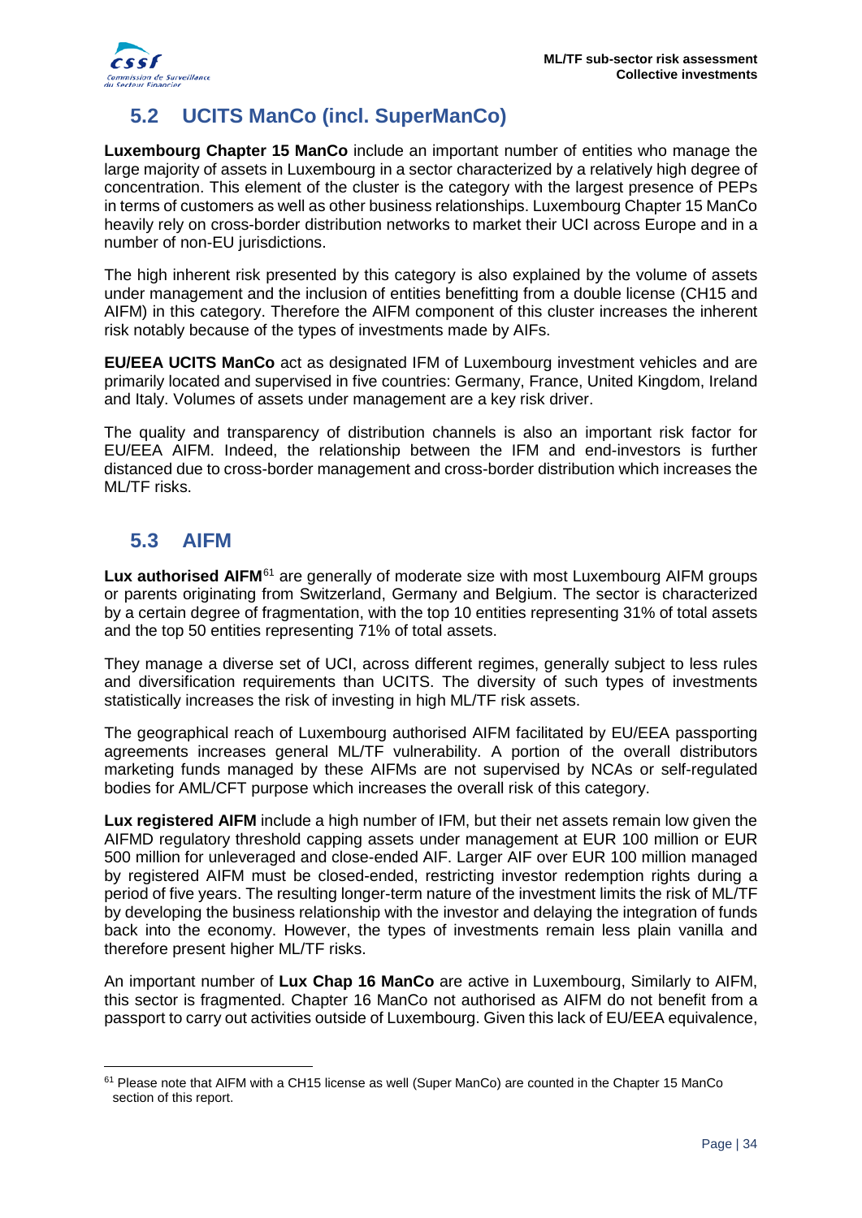## 5.2 UCITS ManCo (incl. SuperManCo)

**Luxembourg Chapter 15 ManCo** include an important number of entities who manage the large majority of assets in Luxembourg in a sector characterized by a relatively high degree of concentration. This element of the cluster is the category with the largest presence of PEPs in terms of customers as well as other business relationships. Luxembourg Chapter 15 ManCo heavily rely on cross-border distribution networks to market their UCI across Europe and in a number of non-EU jurisdictions.

The high inherent risk presented by this category is also explained by the volume of assets under management and the inclusion of entities benefitting from a double license (CH15 and AIFM) in this category. Therefore the AIFM component of this cluster increases the inherent risk notably because of the types of investments made by AIFs.

**EU/EEA UCITS ManCo** act as designated IFM of Luxembourg investment vehicles and are primarily located and supervised in five countries: Germany, France, United Kingdom, Ireland and Italy. Volumes of assets under management are a key risk driver.

The quality and transparency of distribution channels is also an important risk factor for EU/EEA AIFM. Indeed, the relationship between the IFM and end-investors is further distanced due to cross-border management and cross-border distribution which increases the ML/TF risks.

## 5.3 AIFM

**Lux authorised AIFM**[61] are generally of moderate size with most Luxembourg AIFM groups or parents originating from Switzerland, Germany and Belgium. The sector is characterized by a certain degree of fragmentation, with the top 10 entities representing 31% of total assets and the top 50 entities representing 71% of total assets.

They manage a diverse set of UCI, across different regimes, generally subject to less rules and diversification requirements than UCITS. The diversity of such types of investments statistically increases the risk of investing in high ML/TF risk assets.

The geographical reach of Luxembourg authorised AIFM facilitated by EU/EEA passporting agreements increases general ML/TF vulnerability. A portion of the overall distributors marketing funds managed by these AIFMs are not supervised by NCAs or self-regulated bodies for AML/CFT purpose which increases the overall risk of this category.

**Lux registered AIFM** include a high number of IFM, but their net assets remain low given the AIFMD regulatory threshold capping assets under management at EUR 100 million or EUR 500 million for unleveraged and close-ended AIF. Larger AIF over EUR 100 million managed by registered AIFM must be closed-ended, restricting investor redemption rights during a period of five years. The resulting longer-term nature of the investment limits the risk of ML/TF by developing the business relationship with the investor and delaying the integration of funds back into the economy. However, the types of investments remain less plain vanilla and therefore present higher ML/TF risks.

An important number of **Lux Chap 16 ManCo** are active in Luxembourg, Similarly to AIFM, this sector is fragmented. Chapter 16 ManCo not authorised as AIFM do not benefit from a passport to carry out activities outside of Luxembourg. Given this lack of EU/EEA equivalence,

[61] Please note that AIFM with a CH15 license as well (Super ManCo) are counted in the Chapter 15 ManCo section of this report.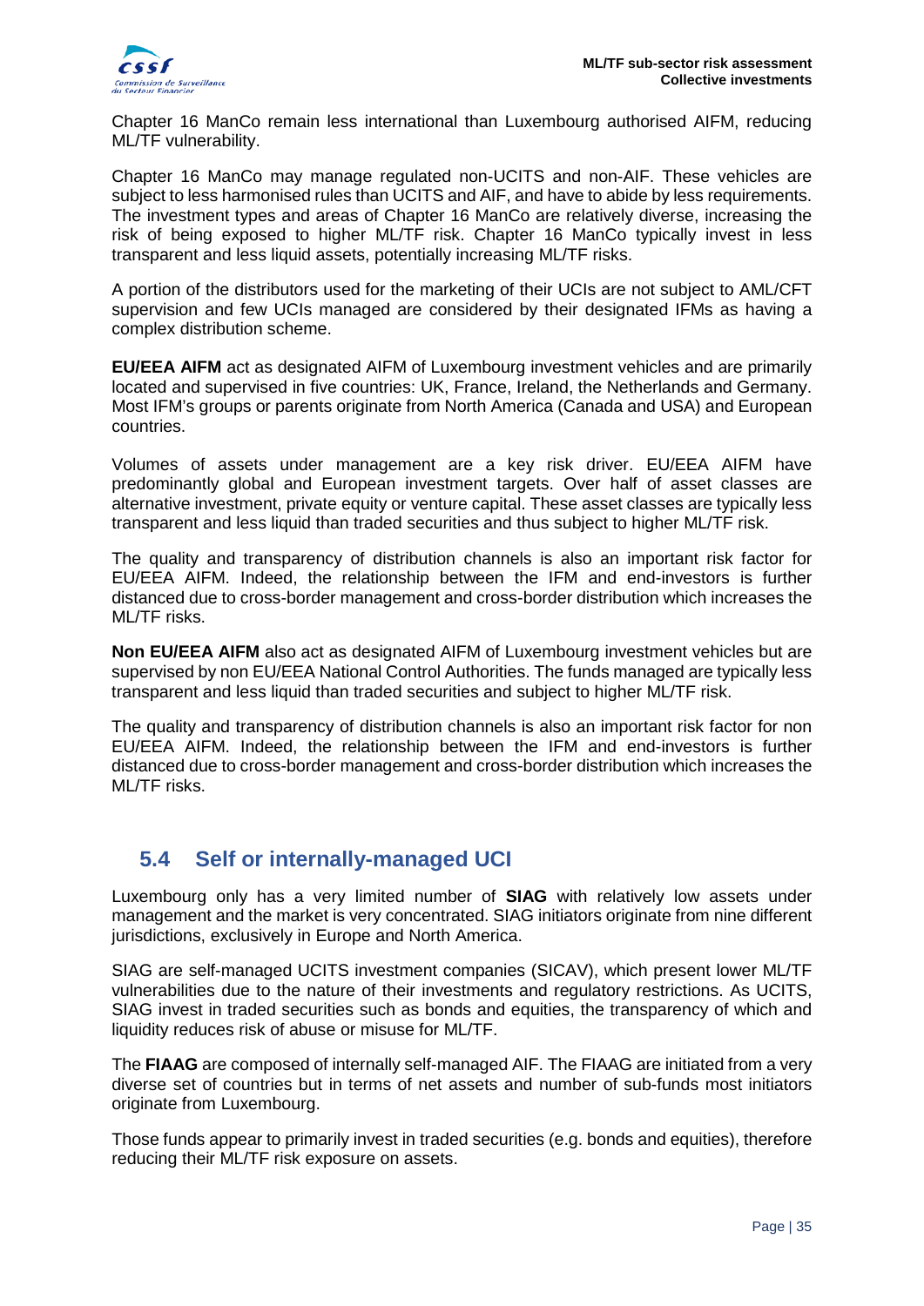Chapter 16 ManCo remain less international than Luxembourg authorised AIFM, reducing ML/TF vulnerability.

Chapter 16 ManCo may manage regulated non-UCITS and non-AIF. These vehicles are subject to less harmonised rules than UCITS and AIF, and have to abide by less requirements. The investment types and areas of Chapter 16 ManCo are relatively diverse, increasing the risk of being exposed to higher ML/TF risk. Chapter 16 ManCo typically invest in less transparent and less liquid assets, potentially increasing ML/TF risks.

A portion of the distributors used for the marketing of their UCIs are not subject to AML/CFT supervision and few UCIs managed are considered by their designated IFMs as having a complex distribution scheme.

**EU/EEA AIFM** act as designated AIFM of Luxembourg investment vehicles and are primarily located and supervised in five countries: UK, France, Ireland, the Netherlands and Germany. Most IFM's groups or parents originate from North America (Canada and USA) and European countries.

Volumes of assets under management are a key risk driver. EU/EEA AIFM have predominantly global and European investment targets. Over half of asset classes are alternative investment, private equity or venture capital. These asset classes are typically less transparent and less liquid than traded securities and thus subject to higher ML/TF risk.

The quality and transparency of distribution channels is also an important risk factor for EU/EEA AIFM. Indeed, the relationship between the IFM and end-investors is further distanced due to cross-border management and cross-border distribution which increases the ML/TF risks.

**Non EU/EEA AIFM** also act as designated AIFM of Luxembourg investment vehicles but are supervised by non EU/EEA National Control Authorities. The funds managed are typically less transparent and less liquid than traded securities and subject to higher ML/TF risk.

The quality and transparency of distribution channels is also an important risk factor for non EU/EEA AIFM. Indeed, the relationship between the IFM and end-investors is further distanced due to cross-border management and cross-border distribution which increases the ML/TF risks.

## 5.4 Self or internally-managed UCI

Luxembourg only has a very limited number of **SIAG** with relatively low assets under management and the market is very concentrated. SIAG initiators originate from nine different jurisdictions, exclusively in Europe and North America.

SIAG are self-managed UCITS investment companies (SICAV), which present lower ML/TF vulnerabilities due to the nature of their investments and regulatory restrictions. As UCITS, SIAG invest in traded securities such as bonds and equities, the transparency of which and liquidity reduces risk of abuse or misuse for ML/TF.

The **FIAAG** are composed of internally self-managed AIF. The FIAAG are initiated from a very diverse set of countries but in terms of net assets and number of sub-funds most initiators originate from Luxembourg.

Those funds appear to primarily invest in traded securities (e.g. bonds and equities), therefore reducing their ML/TF risk exposure on assets.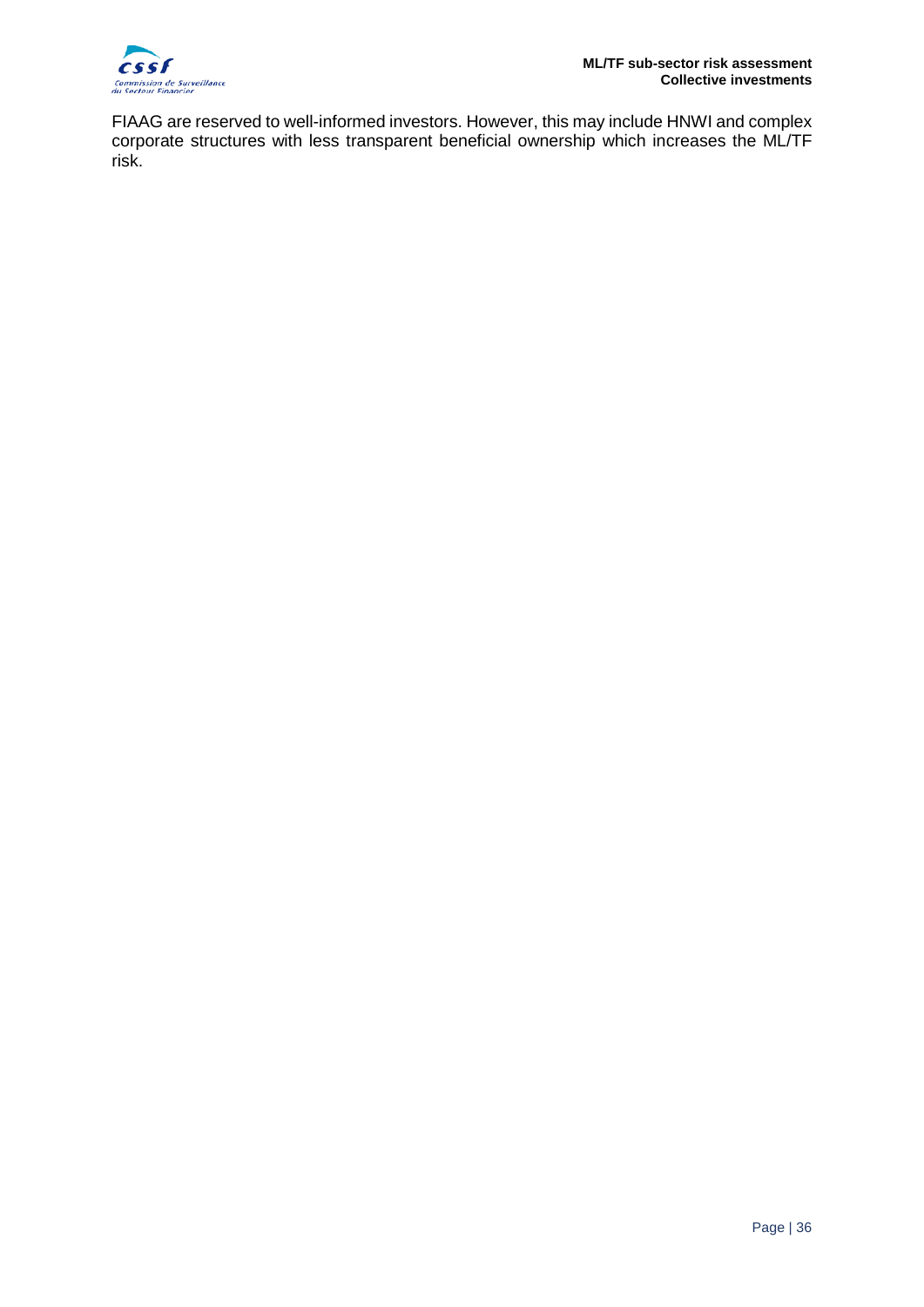FIAAG are reserved to well-informed investors. However, this may include HNWI and complex corporate structures with less transparent beneficial ownership which increases the ML/TF risk.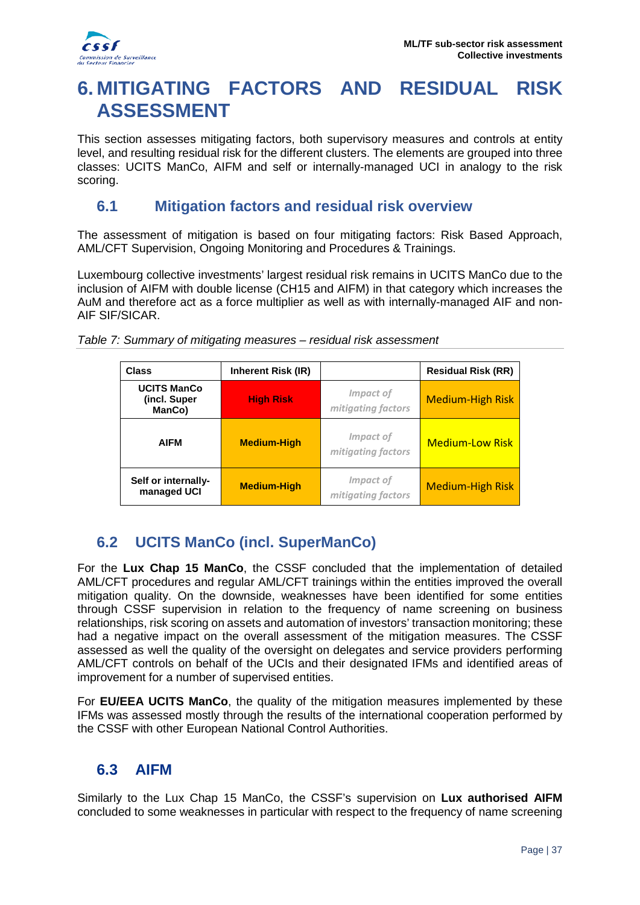# 6. MITIGATING FACTORS AND RESIDUAL RISK ASSESSMENT

This section assesses mitigating factors, both supervisory measures and controls at entity level, and resulting residual risk for the different clusters. The elements are grouped into three classes: UCITS ManCo, AIFM and self or internally-managed UCI in analogy to the risk scoring.

## 6.1 Mitigation factors and residual risk overview

The assessment of mitigation is based on four mitigating factors: Risk Based Approach, AML/CFT Supervision, Ongoing Monitoring and Procedures & Trainings.

Luxembourg collective investments' largest residual risk remains in UCITS ManCo due to the inclusion of AIFM with double license (CH15 and AIFM) in that category which increases the AuM and therefore act as a force multiplier as well as with internally-managed AIF and non-AIF SIF/SICAR.

*Table 7: Summary of mitigating measures – residual risk assessment*

| Class | Inherent Risk (IR) | | Residual Risk (RR) |
|---|---|---|---|
| UCITS ManCo (incl. Super ManCo) | High Risk | *Impact of mitigating factors* | Medium-High Risk |
| AIFM | Medium-High | *Impact of mitigating factors* | Medium-Low Risk |
| Self or internally-managed UCI | Medium-High | *Impact of mitigating factors* | Medium-High Risk |

## 6.2 UCITS ManCo (incl. SuperManCo)

For the **Lux Chap 15 ManCo**, the CSSF concluded that the implementation of detailed AML/CFT procedures and regular AML/CFT trainings within the entities improved the overall mitigation quality. On the downside, weaknesses have been identified for some entities through CSSF supervision in relation to the frequency of name screening on business relationships, risk scoring on assets and automation of investors' transaction monitoring; these had a negative impact on the overall assessment of the mitigation measures. The CSSF assessed as well the quality of the oversight on delegates and service providers performing AML/CFT controls on behalf of the UCIs and their designated IFMs and identified areas of improvement for a number of supervised entities.

For **EU/EEA UCITS ManCo**, the quality of the mitigation measures implemented by these IFMs was assessed mostly through the results of the international cooperation performed by the CSSF with other European National Control Authorities.

## 6.3 AIFM

Similarly to the Lux Chap 15 ManCo, the CSSF's supervision on **Lux authorised AIFM** concluded to some weaknesses in particular with respect to the frequency of name screening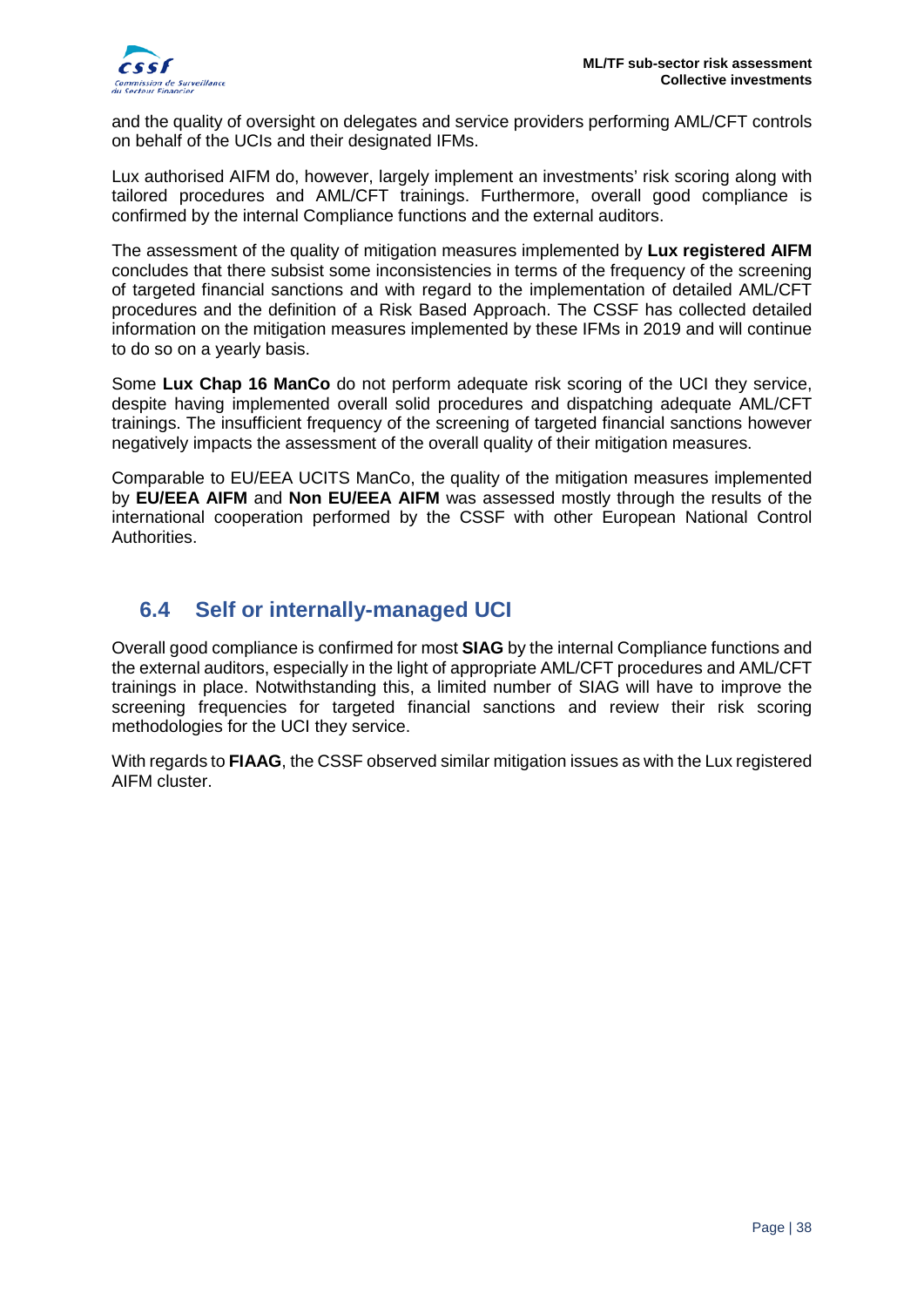and the quality of oversight on delegates and service providers performing AML/CFT controls on behalf of the UCIs and their designated IFMs.

Lux authorised AIFM do, however, largely implement an investments' risk scoring along with tailored procedures and AML/CFT trainings. Furthermore, overall good compliance is confirmed by the internal Compliance functions and the external auditors.

The assessment of the quality of mitigation measures implemented by **Lux registered AIFM** concludes that there subsist some inconsistencies in terms of the frequency of the screening of targeted financial sanctions and with regard to the implementation of detailed AML/CFT procedures and the definition of a Risk Based Approach. The CSSF has collected detailed information on the mitigation measures implemented by these IFMs in 2019 and will continue to do so on a yearly basis.

Some **Lux Chap 16 ManCo** do not perform adequate risk scoring of the UCI they service, despite having implemented overall solid procedures and dispatching adequate AML/CFT trainings. The insufficient frequency of the screening of targeted financial sanctions however negatively impacts the assessment of the overall quality of their mitigation measures.

Comparable to EU/EEA UCITS ManCo, the quality of the mitigation measures implemented by **EU/EEA AIFM** and **Non EU/EEA AIFM** was assessed mostly through the results of the international cooperation performed by the CSSF with other European National Control Authorities.

## 6.4 Self or internally-managed UCI

Overall good compliance is confirmed for most **SIAG** by the internal Compliance functions and the external auditors, especially in the light of appropriate AML/CFT procedures and AML/CFT trainings in place. Notwithstanding this, a limited number of SIAG will have to improve the screening frequencies for targeted financial sanctions and review their risk scoring methodologies for the UCI they service.

With regards to **FIAAG**, the CSSF observed similar mitigation issues as with the Lux registered AIFM cluster.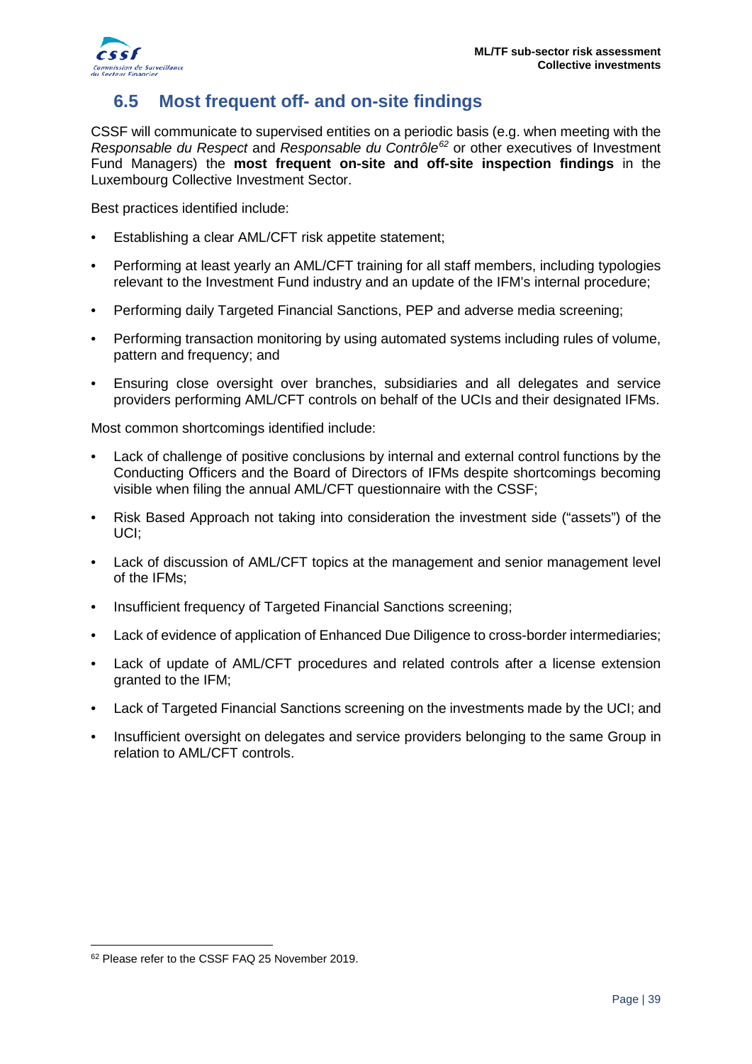## 6.5 Most frequent off- and on-site findings

CSSF will communicate to supervised entities on a periodic basis (e.g. when meeting with the *Responsable du Respect* and *Responsable du Contrôle*[62] or other executives of Investment Fund Managers) the **most frequent on-site and off-site inspection findings** in the Luxembourg Collective Investment Sector.

Best practices identified include:

- Establishing a clear AML/CFT risk appetite statement;
- Performing at least yearly an AML/CFT training for all staff members, including typologies relevant to the Investment Fund industry and an update of the IFM's internal procedure;
- Performing daily Targeted Financial Sanctions, PEP and adverse media screening;
- Performing transaction monitoring by using automated systems including rules of volume, pattern and frequency; and
- Ensuring close oversight over branches, subsidiaries and all delegates and service providers performing AML/CFT controls on behalf of the UCIs and their designated IFMs.

Most common shortcomings identified include:

- Lack of challenge of positive conclusions by internal and external control functions by the Conducting Officers and the Board of Directors of IFMs despite shortcomings becoming visible when filing the annual AML/CFT questionnaire with the CSSF;
- Risk Based Approach not taking into consideration the investment side ("assets") of the UCI;
- Lack of discussion of AML/CFT topics at the management and senior management level of the IFMs;
- Insufficient frequency of Targeted Financial Sanctions screening;
- Lack of evidence of application of Enhanced Due Diligence to cross-border intermediaries;
- Lack of update of AML/CFT procedures and related controls after a license extension granted to the IFM;
- Lack of Targeted Financial Sanctions screening on the investments made by the UCI; and
- Insufficient oversight on delegates and service providers belonging to the same Group in relation to AML/CFT controls.

[62] Please refer to the CSSF FAQ 25 November 2019.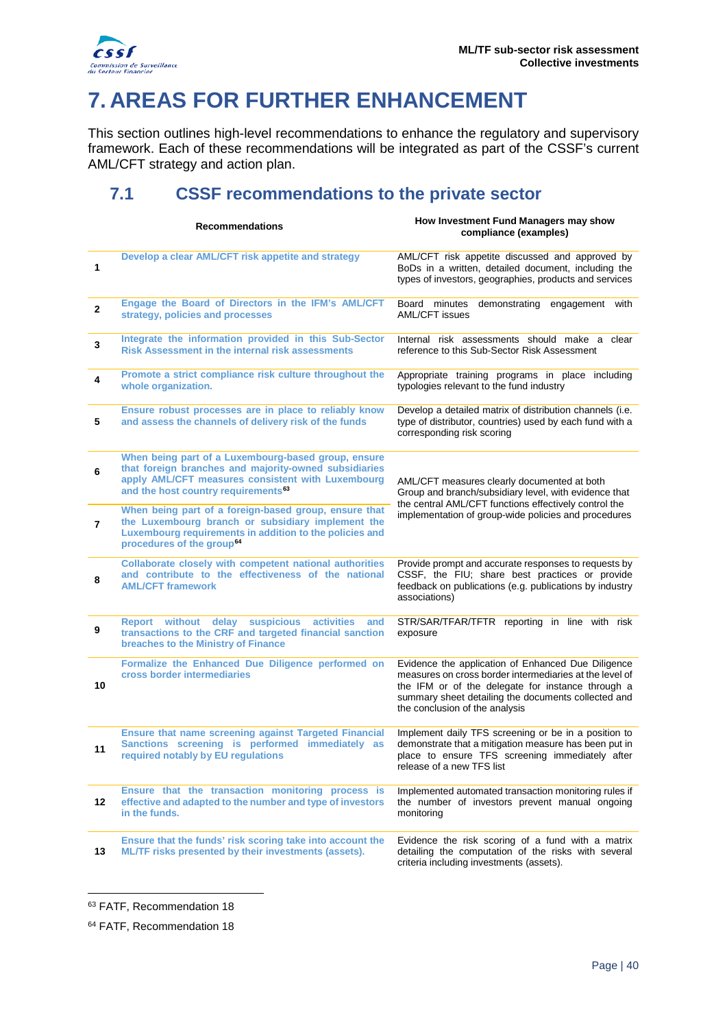# 7. AREAS FOR FURTHER ENHANCEMENT

This section outlines high-level recommendations to enhance the regulatory and supervisory framework. Each of these recommendations will be integrated as part of the CSSF's current AML/CFT strategy and action plan.

## 7.1 CSSF recommendations to the private sector

| | Recommendations | How Investment Fund Managers may show compliance (examples) |
|---|---|---|
| 1 | **Develop a clear AML/CFT risk appetite and strategy** | AML/CFT risk appetite discussed and approved by BoDs in a written, detailed document, including the types of investors, geographies, products and services |
| 2 | **Engage the Board of Directors in the IFM's AML/CFT strategy, policies and processes** | Board minutes demonstrating engagement with AML/CFT issues |
| 3 | **Integrate the information provided in this Sub-Sector Risk Assessment in the internal risk assessments** | Internal risk assessments should make a clear reference to this Sub-Sector Risk Assessment |
| 4 | **Promote a strict compliance risk culture throughout the whole organization.** | Appropriate training programs in place including typologies relevant to the fund industry |
| 5 | **Ensure robust processes are in place to reliably know and assess the channels of delivery risk of the funds** | Develop a detailed matrix of distribution channels (i.e. type of distributor, countries) used by each fund with a corresponding risk scoring |
| 6 | **When being part of a Luxembourg-based group, ensure that foreign branches and majority-owned subsidiaries apply AML/CFT measures consistent with Luxembourg and the host country requirements**[63] | AML/CFT measures clearly documented at both Group and branch/subsidiary level, with evidence that the central AML/CFT functions effectively control the implementation of group-wide policies and procedures |
| 7 | **When being part of a foreign-based group, ensure that the Luxembourg branch or subsidiary implement the Luxembourg requirements in addition to the policies and procedures of the group**[64] | |
| 8 | **Collaborate closely with competent national authorities and contribute to the effectiveness of the national AML/CFT framework** | Provide prompt and accurate responses to requests by CSSF, the FIU; share best practices or provide feedback on publications (e.g. publications by industry associations) |
| 9 | **Report without delay suspicious activities and transactions to the CRF and targeted financial sanction breaches to the Ministry of Finance** | STR/SAR/TFAR/TFTR reporting in line with risk exposure |
| 10 | **Formalize the Enhanced Due Diligence performed on cross border intermediaries** | Evidence the application of Enhanced Due Diligence measures on cross border intermediaries at the level of the IFM or of the delegate for instance through a summary sheet detailing the documents collected and the conclusion of the analysis |
| 11 | **Ensure that name screening against Targeted Financial Sanctions screening is performed immediately as required notably by EU regulations** | Implement daily TFS screening or be in a position to demonstrate that a mitigation measure has been put in place to ensure TFS screening immediately after release of a new TFS list |
| 12 | **Ensure that the transaction monitoring process is effective and adapted to the number and type of investors in the funds.** | Implemented automated transaction monitoring rules if the number of investors prevent manual ongoing monitoring |
| 13 | **Ensure that the funds' risk scoring take into account the ML/TF risks presented by their investments (assets).** | Evidence the risk scoring of a fund with a matrix detailing the computation of the risks with several criteria including investments (assets). |

[63] FATF, Recommendation 18

[64] FATF, Recommendation 18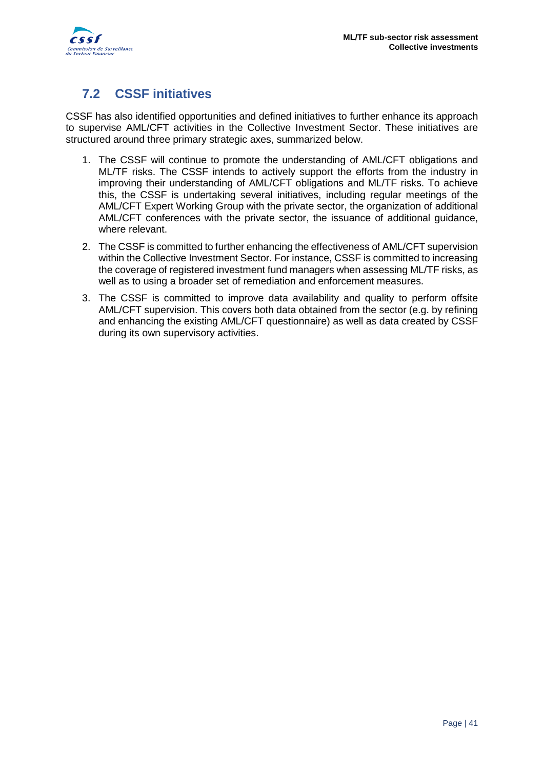## 7.2 CSSF initiatives

CSSF has also identified opportunities and defined initiatives to further enhance its approach to supervise AML/CFT activities in the Collective Investment Sector. These initiatives are structured around three primary strategic axes, summarized below.

1. The CSSF will continue to promote the understanding of AML/CFT obligations and ML/TF risks. The CSSF intends to actively support the efforts from the industry in improving their understanding of AML/CFT obligations and ML/TF risks. To achieve this, the CSSF is undertaking several initiatives, including regular meetings of the AML/CFT Expert Working Group with the private sector, the organization of additional AML/CFT conferences with the private sector, the issuance of additional guidance, where relevant.
2. The CSSF is committed to further enhancing the effectiveness of AML/CFT supervision within the Collective Investment Sector. For instance, CSSF is committed to increasing the coverage of registered investment fund managers when assessing ML/TF risks, as well as to using a broader set of remediation and enforcement measures.
3. The CSSF is committed to improve data availability and quality to perform offsite AML/CFT supervision. This covers both data obtained from the sector (e.g. by refining and enhancing the existing AML/CFT questionnaire) as well as data created by CSSF during its own supervisory activities.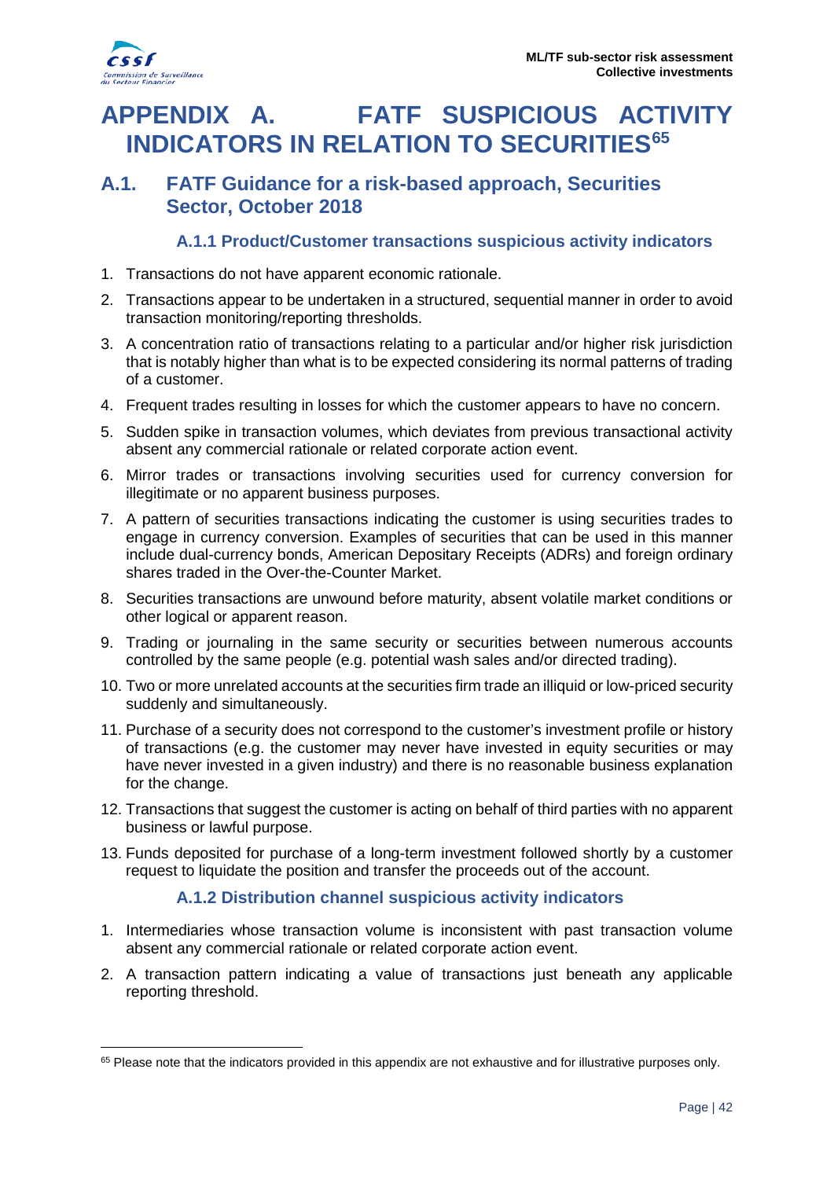# APPENDIX A. FATF SUSPICIOUS ACTIVITY INDICATORS IN RELATION TO SECURITIES[65]

## A.1. FATF Guidance for a risk-based approach, Securities Sector, October 2018

### A.1.1 Product/Customer transactions suspicious activity indicators

1. Transactions do not have apparent economic rationale.
2. Transactions appear to be undertaken in a structured, sequential manner in order to avoid transaction monitoring/reporting thresholds.
3. A concentration ratio of transactions relating to a particular and/or higher risk jurisdiction that is notably higher than what is to be expected considering its normal patterns of trading of a customer.
4. Frequent trades resulting in losses for which the customer appears to have no concern.
5. Sudden spike in transaction volumes, which deviates from previous transactional activity absent any commercial rationale or related corporate action event.
6. Mirror trades or transactions involving securities used for currency conversion for illegitimate or no apparent business purposes.
7. A pattern of securities transactions indicating the customer is using securities trades to engage in currency conversion. Examples of securities that can be used in this manner include dual-currency bonds, American Depositary Receipts (ADRs) and foreign ordinary shares traded in the Over-the-Counter Market.
8. Securities transactions are unwound before maturity, absent volatile market conditions or other logical or apparent reason.
9. Trading or journaling in the same security or securities between numerous accounts controlled by the same people (e.g. potential wash sales and/or directed trading).
10. Two or more unrelated accounts at the securities firm trade an illiquid or low-priced security suddenly and simultaneously.
11. Purchase of a security does not correspond to the customer's investment profile or history of transactions (e.g. the customer may never have invested in equity securities or may have never invested in a given industry) and there is no reasonable business explanation for the change.
12. Transactions that suggest the customer is acting on behalf of third parties with no apparent business or lawful purpose.
13. Funds deposited for purchase of a long-term investment followed shortly by a customer request to liquidate the position and transfer the proceeds out of the account.

### A.1.2 Distribution channel suspicious activity indicators

1. Intermediaries whose transaction volume is inconsistent with past transaction volume absent any commercial rationale or related corporate action event.
2. A transaction pattern indicating a value of transactions just beneath any applicable reporting threshold.

[65] Please note that the indicators provided in this appendix are not exhaustive and for illustrative purposes only.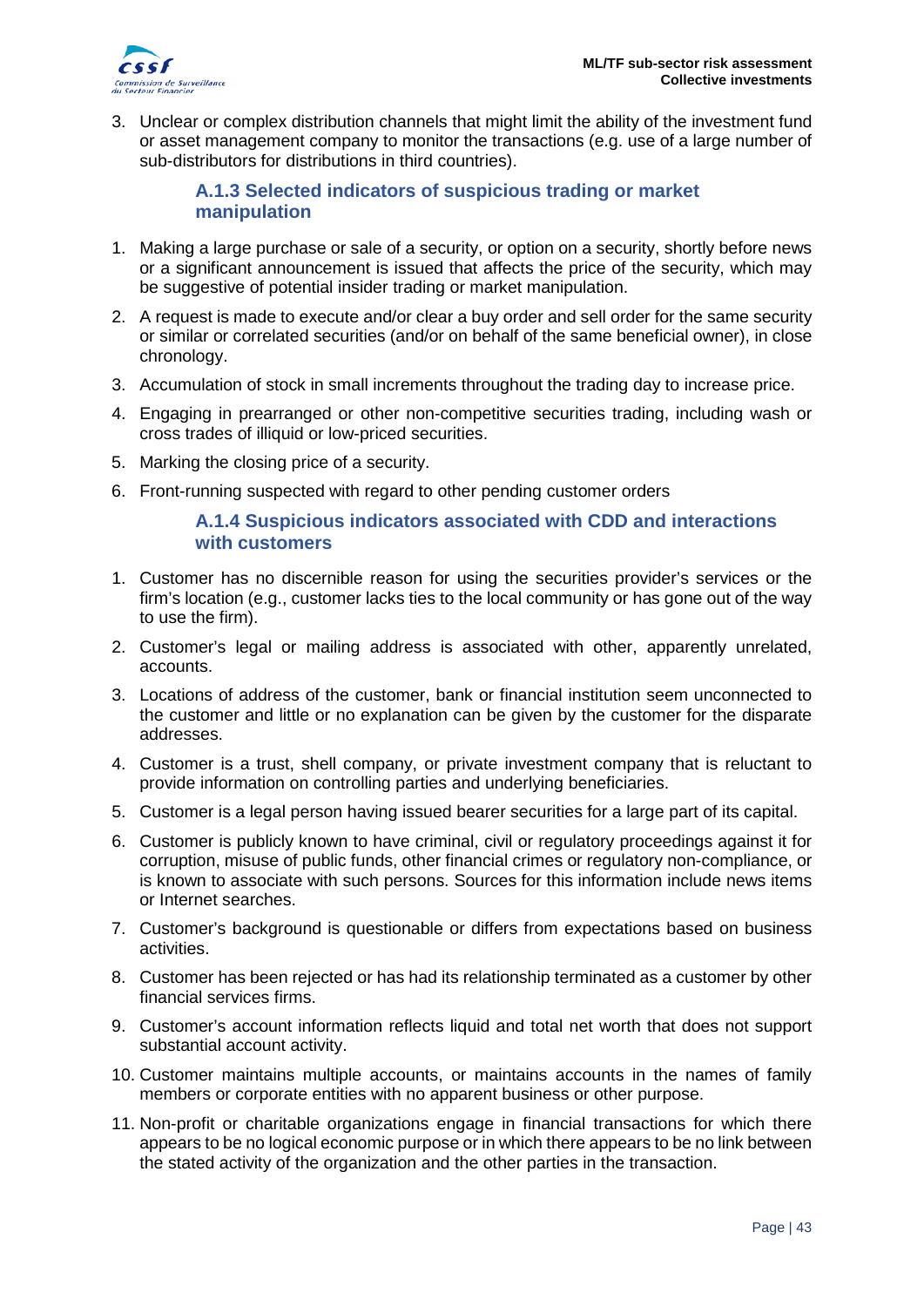3. Unclear or complex distribution channels that might limit the ability of the investment fund or asset management company to monitor the transactions (e.g. use of a large number of sub-distributors for distributions in third countries).

### A.1.3 Selected indicators of suspicious trading or market manipulation

1. Making a large purchase or sale of a security, or option on a security, shortly before news or a significant announcement is issued that affects the price of the security, which may be suggestive of potential insider trading or market manipulation.
2. A request is made to execute and/or clear a buy order and sell order for the same security or similar or correlated securities (and/or on behalf of the same beneficial owner), in close chronology.
3. Accumulation of stock in small increments throughout the trading day to increase price.
4. Engaging in prearranged or other non-competitive securities trading, including wash or cross trades of illiquid or low-priced securities.
5. Marking the closing price of a security.
6. Front-running suspected with regard to other pending customer orders

### A.1.4 Suspicious indicators associated with CDD and interactions with customers

1. Customer has no discernible reason for using the securities provider's services or the firm's location (e.g., customer lacks ties to the local community or has gone out of the way to use the firm).
2. Customer's legal or mailing address is associated with other, apparently unrelated, accounts.
3. Locations of address of the customer, bank or financial institution seem unconnected to the customer and little or no explanation can be given by the customer for the disparate addresses.
4. Customer is a trust, shell company, or private investment company that is reluctant to provide information on controlling parties and underlying beneficiaries.
5. Customer is a legal person having issued bearer securities for a large part of its capital.
6. Customer is publicly known to have criminal, civil or regulatory proceedings against it for corruption, misuse of public funds, other financial crimes or regulatory non-compliance, or is known to associate with such persons. Sources for this information include news items or Internet searches.
7. Customer's background is questionable or differs from expectations based on business activities.
8. Customer has been rejected or has had its relationship terminated as a customer by other financial services firms.
9. Customer's account information reflects liquid and total net worth that does not support substantial account activity.
10. Customer maintains multiple accounts, or maintains accounts in the names of family members or corporate entities with no apparent business or other purpose.
11. Non-profit or charitable organizations engage in financial transactions for which there appears to be no logical economic purpose or in which there appears to be no link between the stated activity of the organization and the other parties in the transaction.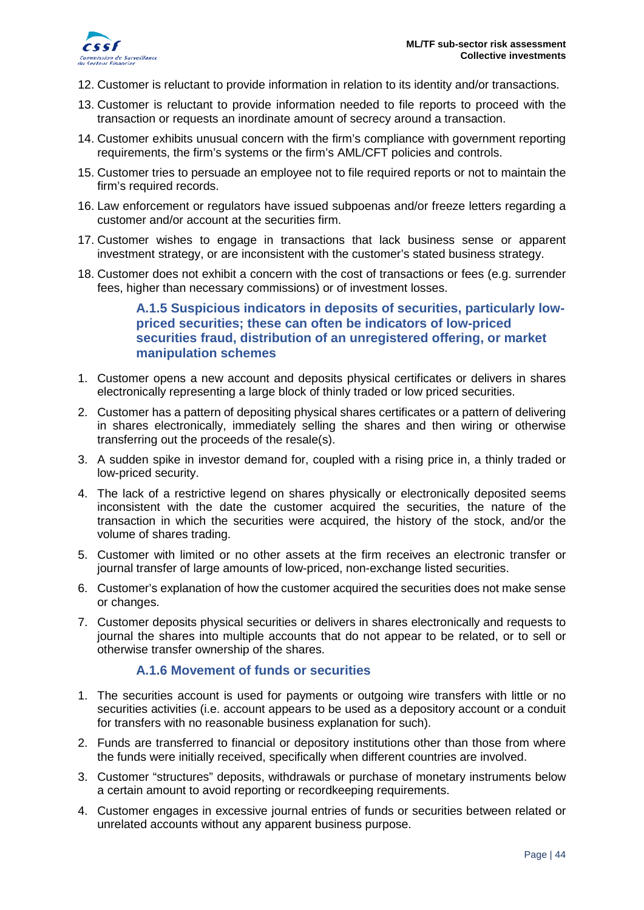12. Customer is reluctant to provide information in relation to its identity and/or transactions.
13. Customer is reluctant to provide information needed to file reports to proceed with the transaction or requests an inordinate amount of secrecy around a transaction.
14. Customer exhibits unusual concern with the firm's compliance with government reporting requirements, the firm's systems or the firm's AML/CFT policies and controls.
15. Customer tries to persuade an employee not to file required reports or not to maintain the firm's required records.
16. Law enforcement or regulators have issued subpoenas and/or freeze letters regarding a customer and/or account at the securities firm.
17. Customer wishes to engage in transactions that lack business sense or apparent investment strategy, or are inconsistent with the customer's stated business strategy.
18. Customer does not exhibit a concern with the cost of transactions or fees (e.g. surrender fees, higher than necessary commissions) or of investment losses.

#### A.1.5 Suspicious indicators in deposits of securities, particularly low-priced securities; these can often be indicators of low-priced securities fraud, distribution of an unregistered offering, or market manipulation schemes

1. Customer opens a new account and deposits physical certificates or delivers in shares electronically representing a large block of thinly traded or low priced securities.
2. Customer has a pattern of depositing physical shares certificates or a pattern of delivering in shares electronically, immediately selling the shares and then wiring or otherwise transferring out the proceeds of the resale(s).
3. A sudden spike in investor demand for, coupled with a rising price in, a thinly traded or low-priced security.
4. The lack of a restrictive legend on shares physically or electronically deposited seems inconsistent with the date the customer acquired the securities, the nature of the transaction in which the securities were acquired, the history of the stock, and/or the volume of shares trading.
5. Customer with limited or no other assets at the firm receives an electronic transfer or journal transfer of large amounts of low-priced, non-exchange listed securities.
6. Customer's explanation of how the customer acquired the securities does not make sense or changes.
7. Customer deposits physical securities or delivers in shares electronically and requests to journal the shares into multiple accounts that do not appear to be related, or to sell or otherwise transfer ownership of the shares.

#### A.1.6 Movement of funds or securities

1. The securities account is used for payments or outgoing wire transfers with little or no securities activities (i.e. account appears to be used as a depository account or a conduit for transfers with no reasonable business explanation for such).
2. Funds are transferred to financial or depository institutions other than those from where the funds were initially received, specifically when different countries are involved.
3. Customer "structures" deposits, withdrawals or purchase of monetary instruments below a certain amount to avoid reporting or recordkeeping requirements.
4. Customer engages in excessive journal entries of funds or securities between related or unrelated accounts without any apparent business purpose.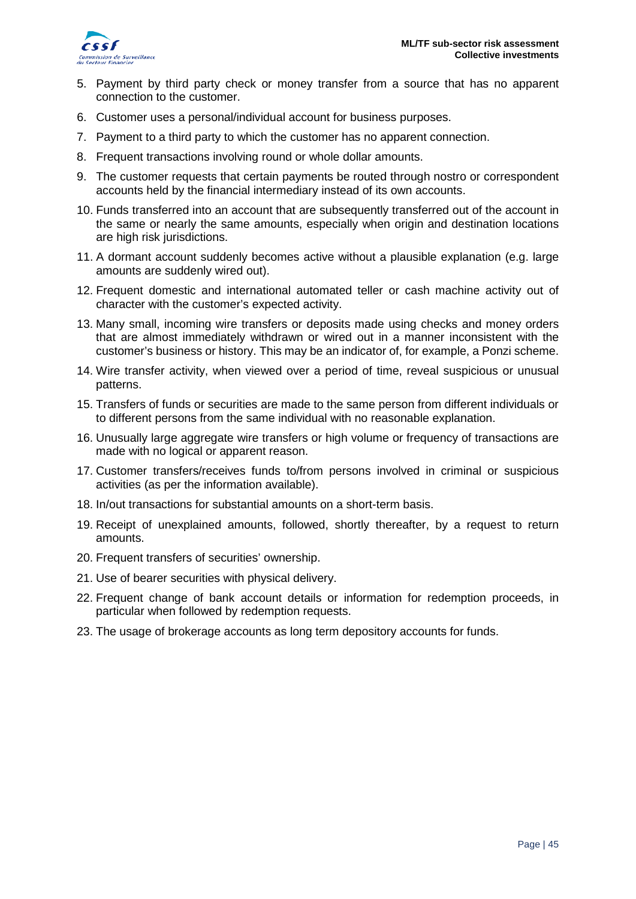5. Payment by third party check or money transfer from a source that has no apparent connection to the customer.
6. Customer uses a personal/individual account for business purposes.
7. Payment to a third party to which the customer has no apparent connection.
8. Frequent transactions involving round or whole dollar amounts.
9. The customer requests that certain payments be routed through nostro or correspondent accounts held by the financial intermediary instead of its own accounts.
10. Funds transferred into an account that are subsequently transferred out of the account in the same or nearly the same amounts, especially when origin and destination locations are high risk jurisdictions.
11. A dormant account suddenly becomes active without a plausible explanation (e.g. large amounts are suddenly wired out).
12. Frequent domestic and international automated teller or cash machine activity out of character with the customer's expected activity.
13. Many small, incoming wire transfers or deposits made using checks and money orders that are almost immediately withdrawn or wired out in a manner inconsistent with the customer's business or history. This may be an indicator of, for example, a Ponzi scheme.
14. Wire transfer activity, when viewed over a period of time, reveal suspicious or unusual patterns.
15. Transfers of funds or securities are made to the same person from different individuals or to different persons from the same individual with no reasonable explanation.
16. Unusually large aggregate wire transfers or high volume or frequency of transactions are made with no logical or apparent reason.
17. Customer transfers/receives funds to/from persons involved in criminal or suspicious activities (as per the information available).
18. In/out transactions for substantial amounts on a short-term basis.
19. Receipt of unexplained amounts, followed, shortly thereafter, by a request to return amounts.
20. Frequent transfers of securities' ownership.
21. Use of bearer securities with physical delivery.
22. Frequent change of bank account details or information for redemption proceeds, in particular when followed by redemption requests.
23. The usage of brokerage accounts as long term depository accounts for funds.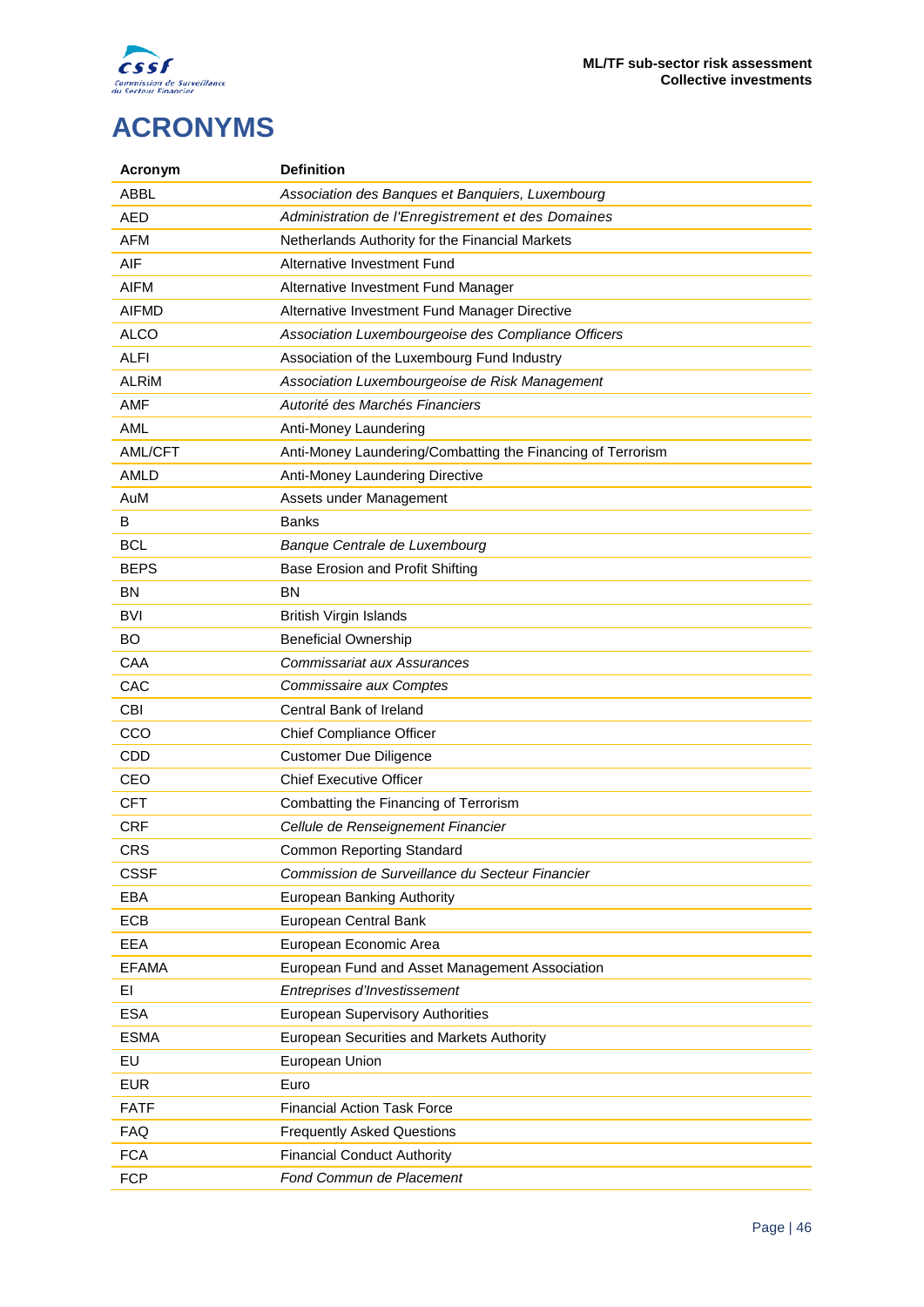# ACRONYMS

| Acronym | Definition |
|---|---|
| ABBL | *Association des Banques et Banquiers, Luxembourg* |
| AED | *Administration de l'Enregistrement et des Domaines* |
| AFM | Netherlands Authority for the Financial Markets |
| AIF | Alternative Investment Fund |
| AIFM | Alternative Investment Fund Manager |
| AIFMD | Alternative Investment Fund Manager Directive |
| ALCO | *Association Luxembourgeoise des Compliance Officers* |
| ALFI | Association of the Luxembourg Fund Industry |
| ALRiM | *Association Luxembourgeoise de Risk Management* |
| AMF | *Autorité des Marchés Financiers* |
| AML | Anti-Money Laundering |
| AML/CFT | Anti-Money Laundering/Combatting the Financing of Terrorism |
| AMLD | Anti-Money Laundering Directive |
| AuM | Assets under Management |
| B | Banks |
| BCL | *Banque Centrale de Luxembourg* |
| BEPS | Base Erosion and Profit Shifting |
| BN | BN |
| BVI | British Virgin Islands |
| BO | Beneficial Ownership |
| CAA | *Commissariat aux Assurances* |
| CAC | *Commissaire aux Comptes* |
| CBI | Central Bank of Ireland |
| CCO | Chief Compliance Officer |
| CDD | Customer Due Diligence |
| CEO | Chief Executive Officer |
| CFT | Combatting the Financing of Terrorism |
| CRF | *Cellule de Renseignement Financier* |
| CRS | Common Reporting Standard |
| CSSF | *Commission de Surveillance du Secteur Financier* |
| EBA | European Banking Authority |
| ECB | European Central Bank |
| EEA | European Economic Area |
| EFAMA | European Fund and Asset Management Association |
| EI | *Entreprises d'Investissement* |
| ESA | European Supervisory Authorities |
| ESMA | European Securities and Markets Authority |
| EU | European Union |
| EUR | Euro |
| FATF | Financial Action Task Force |
| FAQ | Frequently Asked Questions |
| FCA | Financial Conduct Authority |
| FCP | *Fond Commun de Placement* |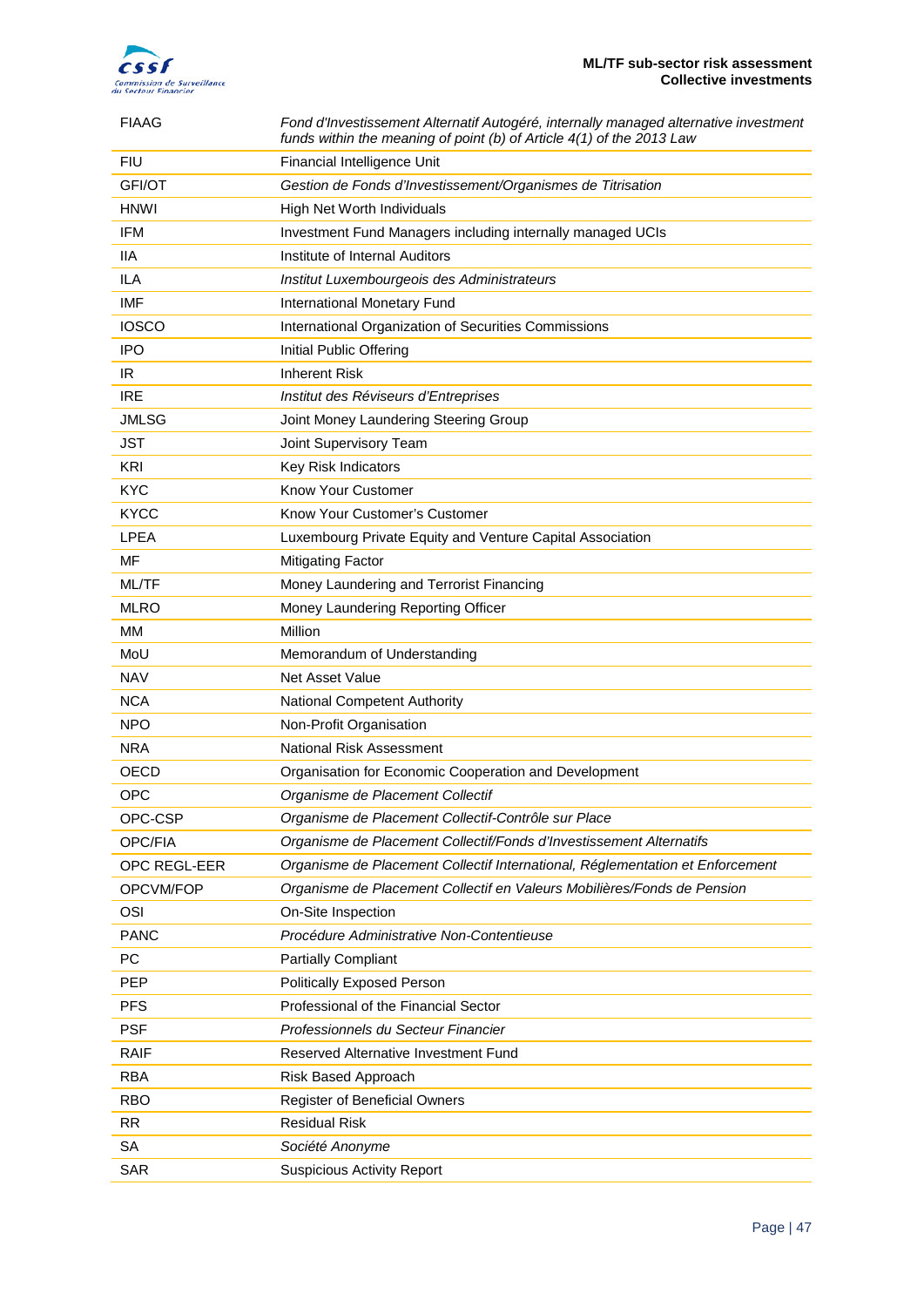| | |
|---|---|
| FIAAG | *Fond d'Investissement Alternatif Autogéré, internally managed alternative investment funds within the meaning of point (b) of Article 4(1) of the 2013 Law* |
| FIU | Financial Intelligence Unit |
| GFI/OT | *Gestion de Fonds d'Investissement/Organismes de Titrisation* |
| HNWI | High Net Worth Individuals |
| IFM | Investment Fund Managers including internally managed UCIs |
| IIA | Institute of Internal Auditors |
| ILA | *Institut Luxembourgeois des Administrateurs* |
| IMF | International Monetary Fund |
| IOSCO | International Organization of Securities Commissions |
| IPO | Initial Public Offering |
| IR | Inherent Risk |
| IRE | *Institut des Réviseurs d'Entreprises* |
| JMLSG | Joint Money Laundering Steering Group |
| JST | Joint Supervisory Team |
| KRI | Key Risk Indicators |
| KYC | Know Your Customer |
| KYCC | Know Your Customer's Customer |
| LPEA | Luxembourg Private Equity and Venture Capital Association |
| MF | Mitigating Factor |
| ML/TF | Money Laundering and Terrorist Financing |
| MLRO | Money Laundering Reporting Officer |
| MM | Million |
| MoU | Memorandum of Understanding |
| NAV | Net Asset Value |
| NCA | National Competent Authority |
| NPO | Non-Profit Organisation |
| NRA | National Risk Assessment |
| OECD | Organisation for Economic Cooperation and Development |
| OPC | *Organisme de Placement Collectif* |
| OPC-CSP | *Organisme de Placement Collectif-Contrôle sur Place* |
| OPC/FIA | *Organisme de Placement Collectif/Fonds d'Investissement Alternatifs* |
| OPC REGL-EER | *Organisme de Placement Collectif International, Réglementation et Enforcement* |
| OPCVM/FOP | *Organisme de Placement Collectif en Valeurs Mobilières/Fonds de Pension* |
| OSI | On-Site Inspection |
| PANC | *Procédure Administrative Non-Contentieuse* |
| PC | Partially Compliant |
| PEP | Politically Exposed Person |
| PFS | Professional of the Financial Sector |
| PSF | *Professionnels du Secteur Financier* |
| RAIF | Reserved Alternative Investment Fund |
| RBA | Risk Based Approach |
| RBO | Register of Beneficial Owners |
| RR | Residual Risk |
| SA | *Société Anonyme* |
| SAR | Suspicious Activity Report |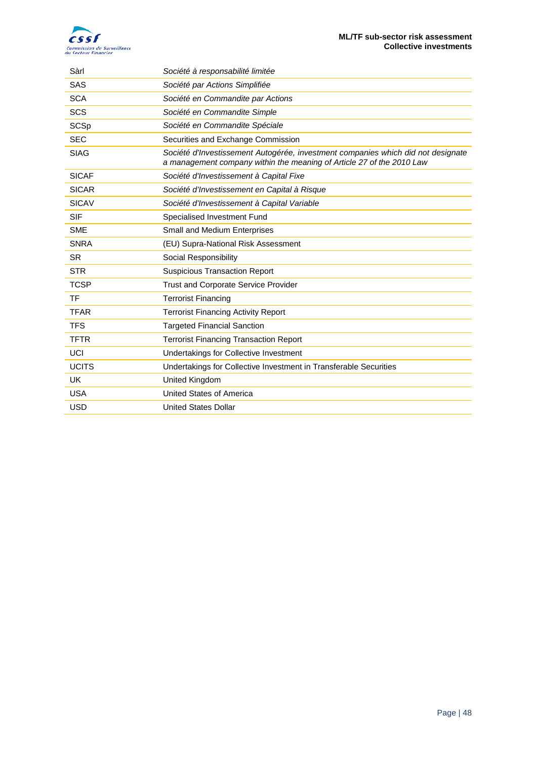| | |
|---|---|
| Sàrl | *Société à responsabilité limitée* |
| SAS | *Société par Actions Simplifiée* |
| SCA | *Société en Commandite par Actions* |
| SCS | *Société en Commandite Simple* |
| SCSp | *Société en Commandite Spéciale* |
| SEC | Securities and Exchange Commission |
| SIAG | *Société d'Investissement Autogérée, investment companies which did not designate a management company within the meaning of Article 27 of the 2010 Law* |
| SICAF | *Société d'Investissement à Capital Fixe* |
| SICAR | *Société d'Investissement en Capital à Risque* |
| SICAV | *Société d'Investissement à Capital Variable* |
| SIF | Specialised Investment Fund |
| SME | Small and Medium Enterprises |
| SNRA | (EU) Supra-National Risk Assessment |
| SR | Social Responsibility |
| STR | Suspicious Transaction Report |
| TCSP | Trust and Corporate Service Provider |
| TF | Terrorist Financing |
| TFAR | Terrorist Financing Activity Report |
| TFS | Targeted Financial Sanction |
| TFTR | Terrorist Financing Transaction Report |
| UCI | Undertakings for Collective Investment |
| UCITS | Undertakings for Collective Investment in Transferable Securities |
| UK | United Kingdom |
| USA | United States of America |
| USD | United States Dollar |